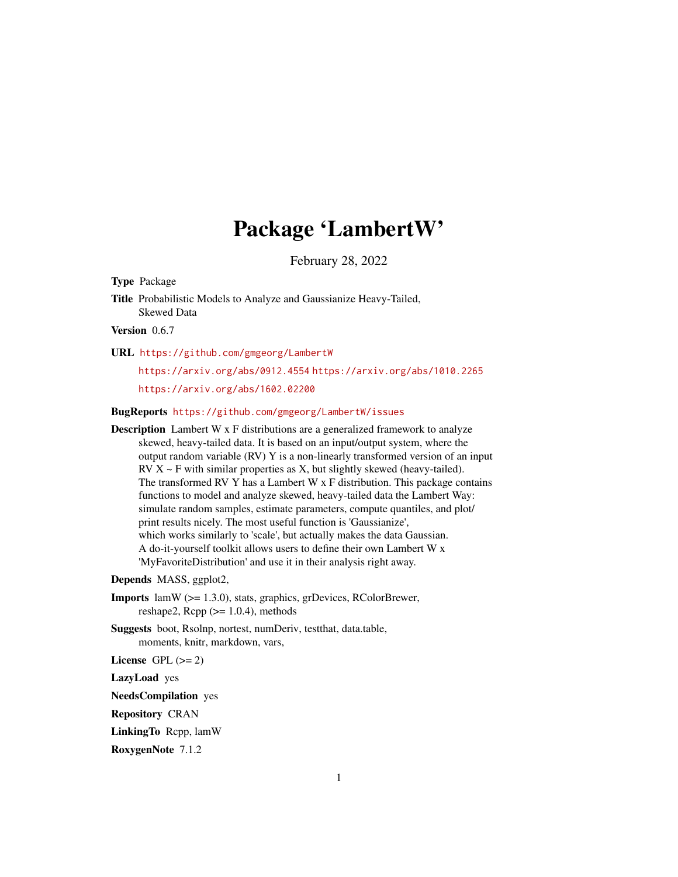# Package 'LambertW'

February 28, 2022

**Type** Package

**Title** Probabilistic Models to Analyze and Gaussianize Heavy-Tailed, Skewed Data

**Version** 0.6.7

**URL** https://github.com/gmgeorg/LambertW

https://arxiv.org/abs/0912.4554 https://arxiv.org/abs/1010.2265

https://arxiv.org/abs/1602.02200

**BugReports** https://github.com/gmgeorg/LambertW/issues

**Description** Lambert W x F distributions are a generalized framework to analyze skewed, heavy-tailed data. It is based on an input/output system, where the output random variable (RV) Y is a non-linearly transformed version of an input RV X ~ F with similar properties as X, but slightly skewed (heavy-tailed). The transformed RV Y has a Lambert W x F distribution. This package contains functions to model and analyze skewed, heavy-tailed data the Lambert Way: simulate random samples, estimate parameters, compute quantiles, and plot/ print results nicely. The most useful function is 'Gaussianize', which works similarly to 'scale', but actually makes the data Gaussian. A do-it-yourself toolkit allows users to define their own Lambert W x 'MyFavoriteDistribution' and use it in their analysis right away.

**Depends** MASS, ggplot2,

**Imports** lamW (>= 1.3.0), stats, graphics, grDevices, RColorBrewer, reshape2, Rcpp (>= 1.0.4), methods

**Suggests** boot, Rsolnp, nortest, numDeriv, testthat, data.table, moments, knitr, markdown, vars,

**License** GPL (>= 2)

**LazyLoad** yes

**NeedsCompilation** yes

**Repository** CRAN

**LinkingTo** Rcpp, lamW

**RoxygenNote** 7.1.2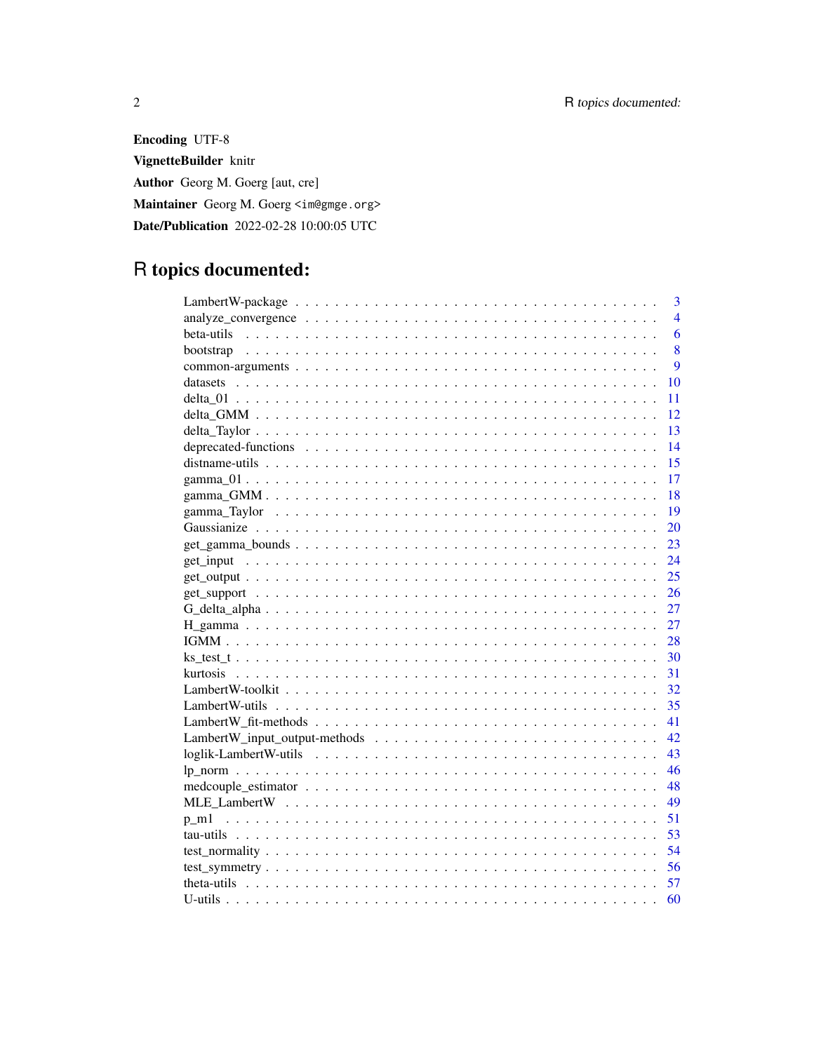**Encoding** UTF-8

**VignetteBuilder** knitr

**Author** Georg M. Goerg [aut, cre]

**Maintainer** Georg M. Goerg <im@gmge.org>

**Date/Publication** 2022-02-28 10:00:05 UTC

# R topics documented:

| | |
|---|---|
| LambertW-package | 3 |
| analyze_convergence | 4 |
| beta-utils | 6 |
| bootstrap | 8 |
| common-arguments | 9 |
| datasets | 10 |
| delta_01 | 11 |
| delta_GMM | 12 |
| delta_Taylor | 13 |
| deprecated-functions | 14 |
| distname-utils | 15 |
| gamma_01 | 17 |
| gamma_GMM | 18 |
| gamma_Taylor | 19 |
| Gaussianize | 20 |
| get_gamma_bounds | 23 |
| get_input | 24 |
| get_output | 25 |
| get_support | 26 |
| G_delta_alpha | 27 |
| H_gamma | 27 |
| IGMM | 28 |
| ks_test_t | 30 |
| kurtosis | 31 |
| LambertW-toolkit | 32 |
| LambertW-utils | 35 |
| LambertW_fit-methods | 41 |
| LambertW_input_output-methods | 42 |
| loglik-LambertW-utils | 43 |
| lp_norm | 46 |
| medcouple_estimator | 48 |
| MLE_LambertW | 49 |
| p_m1 | 51 |
| tau-utils | 53 |
| test_normality | 54 |
| test_symmetry | 56 |
| theta-utils | 57 |
| U-utils | 60 |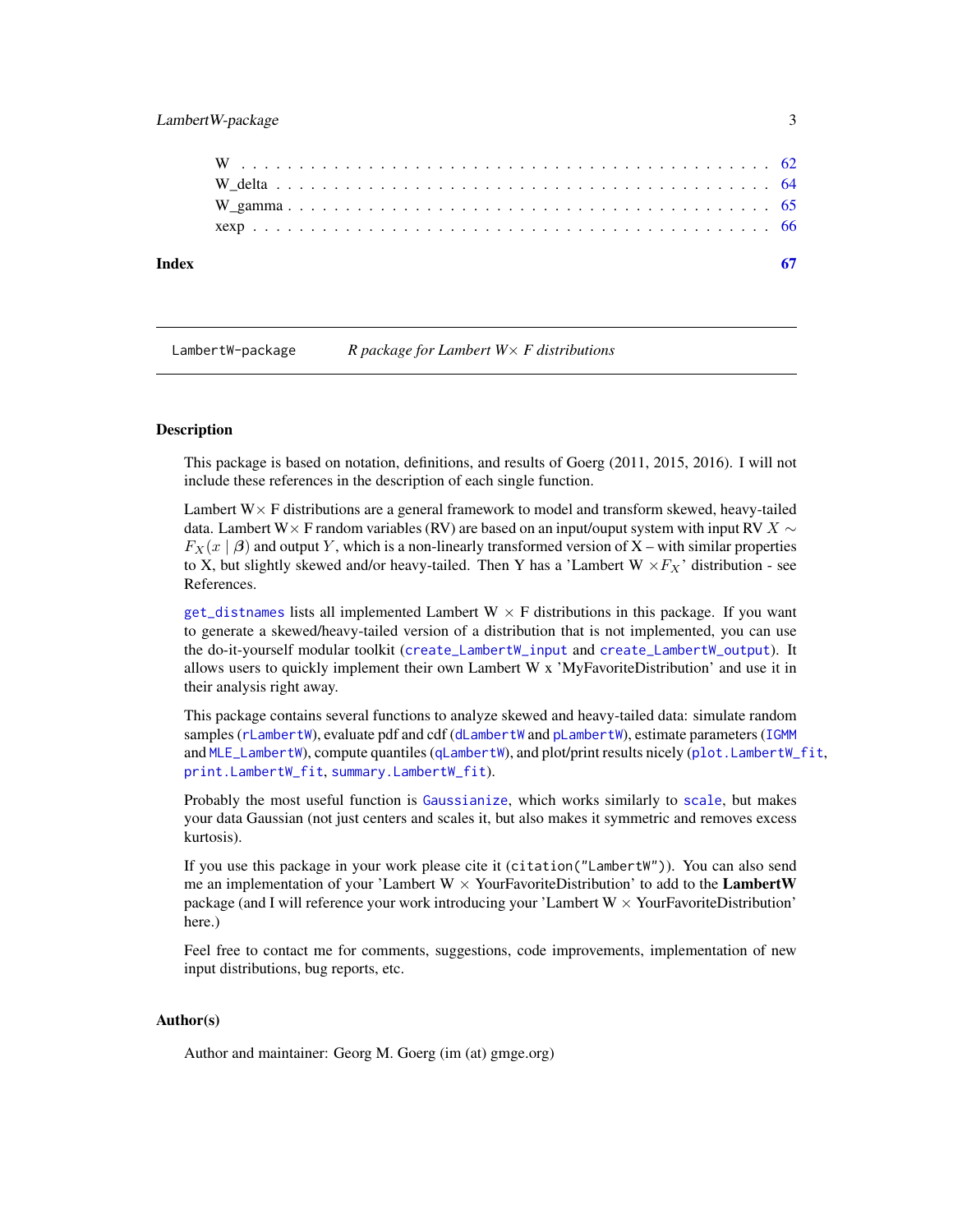W . . . . . . . . . . . . . . . . . . . . . . . . . . . . . . . . . . . . . . . . . . . 62
W_delta . . . . . . . . . . . . . . . . . . . . . . . . . . . . . . . . . . . . . . . . 64
W_gamma . . . . . . . . . . . . . . . . . . . . . . . . . . . . . . . . . . . . . . . . 65
xexp . . . . . . . . . . . . . . . . . . . . . . . . . . . . . . . . . . . . . . . . . . 66

**Index** **67**

---

`LambertW-package` *R package for Lambert W× F distributions*

---

## Description

This package is based on notation, definitions, and results of Goerg (2011, 2015, 2016). I will not include these references in the description of each single function.

Lambert W× F distributions are a general framework to model and transform skewed, heavy-tailed data. Lambert W× F random variables (RV) are based on an input/ouput system with input RV $X \sim F_X(x \mid \boldsymbol{\beta})$ and output $Y$, which is a non-linearly transformed version of X – with similar properties to X, but slightly skewed and/or heavy-tailed. Then Y has a 'Lambert W $\times F_X$' distribution - see References.

`get_distnames` lists all implemented Lambert W × F distributions in this package. If you want to generate a skewed/heavy-tailed version of a distribution that is not implemented, you can use the do-it-yourself modular toolkit (`create_LambertW_input` and `create_LambertW_output`). It allows users to quickly implement their own Lambert W x 'MyFavoriteDistribution' and use it in their analysis right away.

This package contains several functions to analyze skewed and heavy-tailed data: simulate random samples (`rLambertW`), evaluate pdf and cdf (`dLambertW` and `pLambertW`), estimate parameters (`IGMM` and `MLE_LambertW`), compute quantiles (`qLambertW`), and plot/print results nicely (`plot.LambertW_fit`, `print.LambertW_fit`, `summary.LambertW_fit`).

Probably the most useful function is `Gaussianize`, which works similarly to `scale`, but makes your data Gaussian (not just centers and scales it, but also makes it symmetric and removes excess kurtosis).

If you use this package in your work please cite it (`citation("LambertW")`). You can also send me an implementation of your 'Lambert W × YourFavoriteDistribution' to add to the **LambertW** package (and I will reference your work introducing your 'Lambert W × YourFavoriteDistribution' here.)

Feel free to contact me for comments, suggestions, code improvements, implementation of new input distributions, bug reports, etc.

## Author(s)

Author and maintainer: Georg M. Goerg (im (at) gmge.org)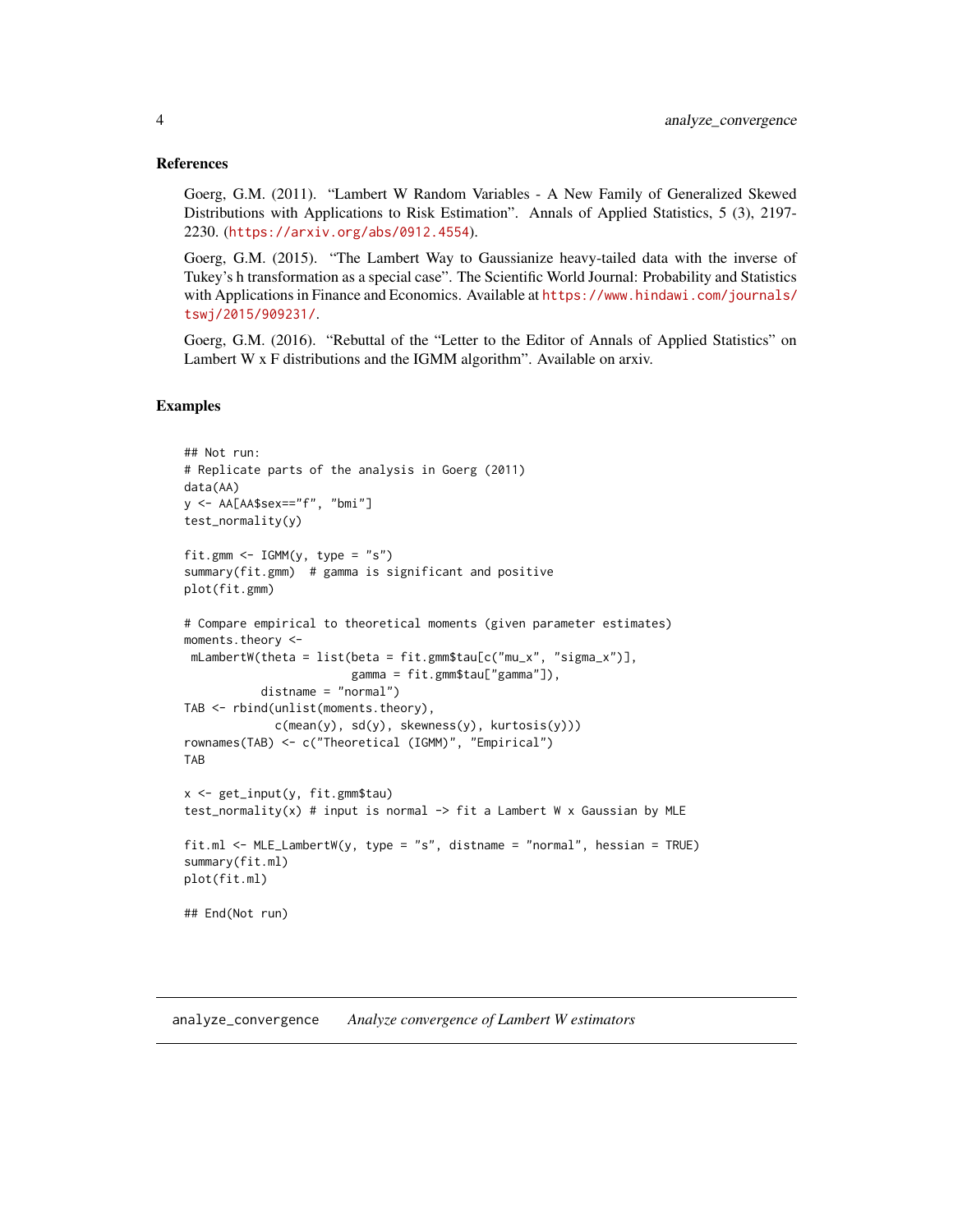### References

Goerg, G.M. (2011). "Lambert W Random Variables - A New Family of Generalized Skewed Distributions with Applications to Risk Estimation". Annals of Applied Statistics, 5 (3), 2197-2230. (https://arxiv.org/abs/0912.4554).

Goerg, G.M. (2015). "The Lambert Way to Gaussianize heavy-tailed data with the inverse of Tukey's h transformation as a special case". The Scientific World Journal: Probability and Statistics with Applications in Finance and Economics. Available at https://www.hindawi.com/journals/tswj/2015/909231/.

Goerg, G.M. (2016). "Rebuttal of the "Letter to the Editor of Annals of Applied Statistics" on Lambert W x F distributions and the IGMM algorithm". Available on arxiv.

### Examples

```
## Not run:
# Replicate parts of the analysis in Goerg (2011)
data(AA)
y <- AA[AA$sex=="f", "bmi"]
test_normality(y)

fit.gmm <- IGMM(y, type = "s")
summary(fit.gmm)  # gamma is significant and positive
plot(fit.gmm)

# Compare empirical to theoretical moments (given parameter estimates)
moments.theory <-
 mLambertW(theta = list(beta = fit.gmm$tau[c("mu_x", "sigma_x")],
                        gamma = fit.gmm$tau["gamma"]),
          distname = "normal")
TAB <- rbind(unlist(moments.theory),
            c(mean(y), sd(y), skewness(y), kurtosis(y)))
rownames(TAB) <- c("Theoretical (IGMM)", "Empirical")
TAB

x <- get_input(y, fit.gmm$tau)
test_normality(x) # input is normal -> fit a Lambert W x Gaussian by MLE

fit.ml <- MLE_LambertW(y, type = "s", distname = "normal", hessian = TRUE)
summary(fit.ml)
plot(fit.ml)

## End(Not run)
```

---

## analyze_convergence *Analyze convergence of Lambert W estimators*

---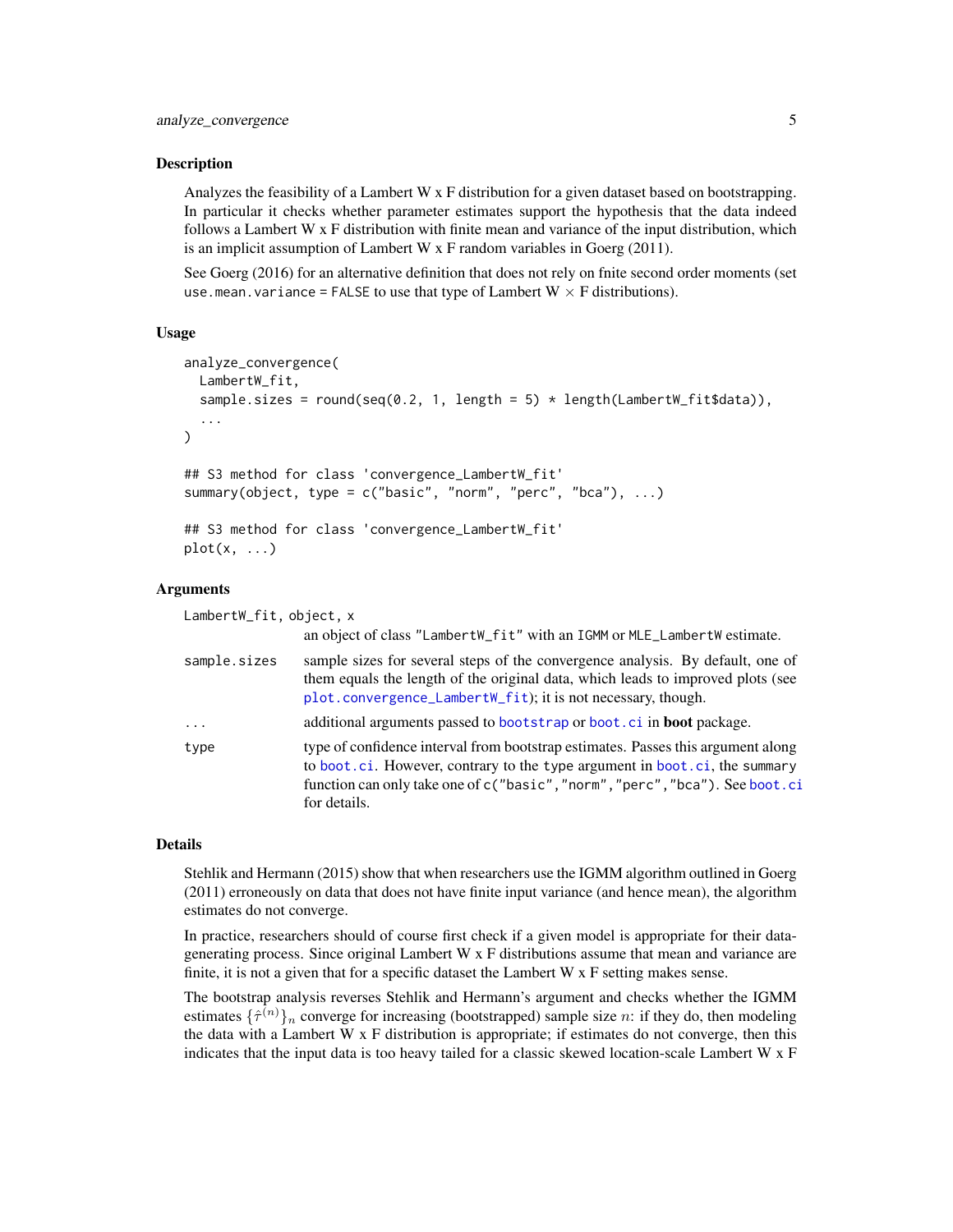## Description

Analyzes the feasibility of a Lambert W x F distribution for a given dataset based on bootstrapping. In particular it checks whether parameter estimates support the hypothesis that the data indeed follows a Lambert W x F distribution with finite mean and variance of the input distribution, which is an implicit assumption of Lambert W x F random variables in Goerg (2011).

See Goerg (2016) for an alternative definition that does not rely on fnite second order moments (set `use.mean.variance = FALSE` to use that type of Lambert W $\times$ F distributions).

## Usage

```
analyze_convergence(
  LambertW_fit,
  sample.sizes = round(seq(0.2, 1, length = 5) * length(LambertW_fit$data)),
  ...
)

## S3 method for class 'convergence_LambertW_fit'
summary(object, type = c("basic", "norm", "perc", "bca"), ...)

## S3 method for class 'convergence_LambertW_fit'
plot(x, ...)
```

## Arguments

| | |
|---|---|
| `LambertW_fit, object, x` | an object of class `"LambertW_fit"` with an `IGMM` or `MLE_LambertW` estimate. |
| `sample.sizes` | sample sizes for several steps of the convergence analysis. By default, one of them equals the length of the original data, which leads to improved plots (see `plot.convergence_LambertW_fit`); it is not necessary, though. |
| `...` | additional arguments passed to `bootstrap` or `boot.ci` in **boot** package. |
| `type` | type of confidence interval from bootstrap estimates. Passes this argument along to `boot.ci`. However, contrary to the `type` argument in `boot.ci`, the `summary` function can only take one of `c("basic","norm","perc","bca")`. See `boot.ci` for details. |

## Details

Stehlik and Hermann (2015) show that when researchers use the IGMM algorithm outlined in Goerg (2011) erroneously on data that does not have finite input variance (and hence mean), the algorithm estimates do not converge.

In practice, researchers should of course first check if a given model is appropriate for their data-generating process. Since original Lambert W x F distributions assume that mean and variance are finite, it is not a given that for a specific dataset the Lambert W x F setting makes sense.

The bootstrap analysis reverses Stehlik and Hermann's argument and checks whether the IGMM estimates $\{\hat{\tau}^{(n)}\}_n$ converge for increasing (bootstrapped) sample size $n$: if they do, then modeling the data with a Lambert W x F distribution is appropriate; if estimates do not converge, then this indicates that the input data is too heavy tailed for a classic skewed location-scale Lambert W x F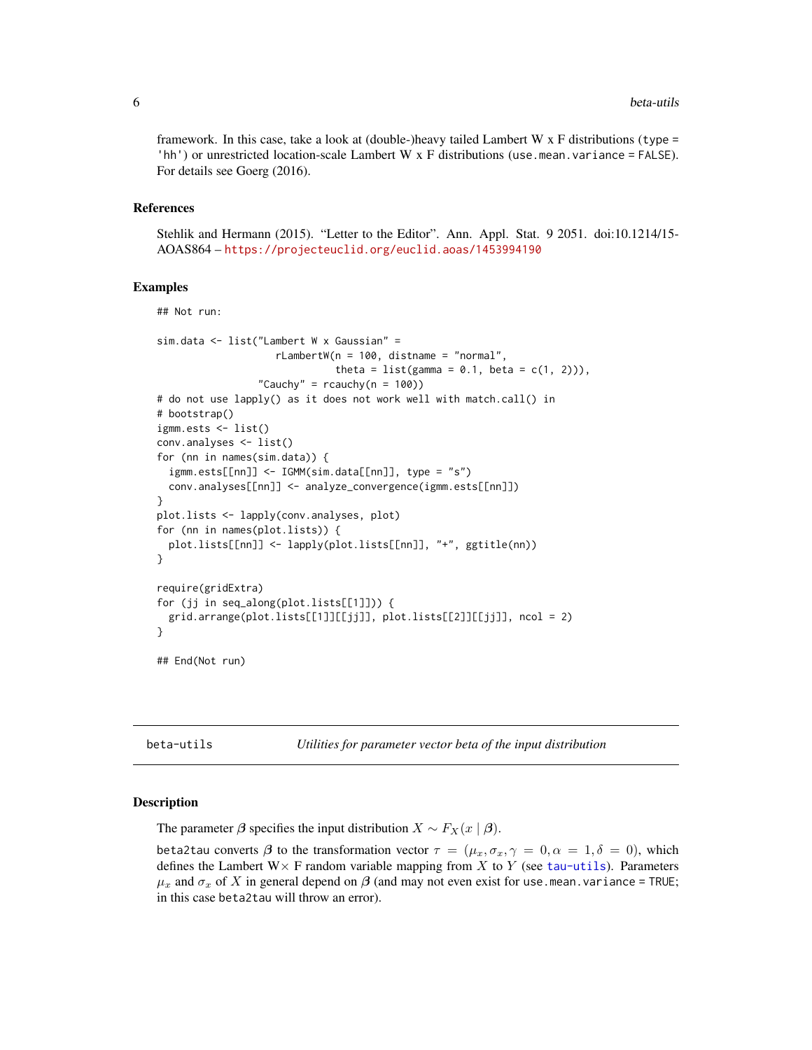framework. In this case, take a look at (double-)heavy tailed Lambert W x F distributions (type = 'hh') or unrestricted location-scale Lambert W x F distributions (use.mean.variance = FALSE). For details see Goerg (2016).

### References

Stehlik and Hermann (2015). "Letter to the Editor". Ann. Appl. Stat. 9 2051. doi:10.1214/15-AOAS864 – https://projecteuclid.org/euclid.aoas/1453994190

### Examples

```
## Not run:

sim.data <- list("Lambert W x Gaussian" =
                   rLambertW(n = 100, distname = "normal",
                             theta = list(gamma = 0.1, beta = c(1, 2))),
                 "Cauchy" = rcauchy(n = 100))
# do not use lapply() as it does not work well with match.call() in
# bootstrap()
igmm.ests <- list()
conv.analyses <- list()
for (nn in names(sim.data)) {
  igmm.ests[[nn]] <- IGMM(sim.data[[nn]], type = "s")
  conv.analyses[[nn]] <- analyze_convergence(igmm.ests[[nn]])
}
plot.lists <- lapply(conv.analyses, plot)
for (nn in names(plot.lists)) {
  plot.lists[[nn]] <- lapply(plot.lists[[nn]], "+", ggtitle(nn))
}

require(gridExtra)
for (jj in seq_along(plot.lists[[1]])) {
  grid.arrange(plot.lists[[1]][[jj]], plot.lists[[2]][[jj]], ncol = 2)
}

## End(Not run)
```

## beta-utils — *Utilities for parameter vector beta of the input distribution*

### Description

The parameter $\boldsymbol{\beta}$ specifies the input distribution $X \sim F_X(x \mid \boldsymbol{\beta})$.

beta2tau converts $\boldsymbol{\beta}$ to the transformation vector $\tau = (\mu_x, \sigma_x, \gamma = 0, \alpha = 1, \delta = 0)$, which defines the Lambert W$\times$ F random variable mapping from $X$ to $Y$ (see tau-utils). Parameters $\mu_x$ and $\sigma_x$ of $X$ in general depend on $\boldsymbol{\beta}$ (and may not even exist for use.mean.variance = TRUE; in this case beta2tau will throw an error).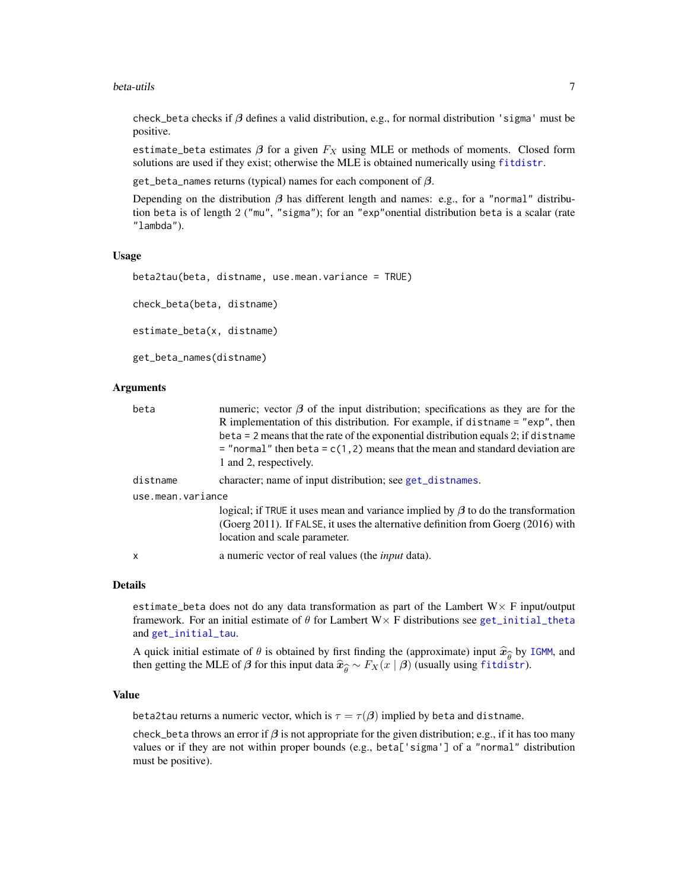check_beta checks if $\boldsymbol{\beta}$ defines a valid distribution, e.g., for normal distribution 'sigma' must be positive.

estimate_beta estimates $\boldsymbol{\beta}$ for a given $F_X$ using MLE or methods of moments. Closed form solutions are used if they exist; otherwise the MLE is obtained numerically using fitdistr.

get_beta_names returns (typical) names for each component of $\boldsymbol{\beta}$.

Depending on the distribution $\boldsymbol{\beta}$ has different length and names: e.g., for a "normal" distribution beta is of length 2 ("mu", "sigma"); for an "exp"onential distribution beta is a scalar (rate "lambda").

## Usage

```
beta2tau(beta, distname, use.mean.variance = TRUE)

check_beta(beta, distname)

estimate_beta(x, distname)

get_beta_names(distname)
```

## Arguments

| | |
|---|---|
| beta | numeric; vector $\boldsymbol{\beta}$ of the input distribution; specifications as they are for the R implementation of this distribution. For example, if distname = "exp", then beta = 2 means that the rate of the exponential distribution equals 2; if distname = "normal" then beta = c(1,2) means that the mean and standard deviation are 1 and 2, respectively. |
| distname | character; name of input distribution; see get_distnames. |
| use.mean.variance | logical; if TRUE it uses mean and variance implied by $\boldsymbol{\beta}$ to do the transformation (Goerg 2011). If FALSE, it uses the alternative definition from Goerg (2016) with location and scale parameter. |
| x | a numeric vector of real values (the *input* data). |

## Details

estimate_beta does not do any data transformation as part of the Lambert W$\times$ F input/output framework. For an initial estimate of $\theta$ for Lambert W$\times$ F distributions see get_initial_theta and get_initial_tau.

A quick initial estimate of $\theta$ is obtained by first finding the (approximate) input $\widehat{\boldsymbol{x}}_{\widehat{\theta}}$ by IGMM, and then getting the MLE of $\boldsymbol{\beta}$ for this input data $\widehat{\boldsymbol{x}}_{\widehat{\theta}} \sim F_X(x \mid \boldsymbol{\beta})$ (usually using fitdistr).

## Value

beta2tau returns a numeric vector, which is $\tau = \tau(\boldsymbol{\beta})$ implied by beta and distname.

check_beta throws an error if $\boldsymbol{\beta}$ is not appropriate for the given distribution; e.g., if it has too many values or if they are not within proper bounds (e.g., beta['sigma'] of a "normal" distribution must be positive).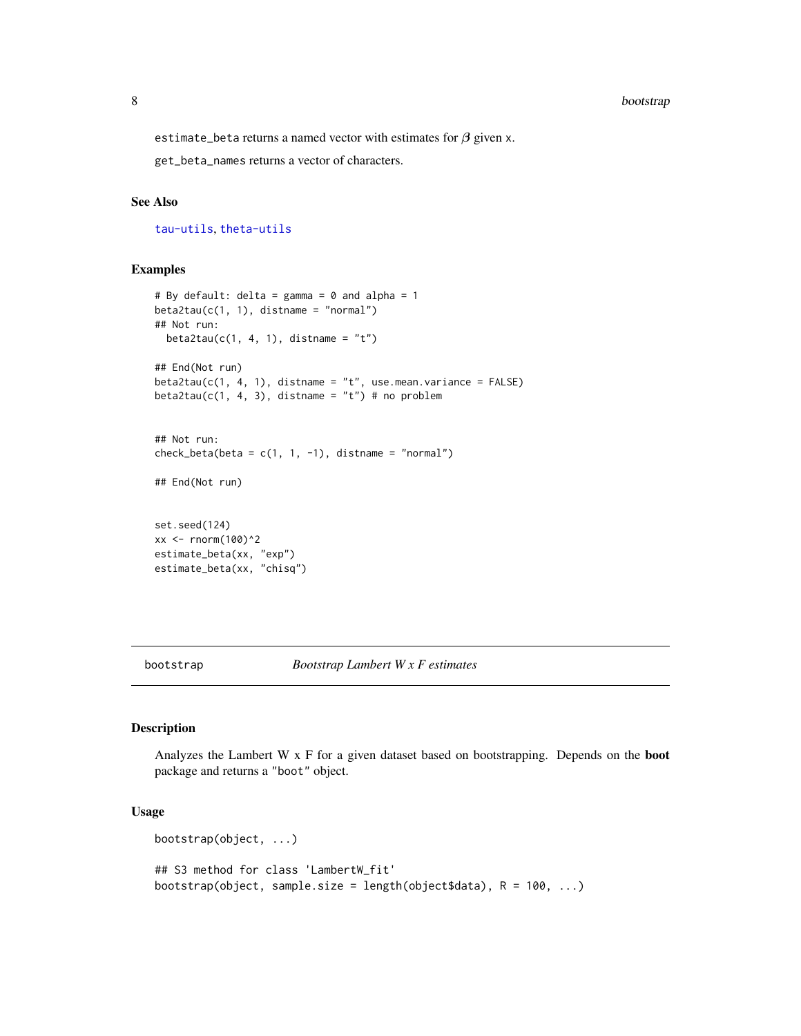`estimate_beta` returns a named vector with estimates for $\boldsymbol{\beta}$ given `x`.

`get_beta_names` returns a vector of characters.

### See Also

`tau-utils`, `theta-utils`

### Examples

```
# By default: delta = gamma = 0 and alpha = 1
beta2tau(c(1, 1), distname = "normal")
## Not run:
  beta2tau(c(1, 4, 1), distname = "t")

## End(Not run)
beta2tau(c(1, 4, 1), distname = "t", use.mean.variance = FALSE)
beta2tau(c(1, 4, 3), distname = "t") # no problem


## Not run:
check_beta(beta = c(1, 1, -1), distname = "normal")

## End(Not run)


set.seed(124)
xx <- rnorm(100)^2
estimate_beta(xx, "exp")
estimate_beta(xx, "chisq")
```

---

## bootstrap — *Bootstrap Lambert W x F estimates*

### Description

Analyzes the Lambert W x F for a given dataset based on bootstrapping. Depends on the **boot** package and returns a "`boot`" object.

### Usage

```
bootstrap(object, ...)

## S3 method for class 'LambertW_fit'
bootstrap(object, sample.size = length(object$data), R = 100, ...)
```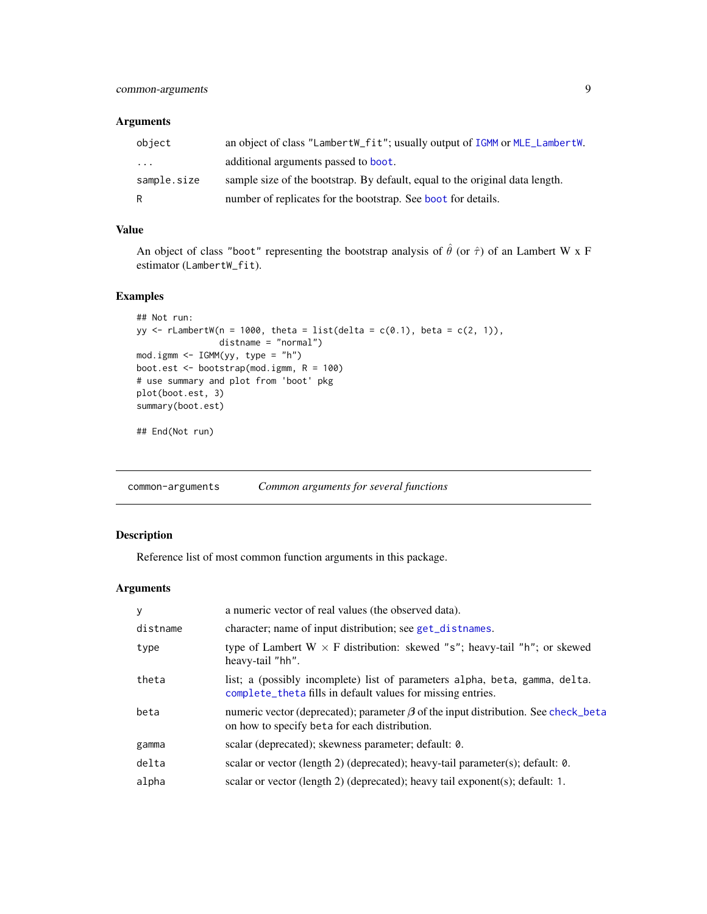### Arguments

| | |
|---|---|
| `object` | an object of class "LambertW_fit"; usually output of IGMM or MLE_LambertW. |
| `...` | additional arguments passed to boot. |
| `sample.size` | sample size of the bootstrap. By default, equal to the original data length. |
| `R` | number of replicates for the bootstrap. See boot for details. |

### Value

An object of class "boot" representing the bootstrap analysis of $\hat{\theta}$ (or $\hat{\tau}$) of an Lambert W x F estimator (LambertW_fit).

### Examples

```
## Not run:
yy <- rLambertW(n = 1000, theta = list(delta = c(0.1), beta = c(2, 1)),
                distname = "normal")
mod.igmm <- IGMM(yy, type = "h")
boot.est <- bootstrap(mod.igmm, R = 100)
# use summary and plot from 'boot' pkg
plot(boot.est, 3)
summary(boot.est)

## End(Not run)
```

---

## common-arguments — *Common arguments for several functions*

### Description

Reference list of most common function arguments in this package.

### Arguments

| | |
|---|---|
| `y` | a numeric vector of real values (the observed data). |
| `distname` | character; name of input distribution; see get_distnames. |
| `type` | type of Lambert W $\times$ F distribution: skewed "s"; heavy-tail "h"; or skewed heavy-tail "hh". |
| `theta` | list; a (possibly incomplete) list of parameters alpha, beta, gamma, delta. complete_theta fills in default values for missing entries. |
| `beta` | numeric vector (deprecated); parameter $\boldsymbol{\beta}$ of the input distribution. See check_beta on how to specify beta for each distribution. |
| `gamma` | scalar (deprecated); skewness parameter; default: 0. |
| `delta` | scalar or vector (length 2) (deprecated); heavy-tail parameter(s); default: 0. |
| `alpha` | scalar or vector (length 2) (deprecated); heavy tail exponent(s); default: 1. |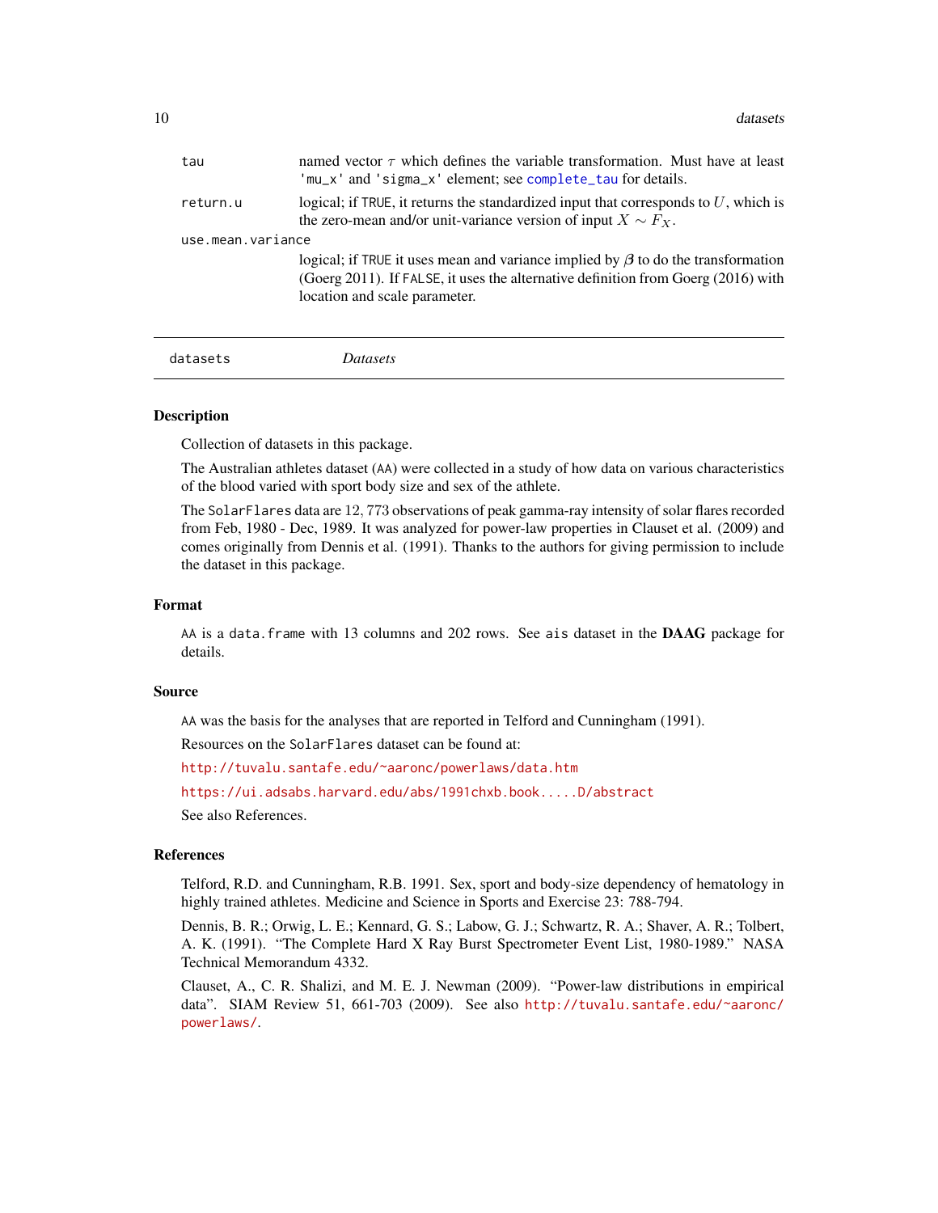| | |
|---|---|
| tau | named vector $\tau$ which defines the variable transformation. Must have at least 'mu_x' and 'sigma_x' element; see complete_tau for details. |
| return.u | logical; if TRUE, it returns the standardized input that corresponds to $U$, which is the zero-mean and/or unit-variance version of input $X \sim F_X$. |
| use.mean.variance | logical; if TRUE it uses mean and variance implied by $\boldsymbol{\beta}$ to do the transformation (Goerg 2011). If FALSE, it uses the alternative definition from Goerg (2016) with location and scale parameter. |

---

`datasets` *Datasets*

---

## Description

Collection of datasets in this package.

The Australian athletes dataset (AA) were collected in a study of how data on various characteristics of the blood varied with sport body size and sex of the athlete.

The SolarFlares data are 12,773 observations of peak gamma-ray intensity of solar flares recorded from Feb, 1980 - Dec, 1989. It was analyzed for power-law properties in Clauset et al. (2009) and comes originally from Dennis et al. (1991). Thanks to the authors for giving permission to include the dataset in this package.

## Format

AA is a data.frame with 13 columns and 202 rows. See ais dataset in the **DAAG** package for details.

## Source

AA was the basis for the analyses that are reported in Telford and Cunningham (1991).

Resources on the SolarFlares dataset can be found at:

http://tuvalu.santafe.edu/~aaronc/powerlaws/data.htm

https://ui.adsabs.harvard.edu/abs/1991chxb.book.....D/abstract

See also References.

## References

Telford, R.D. and Cunningham, R.B. 1991. Sex, sport and body-size dependency of hematology in highly trained athletes. Medicine and Science in Sports and Exercise 23: 788-794.

Dennis, B. R.; Orwig, L. E.; Kennard, G. S.; Labow, G. J.; Schwartz, R. A.; Shaver, A. R.; Tolbert, A. K. (1991). "The Complete Hard X Ray Burst Spectrometer Event List, 1980-1989." NASA Technical Memorandum 4332.

Clauset, A., C. R. Shalizi, and M. E. J. Newman (2009). "Power-law distributions in empirical data". SIAM Review 51, 661-703 (2009). See also http://tuvalu.santafe.edu/~aaronc/powerlaws/.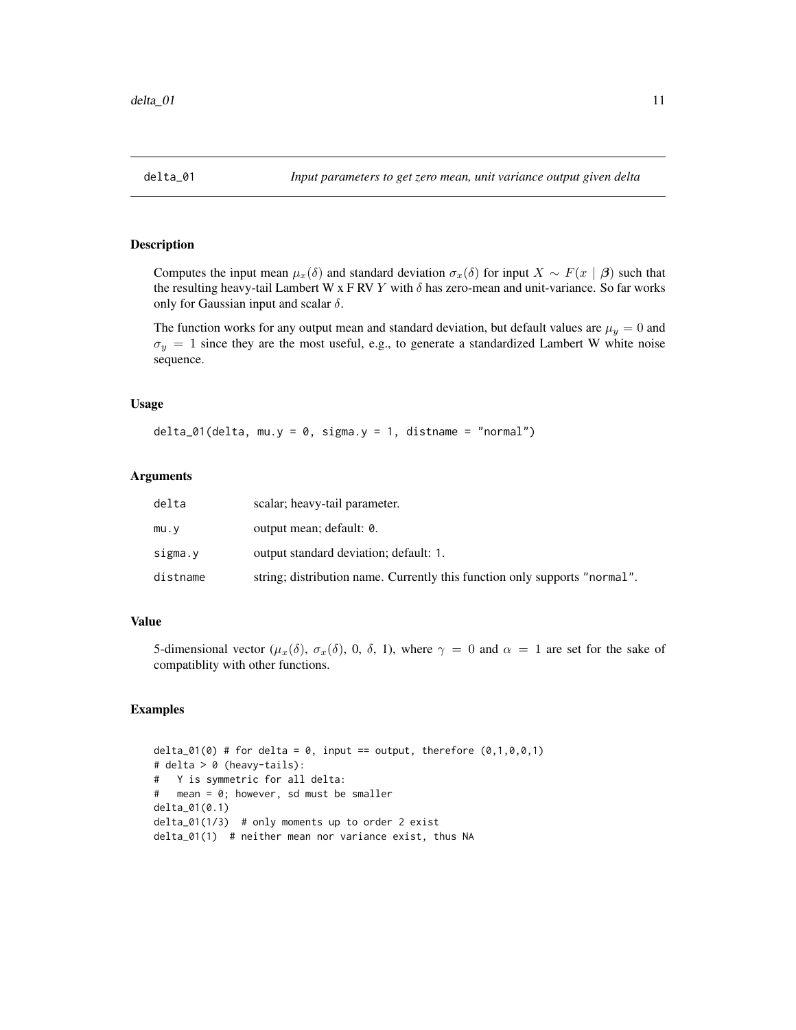# delta_01 *Input parameters to get zero mean, unit variance output given delta*

## Description

Computes the input mean $\mu_x(\delta)$ and standard deviation $\sigma_x(\delta)$ for input $X \sim F(x \mid \boldsymbol{\beta})$ such that the resulting heavy-tail Lambert W x F RV $Y$ with $\delta$ has zero-mean and unit-variance. So far works only for Gaussian input and scalar $\delta$.

The function works for any output mean and standard deviation, but default values are $\mu_y = 0$ and $\sigma_y = 1$ since they are the most useful, e.g., to generate a standardized Lambert W white noise sequence.

## Usage

```
delta_01(delta, mu.y = 0, sigma.y = 1, distname = "normal")
```

## Arguments

| | |
|---|---|
| delta | scalar; heavy-tail parameter. |
| mu.y | output mean; default: 0. |
| sigma.y | output standard deviation; default: 1. |
| distname | string; distribution name. Currently this function only supports "normal". |

## Value

5-dimensional vector ($\mu_x(\delta)$, $\sigma_x(\delta)$, 0, $\delta$, 1), where $\gamma = 0$ and $\alpha = 1$ are set for the sake of compatiblity with other functions.

## Examples

```
delta_01(0) # for delta = 0, input == output, therefore (0,1,0,0,1)
# delta > 0 (heavy-tails):
#   Y is symmetric for all delta:
#   mean = 0; however, sd must be smaller
delta_01(0.1)
delta_01(1/3)  # only moments up to order 2 exist
delta_01(1)  # neither mean nor variance exist, thus NA
```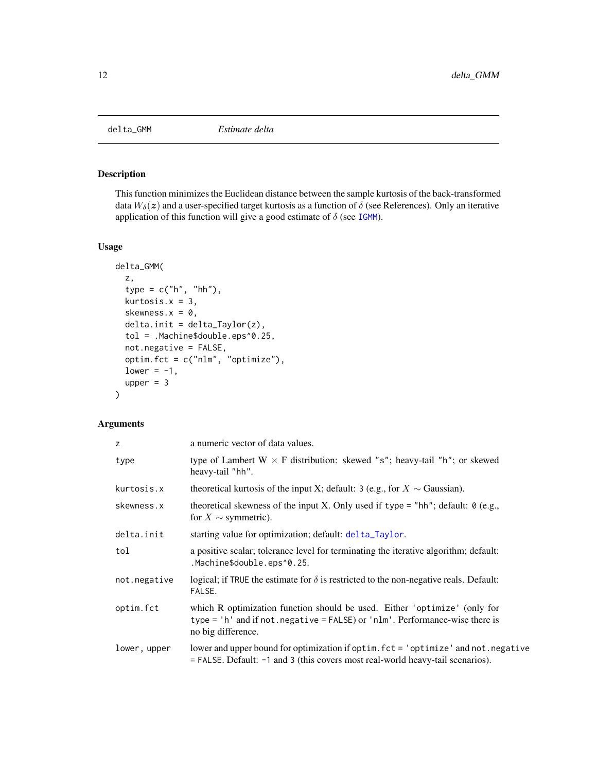## delta_GMM *Estimate delta*

### Description

This function minimizes the Euclidean distance between the sample kurtosis of the back-transformed data $W_\delta(\boldsymbol{z})$ and a user-specified target kurtosis as a function of $\delta$ (see References). Only an iterative application of this function will give a good estimate of $\delta$ (see IGMM).

### Usage

```
delta_GMM(
  z,
  type = c("h", "hh"),
  kurtosis.x = 3,
  skewness.x = 0,
  delta.init = delta_Taylor(z),
  tol = .Machine$double.eps^0.25,
  not.negative = FALSE,
  optim.fct = c("nlm", "optimize"),
  lower = -1,
  upper = 3
)
```

### Arguments

| | |
|---|---|
| z | a numeric vector of data values. |
| type | type of Lambert W $\times$ F distribution: skewed "s"; heavy-tail "h"; or skewed heavy-tail "hh". |
| kurtosis.x | theoretical kurtosis of the input X; default: 3 (e.g., for $X \sim$ Gaussian). |
| skewness.x | theoretical skewness of the input X. Only used if type = "hh"; default: 0 (e.g., for $X \sim$ symmetric). |
| delta.init | starting value for optimization; default: delta_Taylor. |
| tol | a positive scalar; tolerance level for terminating the iterative algorithm; default: .Machine$double.eps^0.25. |
| not.negative | logical; if TRUE the estimate for $\delta$ is restricted to the non-negative reals. Default: FALSE. |
| optim.fct | which R optimization function should be used. Either 'optimize' (only for type = 'h' and if not.negative = FALSE) or 'nlm'. Performance-wise there is no big difference. |
| lower, upper | lower and upper bound for optimization if optim.fct = 'optimize' and not.negative = FALSE. Default: -1 and 3 (this covers most real-world heavy-tail scenarios). |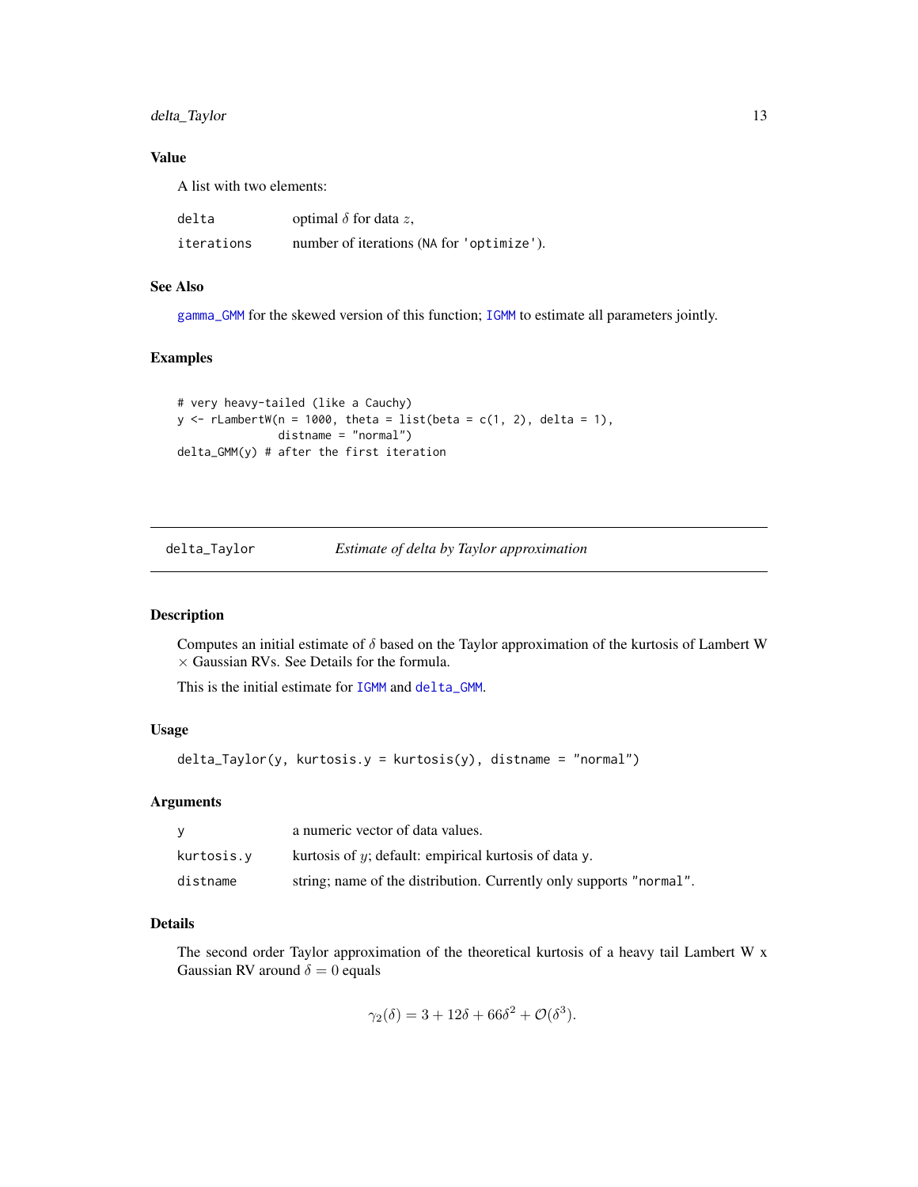## Value

A list with two elements:

| | |
|---|---|
| delta | optimal $\delta$ for data $z$, |
| iterations | number of iterations (NA for 'optimize'). |

## See Also

gamma_GMM for the skewed version of this function; IGMM to estimate all parameters jointly.

## Examples

```
# very heavy-tailed (like a Cauchy)
y <- rLambertW(n = 1000, theta = list(beta = c(1, 2), delta = 1),
               distname = "normal")
delta_GMM(y) # after the first iteration
```

---

# delta_Taylor — *Estimate of delta by Taylor approximation*

## Description

Computes an initial estimate of $\delta$ based on the Taylor approximation of the kurtosis of Lambert W $\times$ Gaussian RVs. See Details for the formula.

This is the initial estimate for IGMM and delta_GMM.

## Usage

```
delta_Taylor(y, kurtosis.y = kurtosis(y), distname = "normal")
```

## Arguments

| | |
|---|---|
| y | a numeric vector of data values. |
| kurtosis.y | kurtosis of $y$; default: empirical kurtosis of data y. |
| distname | string; name of the distribution. Currently only supports "normal". |

## Details

The second order Taylor approximation of the theoretical kurtosis of a heavy tail Lambert W x Gaussian RV around $\delta = 0$ equals

$$\gamma_2(\delta) = 3 + 12\delta + 66\delta^2 + \mathcal{O}(\delta^3).$$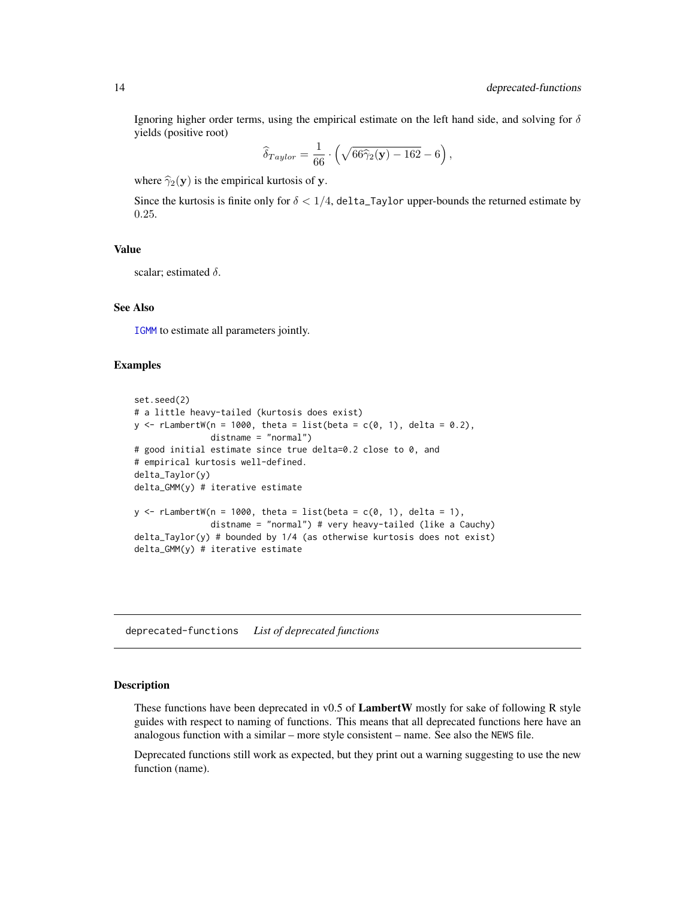Ignoring higher order terms, using the empirical estimate on the left hand side, and solving for $\delta$ yields (positive root)

$$\widehat{\delta}_{Taylor} = \frac{1}{66} \cdot \left( \sqrt{66 \widehat{\gamma}_2(\mathbf{y}) - 162} - 6 \right),$$

where $\widehat{\gamma}_2(\mathbf{y})$ is the empirical kurtosis of $\mathbf{y}$.

Since the kurtosis is finite only for $\delta < 1/4$, `delta_Taylor` upper-bounds the returned estimate by $0.25$.

### Value

scalar; estimated $\delta$.

### See Also

IGMM to estimate all parameters jointly.

### Examples

```
set.seed(2)
# a little heavy-tailed (kurtosis does exist)
y <- rLambertW(n = 1000, theta = list(beta = c(0, 1), delta = 0.2),
               distname = "normal")
# good initial estimate since true delta=0.2 close to 0, and
# empirical kurtosis well-defined.
delta_Taylor(y)
delta_GMM(y) # iterative estimate

y <- rLambertW(n = 1000, theta = list(beta = c(0, 1), delta = 1),
               distname = "normal") # very heavy-tailed (like a Cauchy)
delta_Taylor(y) # bounded by 1/4 (as otherwise kurtosis does not exist)
delta_GMM(y) # iterative estimate
```

---

## deprecated-functions *List of deprecated functions*

---

### Description

These functions have been deprecated in v0.5 of **LambertW** mostly for sake of following R style guides with respect to naming of functions. This means that all deprecated functions here have an analogous function with a similar – more style consistent – name. See also the NEWS file.

Deprecated functions still work as expected, but they print out a warning suggesting to use the new function (name).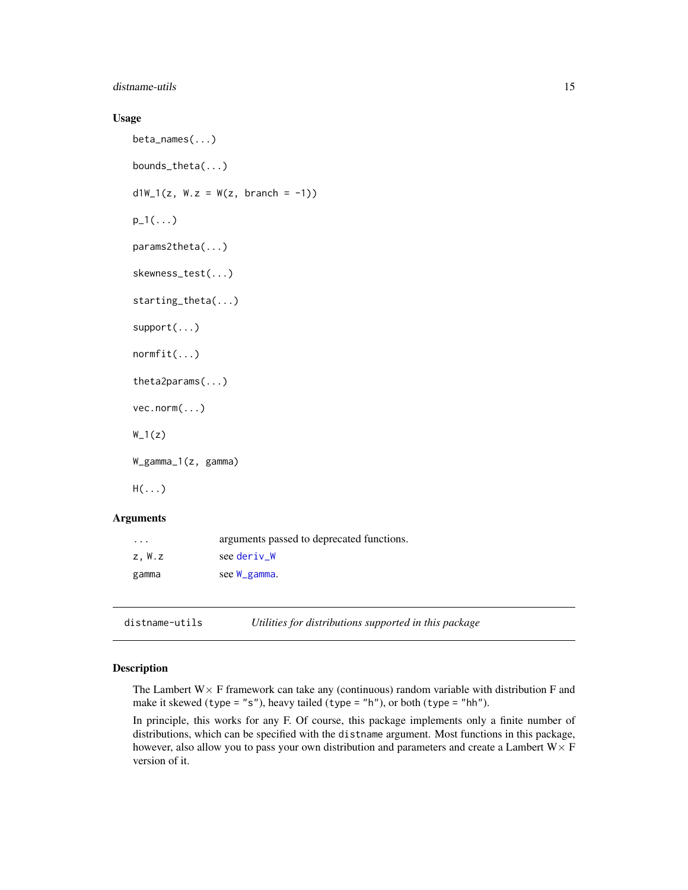### Usage

```
beta_names(...)

bounds_theta(...)

d1W_1(z, W.z = W(z, branch = -1))

p_1(...)

params2theta(...)

skewness_test(...)

starting_theta(...)

support(...)

normfit(...)

theta2params(...)

vec.norm(...)

W_1(z)

W_gamma_1(z, gamma)

H(...)
```

### Arguments

| | |
|---|---|
| ... | arguments passed to deprecated functions. |
| z, W.z | see deriv_W |
| gamma | see W_gamma. |

---

distname-utils    *Utilities for distributions supported in this package*

---

### Description

The Lambert W× F framework can take any (continuous) random variable with distribution F and make it skewed (type = "s"), heavy tailed (type = "h"), or both (type = "hh").

In principle, this works for any F. Of course, this package implements only a finite number of distributions, which can be specified with the distname argument. Most functions in this package, however, also allow you to pass your own distribution and parameters and create a Lambert W× F version of it.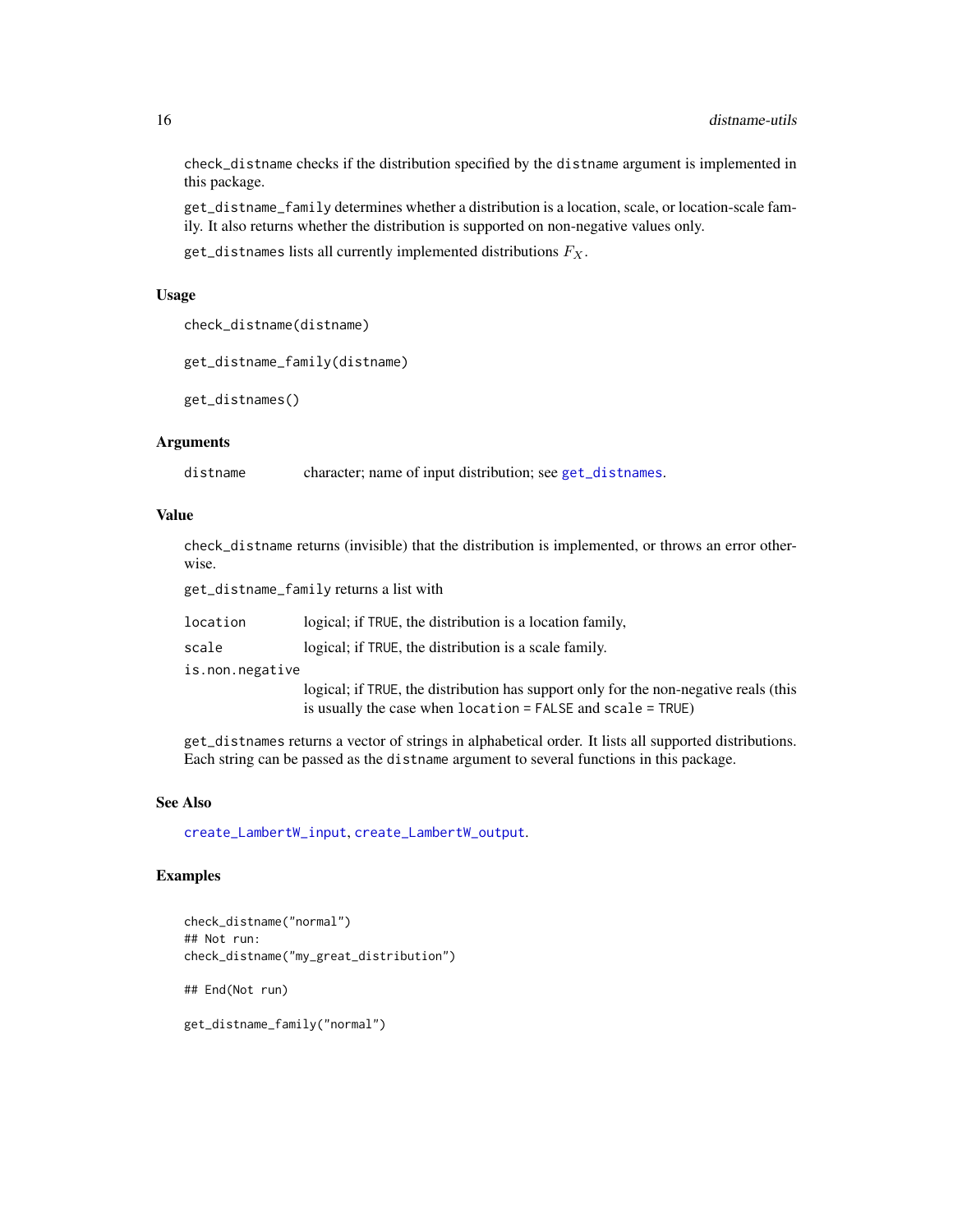check_distname checks if the distribution specified by the distname argument is implemented in this package.

get_distname_family determines whether a distribution is a location, scale, or location-scale family. It also returns whether the distribution is supported on non-negative values only.

get_distnames lists all currently implemented distributions $F_X$.

## Usage

```
check_distname(distname)

get_distname_family(distname)

get_distnames()
```

## Arguments

| | |
|---|---|
| distname | character; name of input distribution; see get_distnames. |

## Value

check_distname returns (invisible) that the distribution is implemented, or throws an error otherwise.

get_distname_family returns a list with

| | |
|---|---|
| location | logical; if TRUE, the distribution is a location family, |
| scale | logical; if TRUE, the distribution is a scale family. |
| is.non.negative | logical; if TRUE, the distribution has support only for the non-negative reals (this is usually the case when location = FALSE and scale = TRUE) |

get_distnames returns a vector of strings in alphabetical order. It lists all supported distributions. Each string can be passed as the distname argument to several functions in this package.

## See Also

create_LambertW_input, create_LambertW_output.

## Examples

```
check_distname("normal")
## Not run:
check_distname("my_great_distribution")

## End(Not run)

get_distname_family("normal")
```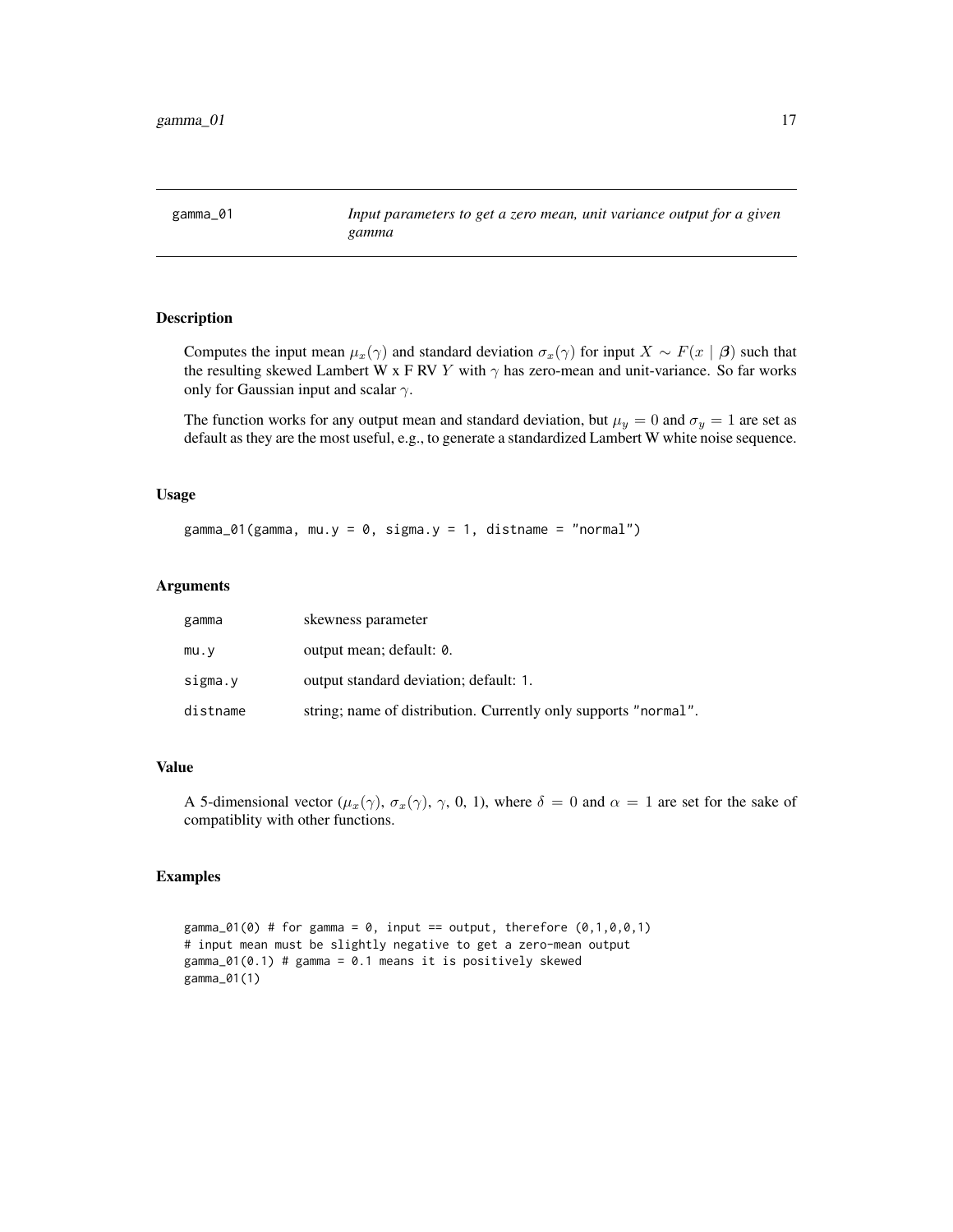## gamma_01 *Input parameters to get a zero mean, unit variance output for a given gamma*

### Description

Computes the input mean $\mu_x(\gamma)$ and standard deviation $\sigma_x(\gamma)$ for input $X \sim F(x \mid \boldsymbol{\beta})$ such that the resulting skewed Lambert W x F RV $Y$ with $\gamma$ has zero-mean and unit-variance. So far works only for Gaussian input and scalar $\gamma$.

The function works for any output mean and standard deviation, but $\mu_y = 0$ and $\sigma_y = 1$ are set as default as they are the most useful, e.g., to generate a standardized Lambert W white noise sequence.

### Usage

```
gamma_01(gamma, mu.y = 0, sigma.y = 1, distname = "normal")
```

### Arguments

| | |
|---|---|
| gamma | skewness parameter |
| mu.y | output mean; default: 0. |
| sigma.y | output standard deviation; default: 1. |
| distname | string; name of distribution. Currently only supports "normal". |

### Value

A 5-dimensional vector ($\mu_x(\gamma)$, $\sigma_x(\gamma)$, $\gamma$, 0, 1), where $\delta = 0$ and $\alpha = 1$ are set for the sake of compatiblity with other functions.

### Examples

```
gamma_01(0) # for gamma = 0, input == output, therefore (0,1,0,0,1)
# input mean must be slightly negative to get a zero-mean output
gamma_01(0.1) # gamma = 0.1 means it is positively skewed
gamma_01(1)
```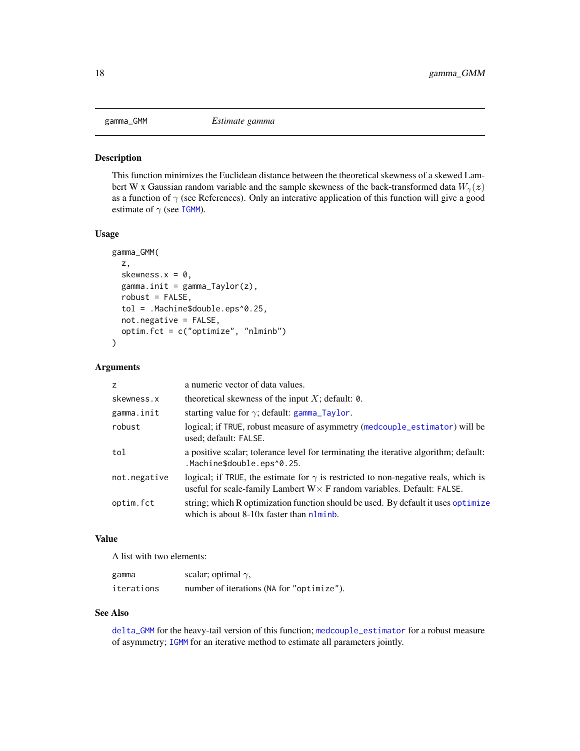# gamma_GMM — *Estimate gamma*

## Description

This function minimizes the Euclidean distance between the theoretical skewness of a skewed Lambert W x Gaussian random variable and the sample skewness of the back-transformed data $W_{\gamma}(\boldsymbol{z})$ as a function of $\gamma$ (see References). Only an interative application of this function will give a good estimate of $\gamma$ (see IGMM).

## Usage

```
gamma_GMM(
  z,
  skewness.x = 0,
  gamma.init = gamma_Taylor(z),
  robust = FALSE,
  tol = .Machine$double.eps^0.25,
  not.negative = FALSE,
  optim.fct = c("optimize", "nlminb")
)
```

## Arguments

| | |
|---|---|
| `z` | a numeric vector of data values. |
| `skewness.x` | theoretical skewness of the input $X$; default: `0`. |
| `gamma.init` | starting value for $\gamma$; default: `gamma_Taylor`. |
| `robust` | logical; if `TRUE`, robust measure of asymmetry (`medcouple_estimator`) will be used; default: `FALSE`. |
| `tol` | a positive scalar; tolerance level for terminating the iterative algorithm; default: `.Machine$double.eps^0.25`. |
| `not.negative` | logical; if `TRUE`, the estimate for $\gamma$ is restricted to non-negative reals, which is useful for scale-family Lambert W$\times$ F random variables. Default: `FALSE`. |
| `optim.fct` | string; which R optimization function should be used. By default it uses `optimize` which is about 8-10x faster than `nlminb`. |

## Value

A list with two elements:

| | |
|---|---|
| `gamma` | scalar; optimal $\gamma$, |
| `iterations` | number of iterations (`NA` for `"optimize"`). |

## See Also

`delta_GMM` for the heavy-tail version of this function; `medcouple_estimator` for a robust measure of asymmetry; `IGMM` for an iterative method to estimate all parameters jointly.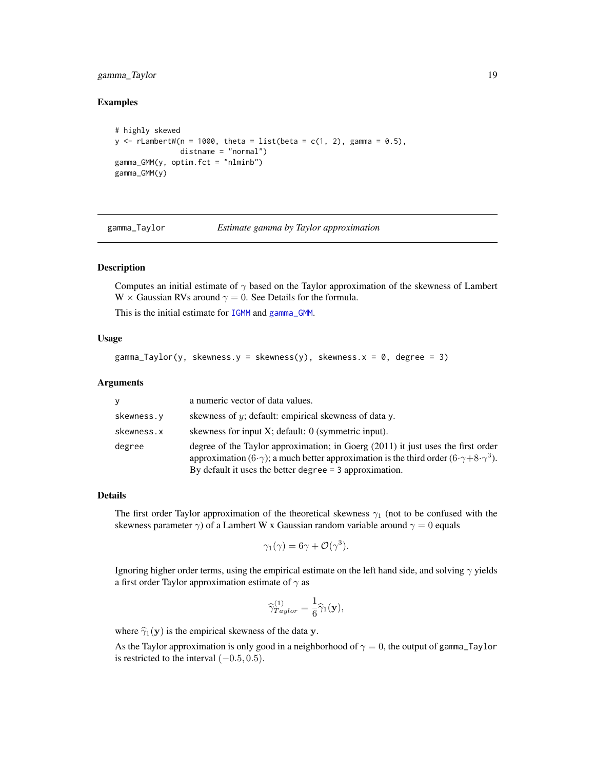### Examples

```
# highly skewed
y <- rLambertW(n = 1000, theta = list(beta = c(1, 2), gamma = 0.5),
               distname = "normal")
gamma_GMM(y, optim.fct = "nlminb")
gamma_GMM(y)
```

---

## gamma_Taylor — *Estimate gamma by Taylor approximation*

### Description

Computes an initial estimate of $\gamma$ based on the Taylor approximation of the skewness of Lambert W $\times$ Gaussian RVs around $\gamma = 0$. See Details for the formula.

This is the initial estimate for IGMM and gamma_GMM.

### Usage

```
gamma_Taylor(y, skewness.y = skewness(y), skewness.x = 0, degree = 3)
```

### Arguments

| | |
|---|---|
| y | a numeric vector of data values. |
| skewness.y | skewness of $y$; default: empirical skewness of data y. |
| skewness.x | skewness for input X; default: 0 (symmetric input). |
| degree | degree of the Taylor approximation; in Goerg (2011) it just uses the first order approximation ($6 \cdot \gamma$); a much better approximation is the third order ($6 \cdot \gamma + 8 \cdot \gamma^3$). By default it uses the better degree = 3 approximation. |

### Details

The first order Taylor approximation of the theoretical skewness $\gamma_1$ (not to be confused with the skewness parameter $\gamma$) of a Lambert W x Gaussian random variable around $\gamma = 0$ equals

$$\gamma_1(\gamma) = 6\gamma + \mathcal{O}(\gamma^3).$$

Ignoring higher order terms, using the empirical estimate on the left hand side, and solving $\gamma$ yields a first order Taylor approximation estimate of $\gamma$ as

$$\widehat{\gamma}_{Taylor}^{(1)} = \frac{1}{6}\widehat{\gamma}_1(\mathbf{y}),$$

where $\widehat{\gamma}_1(\mathbf{y})$ is the empirical skewness of the data $\mathbf{y}$.

As the Taylor approximation is only good in a neighborhood of $\gamma = 0$, the output of gamma_Taylor is restricted to the interval $(-0.5, 0.5)$.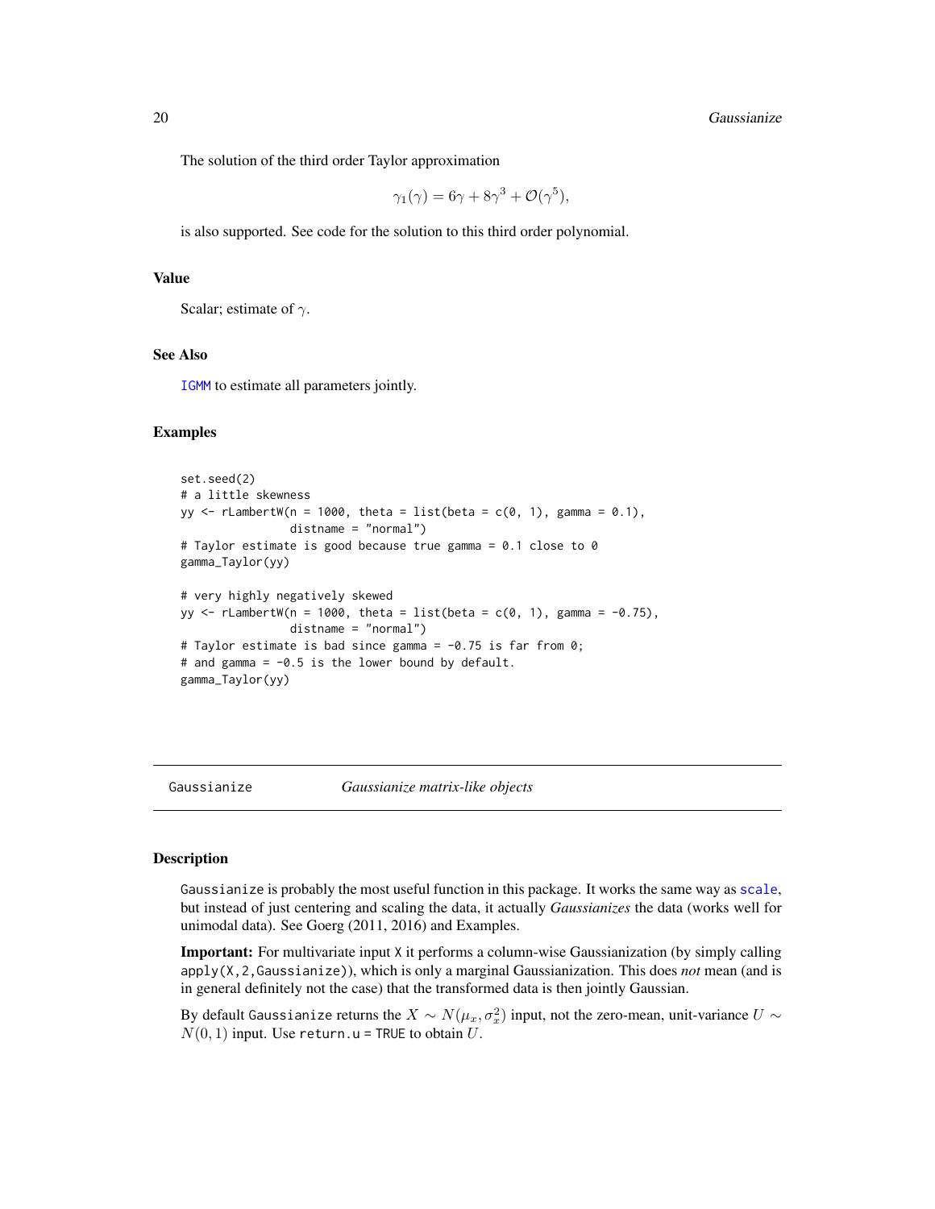The solution of the third order Taylor approximation

$$\gamma_1(\gamma) = 6\gamma + 8\gamma^3 + \mathcal{O}(\gamma^5),$$

is also supported. See code for the solution to this third order polynomial.

### Value

Scalar; estimate of $\gamma$.

### See Also

IGMM to estimate all parameters jointly.

### Examples

```
set.seed(2)
# a little skewness
yy <- rLambertW(n = 1000, theta = list(beta = c(0, 1), gamma = 0.1),
                distname = "normal")
# Taylor estimate is good because true gamma = 0.1 close to 0
gamma_Taylor(yy)

# very highly negatively skewed
yy <- rLambertW(n = 1000, theta = list(beta = c(0, 1), gamma = -0.75),
                distname = "normal")
# Taylor estimate is bad since gamma = -0.75 is far from 0;
# and gamma = -0.5 is the lower bound by default.
gamma_Taylor(yy)
```

---

## Gaussianize — *Gaussianize matrix-like objects*

### Description

Gaussianize is probably the most useful function in this package. It works the same way as scale, but instead of just centering and scaling the data, it actually *Gaussianizes* the data (works well for unimodal data). See Goerg (2011, 2016) and Examples.

**Important:** For multivariate input X it performs a column-wise Gaussianization (by simply calling apply(X,2,Gaussianize)), which is only a marginal Gaussianization. This does *not* mean (and is in general definitely not the case) that the transformed data is then jointly Gaussian.

By default Gaussianize returns the $X \sim N(\mu_x, \sigma_x^2)$ input, not the zero-mean, unit-variance $U \sim N(0, 1)$ input. Use return.u = TRUE to obtain $U$.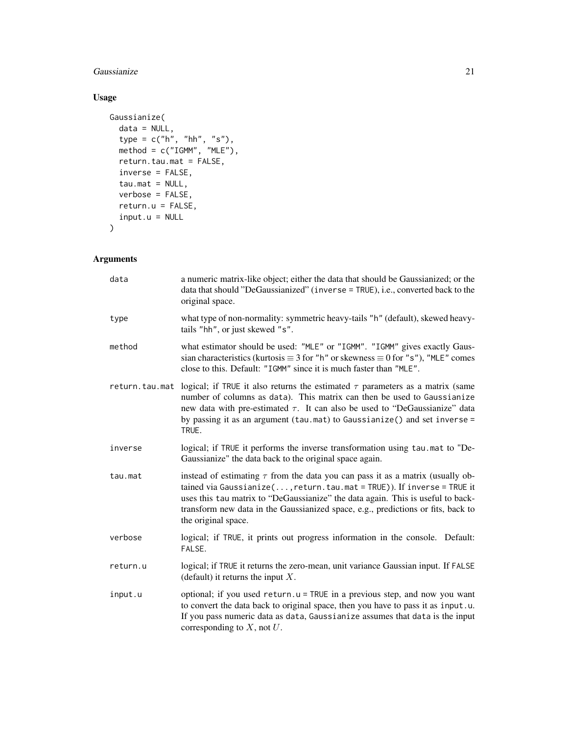## Usage

```
Gaussianize(
  data = NULL,
  type = c("h", "hh", "s"),
  method = c("IGMM", "MLE"),
  return.tau.mat = FALSE,
  inverse = FALSE,
  tau.mat = NULL,
  verbose = FALSE,
  return.u = FALSE,
  input.u = NULL
)
```

## Arguments

| | |
|---|---|
| data | a numeric matrix-like object; either the data that should be Gaussianized; or the data that should "DeGaussianized" (inverse = TRUE), i.e., converted back to the original space. |
| type | what type of non-normality: symmetric heavy-tails "h" (default), skewed heavy-tails "hh", or just skewed "s". |
| method | what estimator should be used: "MLE" or "IGMM". "IGMM" gives exactly Gaussian characteristics (kurtosis $\equiv 3$ for "h" or skewness $\equiv 0$ for "s"), "MLE" comes close to this. Default: "IGMM" since it is much faster than "MLE". |
| return.tau.mat | logical; if TRUE it also returns the estimated $\tau$ parameters as a matrix (same number of columns as data). This matrix can then be used to Gaussianize new data with pre-estimated $\tau$. It can also be used to "DeGaussianize" data by passing it as an argument (tau.mat) to Gaussianize() and set inverse = TRUE. |
| inverse | logical; if TRUE it performs the inverse transformation using tau.mat to "DeGaussianize" the data back to the original space again. |
| tau.mat | instead of estimating $\tau$ from the data you can pass it as a matrix (usually obtained via Gaussianize(...,return.tau.mat = TRUE)). If inverse = TRUE it uses this tau matrix to "DeGaussianize" the data again. This is useful to back-transform new data in the Gaussianized space, e.g., predictions or fits, back to the original space. |
| verbose | logical; if TRUE, it prints out progress information in the console. Default: FALSE. |
| return.u | logical; if TRUE it returns the zero-mean, unit variance Gaussian input. If FALSE (default) it returns the input $X$. |
| input.u | optional; if you used return.u = TRUE in a previous step, and now you want to convert the data back to original space, then you have to pass it as input.u. If you pass numeric data as data, Gaussianize assumes that data is the input corresponding to $X$, not $U$. |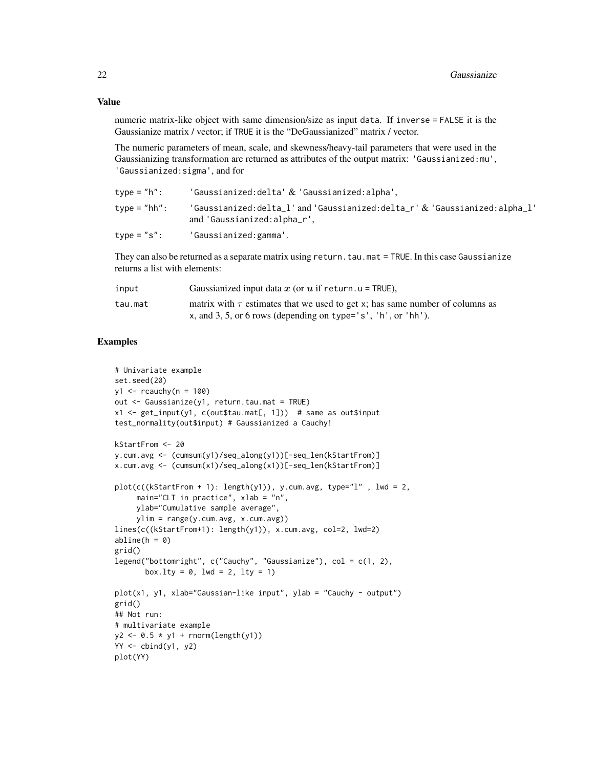### Value

numeric matrix-like object with same dimension/size as input `data`. If `inverse = FALSE` it is the Gaussianize matrix / vector; if `TRUE` it is the "DeGaussianized" matrix / vector.

The numeric parameters of mean, scale, and skewness/heavy-tail parameters that were used in the Gaussianizing transformation are returned as attributes of the output matrix: `'Gaussianized:mu'`, `'Gaussianized:sigma'`, and for

| | |
|---|---|
| `type = "h"`: | `'Gaussianized:delta'` & `'Gaussianized:alpha'`, |
| `type = "hh"`: | `'Gaussianized:delta_l'` and `'Gaussianized:delta_r'` & `'Gaussianized:alpha_l'` and `'Gaussianized:alpha_r'`, |
| `type = "s"`: | `'Gaussianized:gamma'`. |

They can also be returned as a separate matrix using `return.tau.mat = TRUE`. In this case `Gaussianize` returns a list with elements:

| | |
|---|---|
| `input` | Gaussianized input data $x$ (or $u$ if `return.u = TRUE`), |
| `tau.mat` | matrix with $\tau$ estimates that we used to get `x`; has same number of columns as `x`, and 3, 5, or 6 rows (depending on `type='s'`, `'h'`, or `'hh'`). |

### Examples

```
# Univariate example
set.seed(20)
y1 <- rcauchy(n = 100)
out <- Gaussianize(y1, return.tau.mat = TRUE)
x1 <- get_input(y1, c(out$tau.mat[, 1]))  # same as out$input
test_normality(out$input) # Gaussianized a Cauchy!

kStartFrom <- 20
y.cum.avg <- (cumsum(y1)/seq_along(y1))[-seq_len(kStartFrom)]
x.cum.avg <- (cumsum(x1)/seq_along(x1))[-seq_len(kStartFrom)]

plot(c((kStartFrom + 1): length(y1)), y.cum.avg, type="l" , lwd = 2,
     main="CLT in practice", xlab = "n",
     ylab="Cumulative sample average",
     ylim = range(y.cum.avg, x.cum.avg))
lines(c((kStartFrom+1): length(y1)), x.cum.avg, col=2, lwd=2)
abline(h = 0)
grid()
legend("bottomright", c("Cauchy", "Gaussianize"), col = c(1, 2),
       box.lty = 0, lwd = 2, lty = 1)

plot(x1, y1, xlab="Gaussian-like input", ylab = "Cauchy - output")
grid()
## Not run:
# multivariate example
y2 <- 0.5 * y1 + rnorm(length(y1))
YY <- cbind(y1, y2)
plot(YY)
```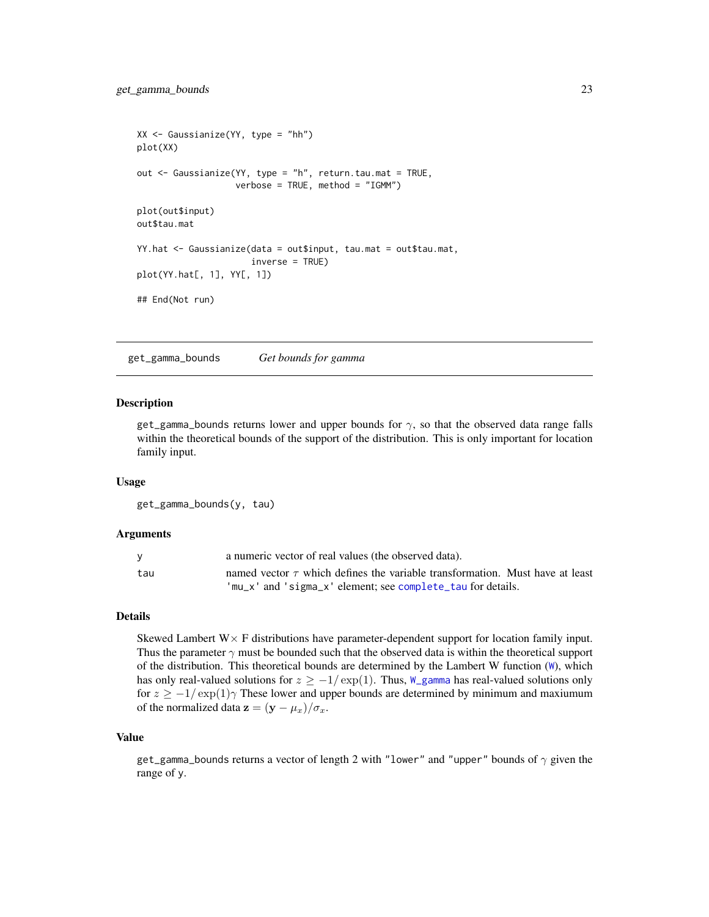```
XX <- Gaussianize(YY, type = "hh")
plot(XX)

out <- Gaussianize(YY, type = "h", return.tau.mat = TRUE,
                   verbose = TRUE, method = "IGMM")

plot(out$input)
out$tau.mat

YY.hat <- Gaussianize(data = out$input, tau.mat = out$tau.mat,
                      inverse = TRUE)
plot(YY.hat[, 1], YY[, 1])

## End(Not run)
```

---

## get_gamma_bounds    *Get bounds for gamma*

### Description

get_gamma_bounds returns lower and upper bounds for $\gamma$, so that the observed data range falls within the theoretical bounds of the support of the distribution. This is only important for location family input.

### Usage

```
get_gamma_bounds(y, tau)
```

### Arguments

| | |
|---|---|
| y | a numeric vector of real values (the observed data). |
| tau | named vector $\tau$ which defines the variable transformation. Must have at least 'mu_x' and 'sigma_x' element; see complete_tau for details. |

### Details

Skewed Lambert W$\times$ F distributions have parameter-dependent support for location family input. Thus the parameter $\gamma$ must be bounded such that the observed data is within the theoretical support of the distribution. This theoretical bounds are determined by the Lambert W function (W), which has only real-valued solutions for $z \geq -1/\exp(1)$. Thus, W_gamma has real-valued solutions only for $z \geq -1/\exp(1)\gamma$ These lower and upper bounds are determined by minimum and maxiumum of the normalized data $\mathbf{z} = (\mathbf{y} - \mu_x)/\sigma_x$.

### Value

get_gamma_bounds returns a vector of length 2 with "lower" and "upper" bounds of $\gamma$ given the range of y.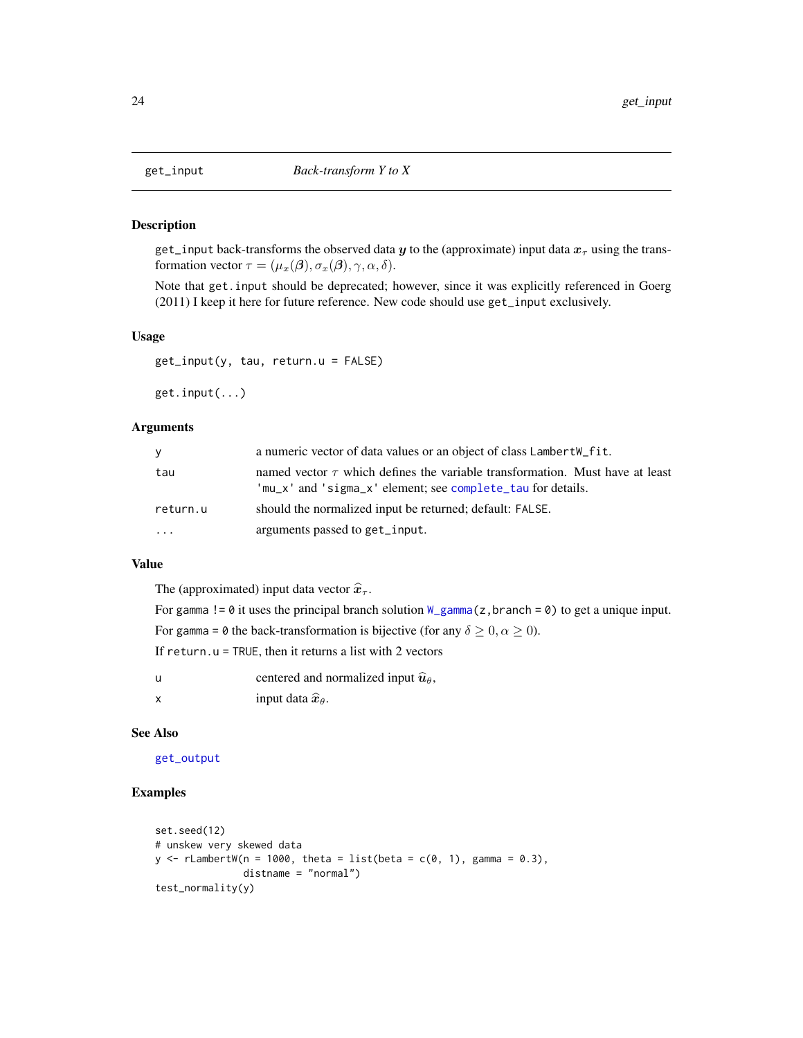## get_input — *Back-transform Y to X*

### Description

`get_input` back-transforms the observed data $\boldsymbol{y}$ to the (approximate) input data $\boldsymbol{x}_\tau$ using the transformation vector $\tau = (\mu_x(\boldsymbol{\beta}), \sigma_x(\boldsymbol{\beta}), \gamma, \alpha, \delta)$.

Note that `get.input` should be deprecated; however, since it was explicitly referenced in Goerg (2011) I keep it here for future reference. New code should use `get_input` exclusively.

### Usage

```
get_input(y, tau, return.u = FALSE)

get.input(...)
```

### Arguments

| | |
|---|---|
| `y` | a numeric vector of data values or an object of class `LambertW_fit`. |
| `tau` | named vector $\tau$ which defines the variable transformation. Must have at least `'mu_x'` and `'sigma_x'` element; see `complete_tau` for details. |
| `return.u` | should the normalized input be returned; default: `FALSE`. |
| `...` | arguments passed to `get_input`. |

### Value

The (approximated) input data vector $\widehat{\boldsymbol{x}}_\tau$.

For `gamma != 0` it uses the principal branch solution `W_gamma(z,branch = 0)` to get a unique input.

For `gamma = 0` the back-transformation is bijective (for any $\delta \geq 0, \alpha \geq 0$).

If `return.u = TRUE`, then it returns a list with 2 vectors

| | |
|---|---|
| `u` | centered and normalized input $\widehat{\boldsymbol{u}}_\theta$, |
| `x` | input data $\widehat{\boldsymbol{x}}_\theta$. |

### See Also

`get_output`

### Examples

```
set.seed(12)
# unskew very skewed data
y <- rLambertW(n = 1000, theta = list(beta = c(0, 1), gamma = 0.3),
               distname = "normal")
test_normality(y)
```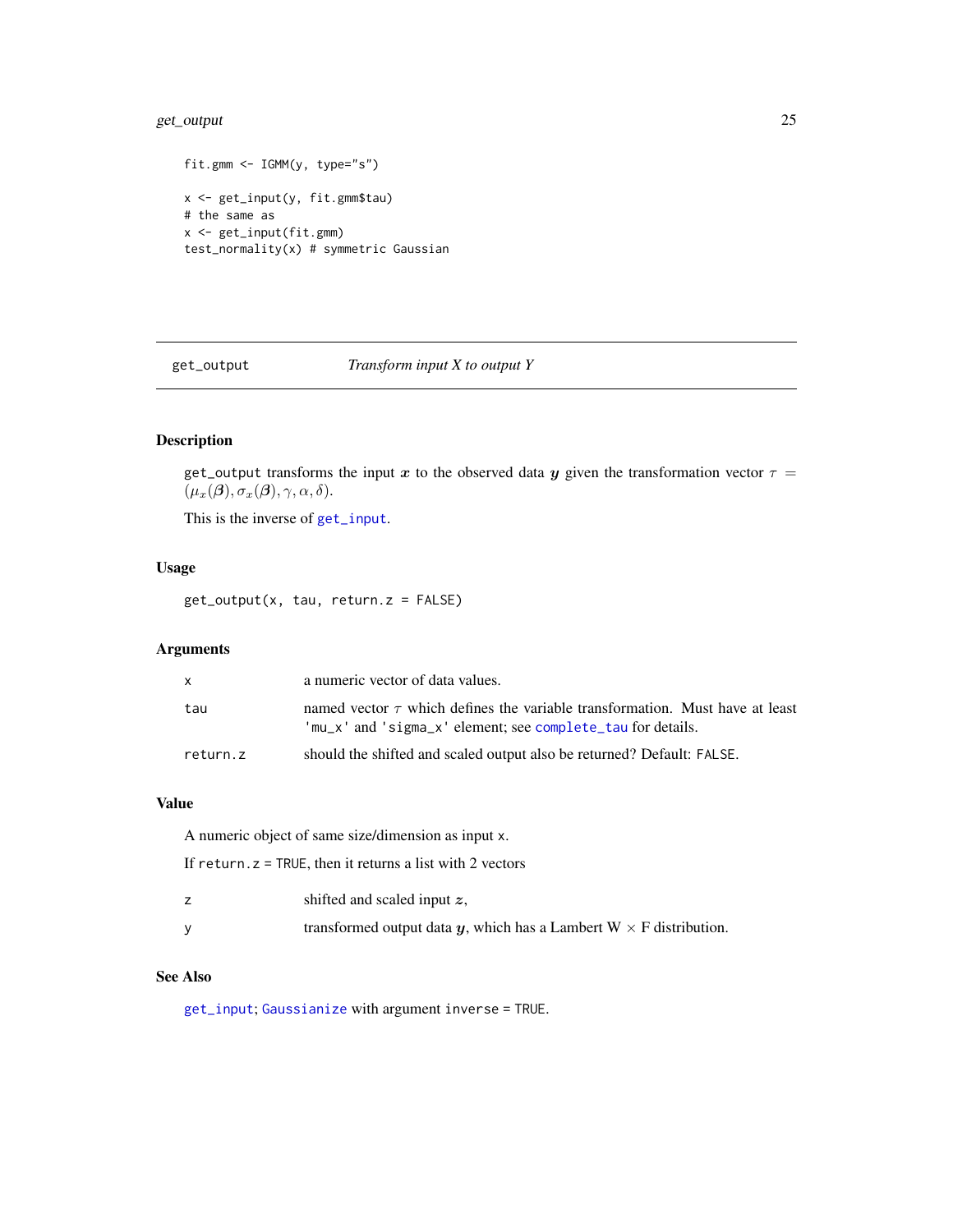```
fit.gmm <- IGMM(y, type="s")

x <- get_input(y, fit.gmm$tau)
# the same as
x <- get_input(fit.gmm)
test_normality(x) # symmetric Gaussian
```

---

## get_output *Transform input X to output Y*

### Description

get_output transforms the input $\boldsymbol{x}$ to the observed data $\boldsymbol{y}$ given the transformation vector $\tau = (\mu_x(\boldsymbol{\beta}), \sigma_x(\boldsymbol{\beta}), \gamma, \alpha, \delta)$.

This is the inverse of get_input.

### Usage

```
get_output(x, tau, return.z = FALSE)
```

### Arguments

| | |
|---|---|
| x | a numeric vector of data values. |
| tau | named vector $\tau$ which defines the variable transformation. Must have at least 'mu_x' and 'sigma_x' element; see complete_tau for details. |
| return.z | should the shifted and scaled output also be returned? Default: FALSE. |

### Value

A numeric object of same size/dimension as input x.

If return.z = TRUE, then it returns a list with 2 vectors

| | |
|---|---|
| z | shifted and scaled input $\boldsymbol{z}$, |
| y | transformed output data $\boldsymbol{y}$, which has a Lambert W $\times$ F distribution. |

### See Also

get_input; Gaussianize with argument inverse = TRUE.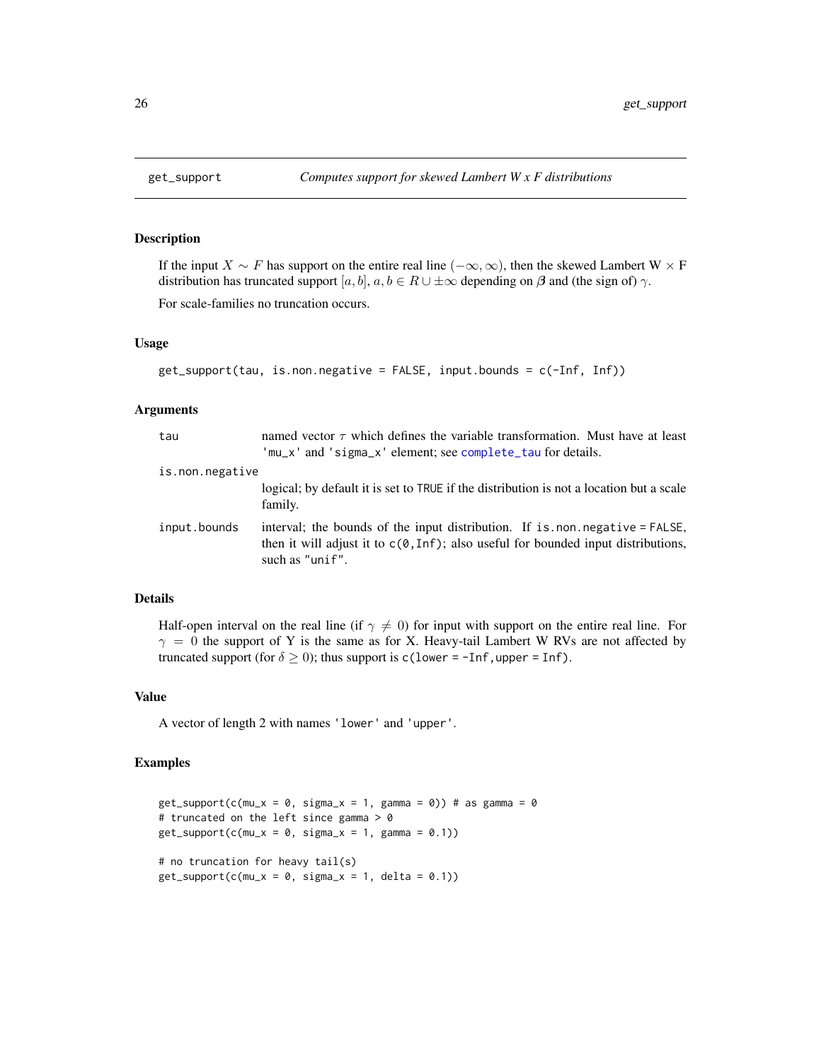# get_support — *Computes support for skewed Lambert W x F distributions*

## Description

If the input $X \sim F$ has support on the entire real line $(-\infty, \infty)$, then the skewed Lambert W $\times$ F distribution has truncated support $[a, b]$, $a, b \in R \cup \pm\infty$ depending on $\boldsymbol{\beta}$ and (the sign of) $\gamma$.

For scale-families no truncation occurs.

## Usage

```
get_support(tau, is.non.negative = FALSE, input.bounds = c(-Inf, Inf))
```

## Arguments

| | |
|---|---|
| `tau` | named vector $\tau$ which defines the variable transformation. Must have at least `'mu_x'` and `'sigma_x'` element; see `complete_tau` for details. |
| `is.non.negative` | logical; by default it is set to `TRUE` if the distribution is not a location but a scale family. |
| `input.bounds` | interval; the bounds of the input distribution. If `is.non.negative = FALSE`, then it will adjust it to `c(0,Inf)`; also useful for bounded input distributions, such as `"unif"`. |

## Details

Half-open interval on the real line (if $\gamma \neq 0$) for input with support on the entire real line. For $\gamma = 0$ the support of Y is the same as for X. Heavy-tail Lambert W RVs are not affected by truncated support (for $\delta \geq 0$); thus support is `c(lower = -Inf,upper = Inf)`.

## Value

A vector of length 2 with names `'lower'` and `'upper'`.

## Examples

```
get_support(c(mu_x = 0, sigma_x = 1, gamma = 0)) # as gamma = 0
# truncated on the left since gamma > 0
get_support(c(mu_x = 0, sigma_x = 1, gamma = 0.1))

# no truncation for heavy tail(s)
get_support(c(mu_x = 0, sigma_x = 1, delta = 0.1))
```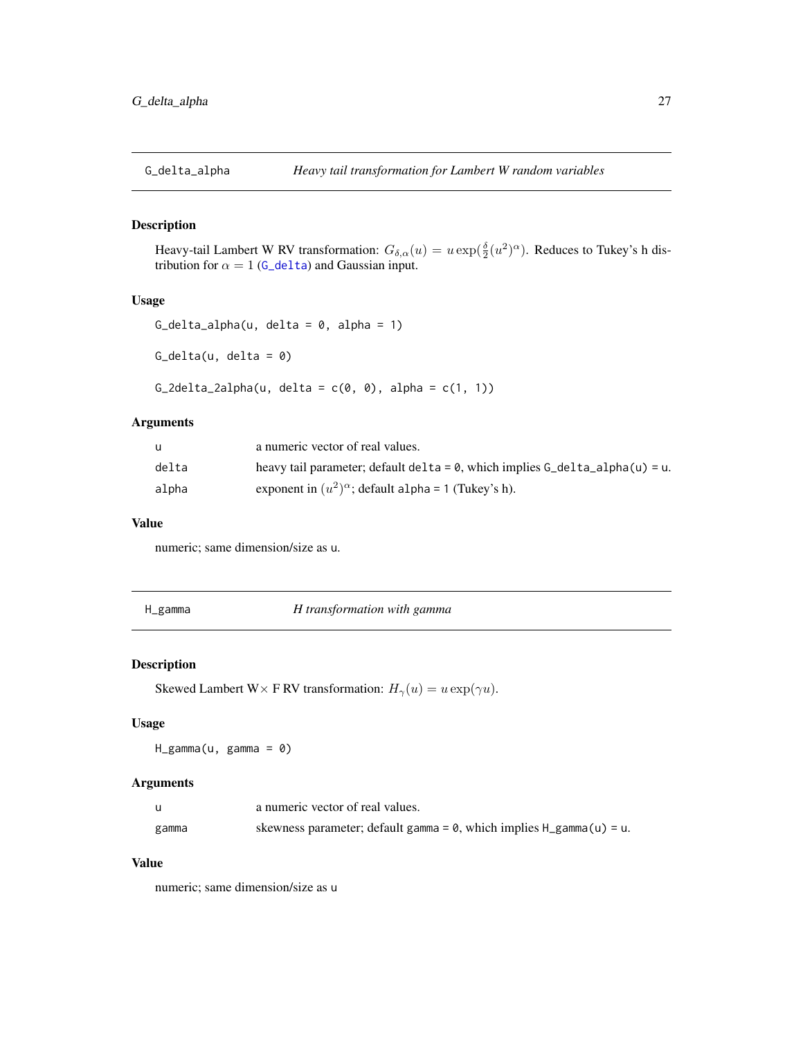## G_delta_alpha — *Heavy tail transformation for Lambert W random variables*

### Description

Heavy-tail Lambert W RV transformation: $G_{\delta,\alpha}(u) = u \exp(\frac{\delta}{2}(u^2)^\alpha)$. Reduces to Tukey's h distribution for $\alpha = 1$ (G_delta) and Gaussian input.

### Usage

```
G_delta_alpha(u, delta = 0, alpha = 1)

G_delta(u, delta = 0)

G_2delta_2alpha(u, delta = c(0, 0), alpha = c(1, 1))
```

### Arguments

| | |
|---|---|
| u | a numeric vector of real values. |
| delta | heavy tail parameter; default delta = 0, which implies G_delta_alpha(u) = u. |
| alpha | exponent in $(u^2)^\alpha$; default alpha = 1 (Tukey's h). |

### Value

numeric; same dimension/size as u.

## H_gamma — *H transformation with gamma*

### Description

Skewed Lambert W× F RV transformation: $H_\gamma(u) = u \exp(\gamma u)$.

### Usage

```
H_gamma(u, gamma = 0)
```

### Arguments

| | |
|---|---|
| u | a numeric vector of real values. |
| gamma | skewness parameter; default gamma = 0, which implies H_gamma(u) = u. |

### Value

numeric; same dimension/size as u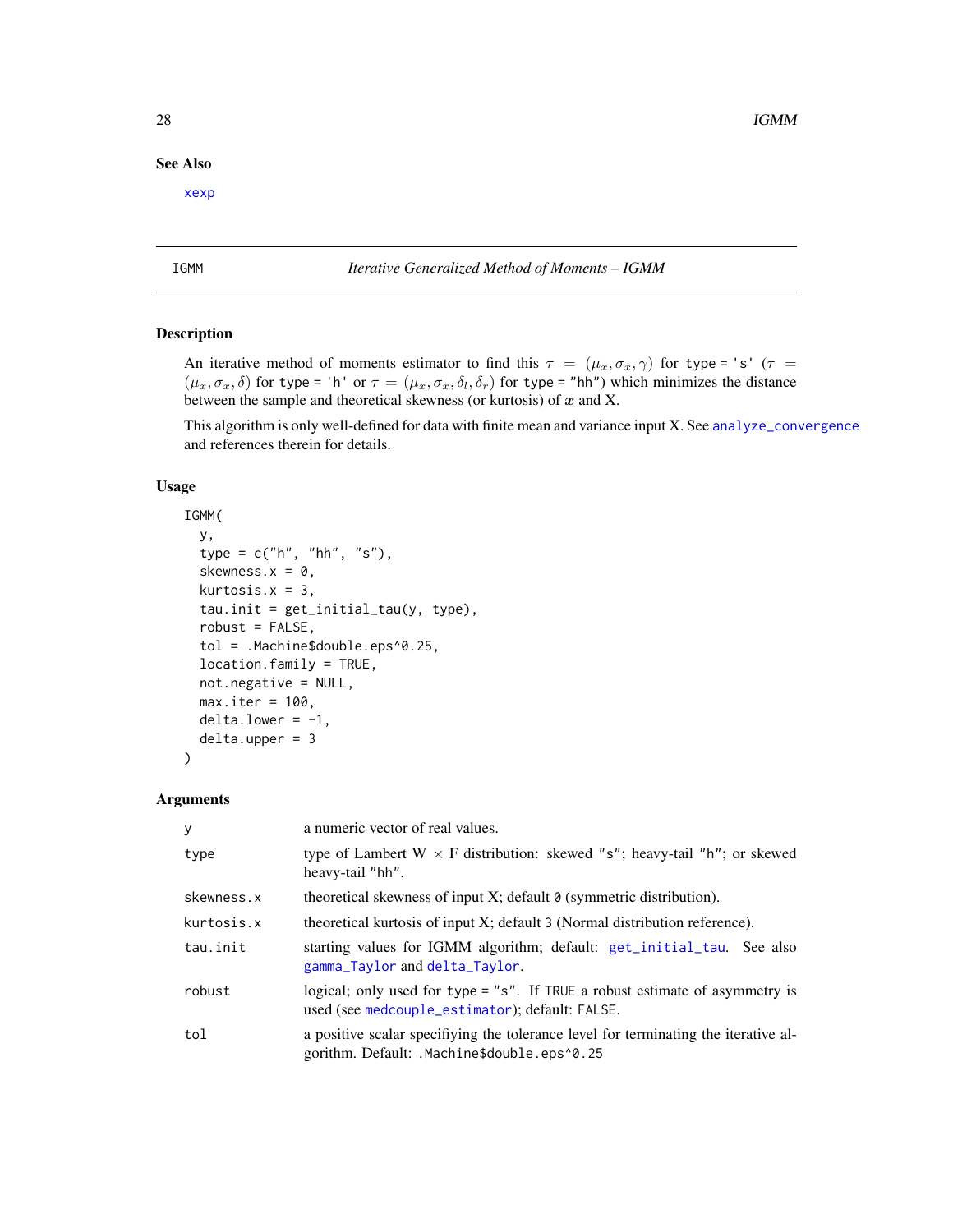## See Also

xexp

## IGMM — *Iterative Generalized Method of Moments – IGMM*

### Description

An iterative method of moments estimator to find this $\tau = (\mu_x, \sigma_x, \gamma)$ for type = 's' ($\tau = (\mu_x, \sigma_x, \delta)$ for type = 'h' or $\tau = (\mu_x, \sigma_x, \delta_l, \delta_r)$ for type = "hh") which minimizes the distance between the sample and theoretical skewness (or kurtosis) of $\boldsymbol{x}$ and X.

This algorithm is only well-defined for data with finite mean and variance input X. See analyze_convergence and references therein for details.

### Usage

```
IGMM(
  y,
  type = c("h", "hh", "s"),
  skewness.x = 0,
  kurtosis.x = 3,
  tau.init = get_initial_tau(y, type),
  robust = FALSE,
  tol = .Machine$double.eps^0.25,
  location.family = TRUE,
  not.negative = NULL,
  max.iter = 100,
  delta.lower = -1,
  delta.upper = 3
)
```

### Arguments

| | |
|---|---|
| y | a numeric vector of real values. |
| type | type of Lambert W $\times$ F distribution: skewed "s"; heavy-tail "h"; or skewed heavy-tail "hh". |
| skewness.x | theoretical skewness of input X; default 0 (symmetric distribution). |
| kurtosis.x | theoretical kurtosis of input X; default 3 (Normal distribution reference). |
| tau.init | starting values for IGMM algorithm; default: get_initial_tau. See also gamma_Taylor and delta_Taylor. |
| robust | logical; only used for type = "s". If TRUE a robust estimate of asymmetry is used (see medcouple_estimator); default: FALSE. |
| tol | a positive scalar specifiying the tolerance level for terminating the iterative algorithm. Default: .Machine$double.eps^0.25 |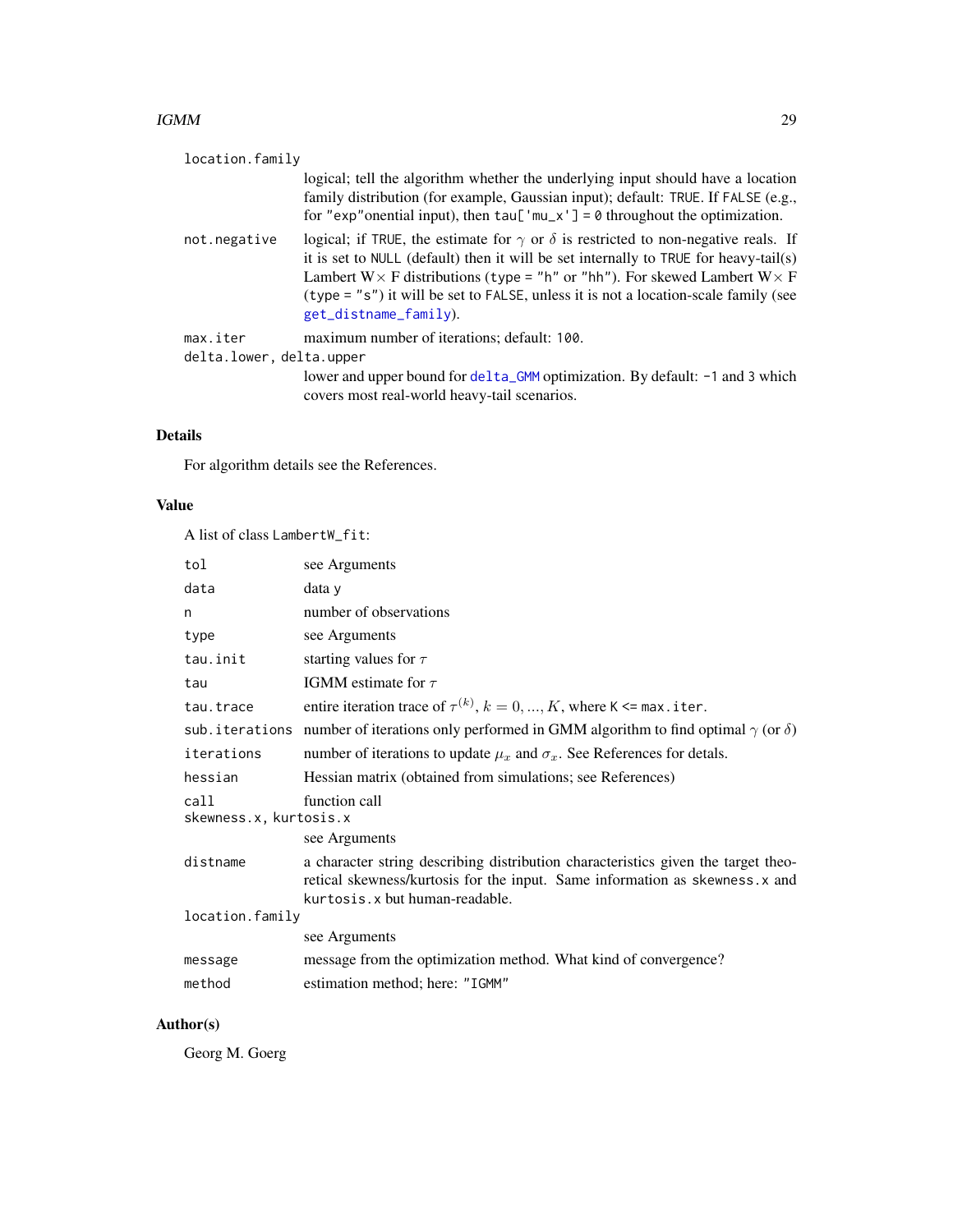`location.family`
: logical; tell the algorithm whether the underlying input should have a location family distribution (for example, Gaussian input); default: `TRUE`. If `FALSE` (e.g., for `"exp"`onential input), then `tau['mu_x'] = 0` throughout the optimization.

`not.negative`
: logical; if `TRUE`, the estimate for $\gamma$ or $\delta$ is restricted to non-negative reals. If it is set to `NULL` (default) then it will be set internally to `TRUE` for heavy-tail(s) Lambert W$\times$ F distributions (`type = "h"` or `"hh"`). For skewed Lambert W$\times$ F (`type = "s"`) it will be set to `FALSE`, unless it is not a location-scale family (see `get_distname_family`).

`max.iter`
: maximum number of iterations; default: `100`.

`delta.lower, delta.upper`
: lower and upper bound for `delta_GMM` optimization. By default: `-1` and `3` which covers most real-world heavy-tail scenarios.

## Details

For algorithm details see the References.

## Value

A list of class `LambertW_fit`:

| | |
|---|---|
| `tol` | see Arguments |
| `data` | data `y` |
| `n` | number of observations |
| `type` | see Arguments |
| `tau.init` | starting values for $\tau$ |
| `tau` | IGMM estimate for $\tau$ |
| `tau.trace` | entire iteration trace of $\tau^{(k)}$, $k = 0, ..., K$, where `K <= max.iter`. |
| `sub.iterations` | number of iterations only performed in GMM algorithm to find optimal $\gamma$ (or $\delta$) |
| `iterations` | number of iterations to update $\mu_x$ and $\sigma_x$. See References for detals. |
| `hessian` | Hessian matrix (obtained from simulations; see References) |
| `call` | function call |
| `skewness.x, kurtosis.x` | see Arguments |
| `distname` | a character string describing distribution characteristics given the target theoretical skewness/kurtosis for the input. Same information as `skewness.x` and `kurtosis.x` but human-readable. |
| `location.family` | see Arguments |
| `message` | message from the optimization method. What kind of convergence? |
| `method` | estimation method; here: `"IGMM"` |

## Author(s)

Georg M. Goerg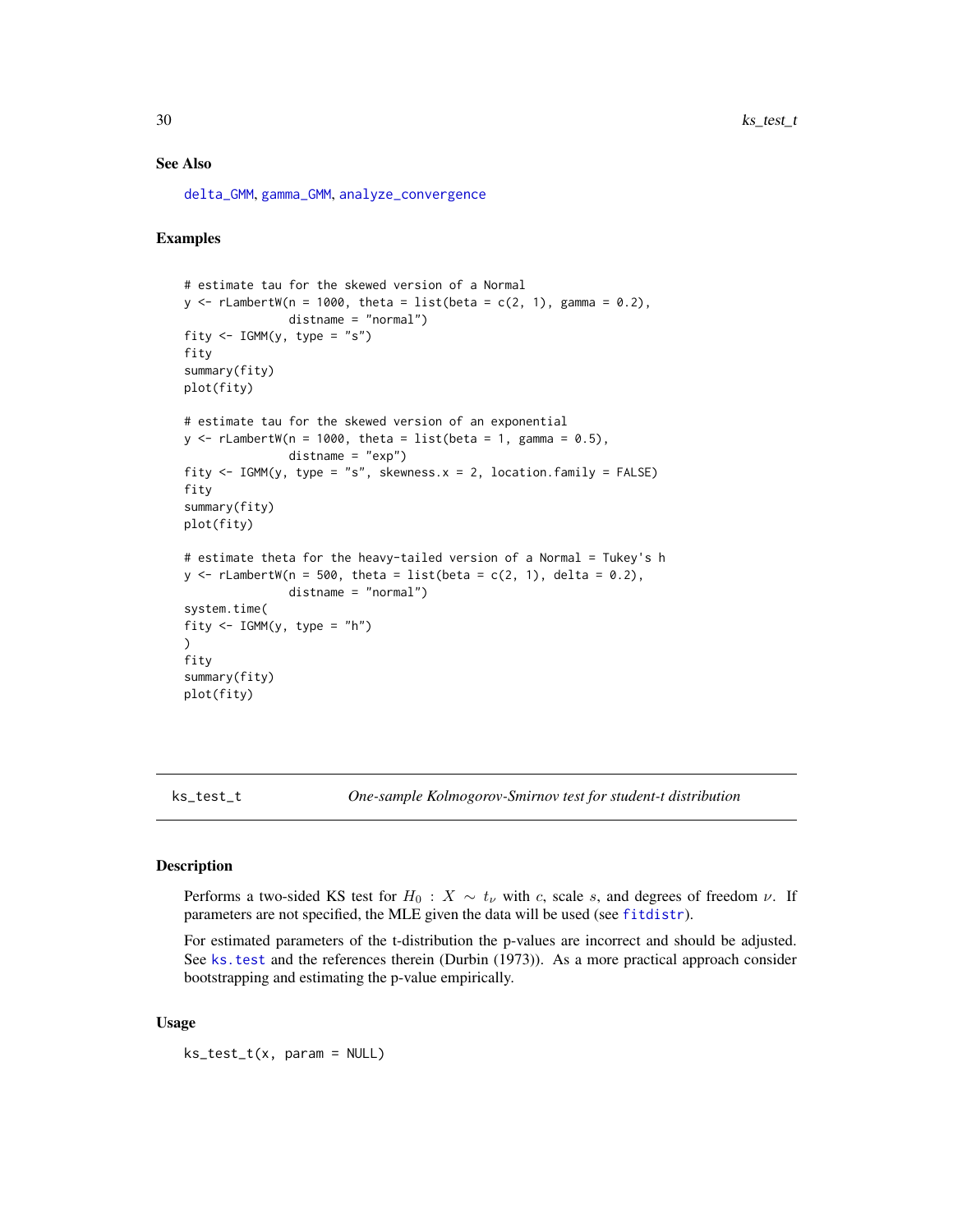## See Also

delta_GMM, gamma_GMM, analyze_convergence

## Examples

```
# estimate tau for the skewed version of a Normal
y <- rLambertW(n = 1000, theta = list(beta = c(2, 1), gamma = 0.2),
               distname = "normal")
fity <- IGMM(y, type = "s")
fity
summary(fity)
plot(fity)

# estimate tau for the skewed version of an exponential
y <- rLambertW(n = 1000, theta = list(beta = 1, gamma = 0.5),
               distname = "exp")
fity <- IGMM(y, type = "s", skewness.x = 2, location.family = FALSE)
fity
summary(fity)
plot(fity)

# estimate theta for the heavy-tailed version of a Normal = Tukey's h
y <- rLambertW(n = 500, theta = list(beta = c(2, 1), delta = 0.2),
               distname = "normal")
system.time(
fity <- IGMM(y, type = "h")
)
fity
summary(fity)
plot(fity)
```

---

# ks_test_t — *One-sample Kolmogorov-Smirnov test for student-t distribution*

## Description

Performs a two-sided KS test for $H_0 : X \sim t_\nu$ with $c$, scale $s$, and degrees of freedom $\nu$. If parameters are not specified, the MLE given the data will be used (see fitdistr).

For estimated parameters of the t-distribution the p-values are incorrect and should be adjusted. See ks.test and the references therein (Durbin (1973)). As a more practical approach consider bootstrapping and estimating the p-value empirically.

## Usage

```
ks_test_t(x, param = NULL)
```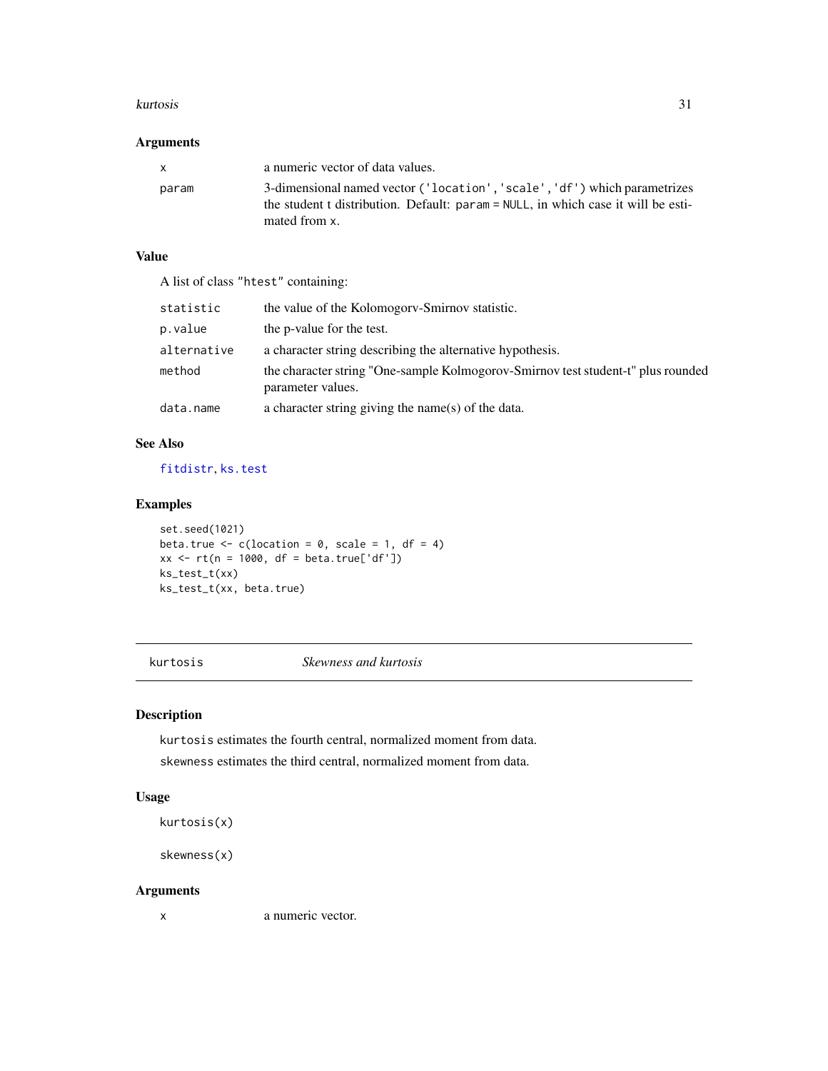### Arguments

| | |
|---|---|
| x | a numeric vector of data values. |
| param | 3-dimensional named vector ('location','scale','df') which parametrizes the student t distribution. Default: param = NULL, in which case it will be estimated from x. |

### Value

A list of class "htest" containing:

| | |
|---|---|
| statistic | the value of the Kolomogorv-Smirnov statistic. |
| p.value | the p-value for the test. |
| alternative | a character string describing the alternative hypothesis. |
| method | the character string "One-sample Kolmogorov-Smirnov test student-t" plus rounded parameter values. |
| data.name | a character string giving the name(s) of the data. |

### See Also

fitdistr, ks.test

### Examples

```
set.seed(1021)
beta.true <- c(location = 0, scale = 1, df = 4)
xx <- rt(n = 1000, df = beta.true['df'])
ks_test_t(xx)
ks_test_t(xx, beta.true)
```

---

## kurtosis *Skewness and kurtosis*

### Description

kurtosis estimates the fourth central, normalized moment from data.

skewness estimates the third central, normalized moment from data.

### Usage

```
kurtosis(x)

skewness(x)
```

### Arguments

| | |
|---|---|
| x | a numeric vector. |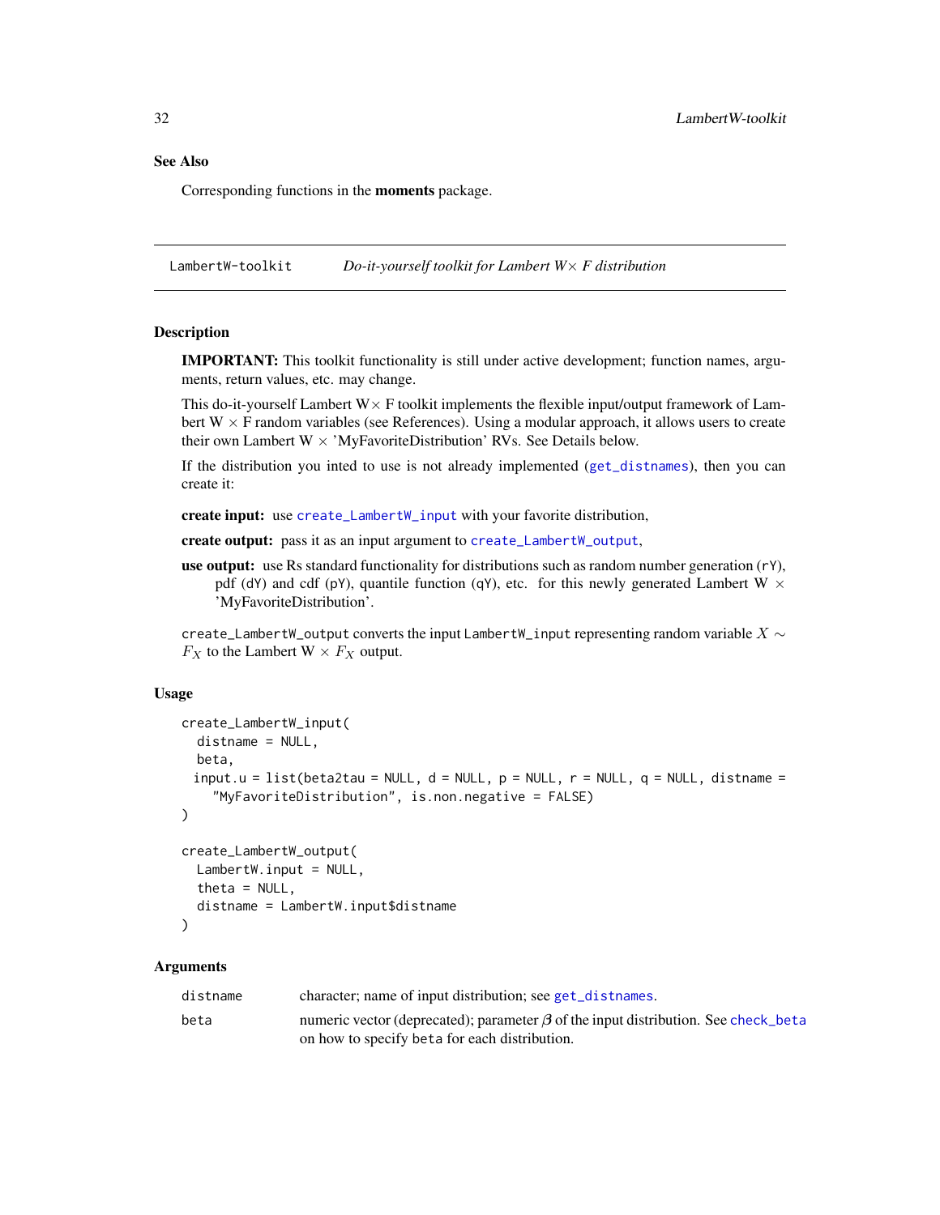### See Also

Corresponding functions in the **moments** package.

---

LambertW-toolkit    *Do-it-yourself toolkit for Lambert W× F distribution*

---

### Description

**IMPORTANT:** This toolkit functionality is still under active development; function names, arguments, return values, etc. may change.

This do-it-yourself Lambert W× F toolkit implements the flexible input/output framework of Lambert W × F random variables (see References). Using a modular approach, it allows users to create their own Lambert W × 'MyFavoriteDistribution' RVs. See Details below.

If the distribution you inted to use is not already implemented (get_distnames), then you can create it:

**create input:** use create_LambertW_input with your favorite distribution,

**create output:** pass it as an input argument to create_LambertW_output,

**use output:** use Rs standard functionality for distributions such as random number generation (rY), pdf (dY) and cdf (pY), quantile function (qY), etc. for this newly generated Lambert W × 'MyFavoriteDistribution'.

create_LambertW_output converts the input LambertW_input representing random variable $X \sim F_X$ to the Lambert W × $F_X$ output.

### Usage

```
create_LambertW_input(
  distname = NULL,
  beta,
 input.u = list(beta2tau = NULL, d = NULL, p = NULL, r = NULL, q = NULL, distname =
    "MyFavoriteDistribution", is.non.negative = FALSE)
)

create_LambertW_output(
  LambertW.input = NULL,
  theta = NULL,
  distname = LambertW.input$distname
)
```

### Arguments

| | |
|---|---|
| distname | character; name of input distribution; see get_distnames. |
| beta | numeric vector (deprecated); parameter $\beta$ of the input distribution. See check_beta on how to specify beta for each distribution. |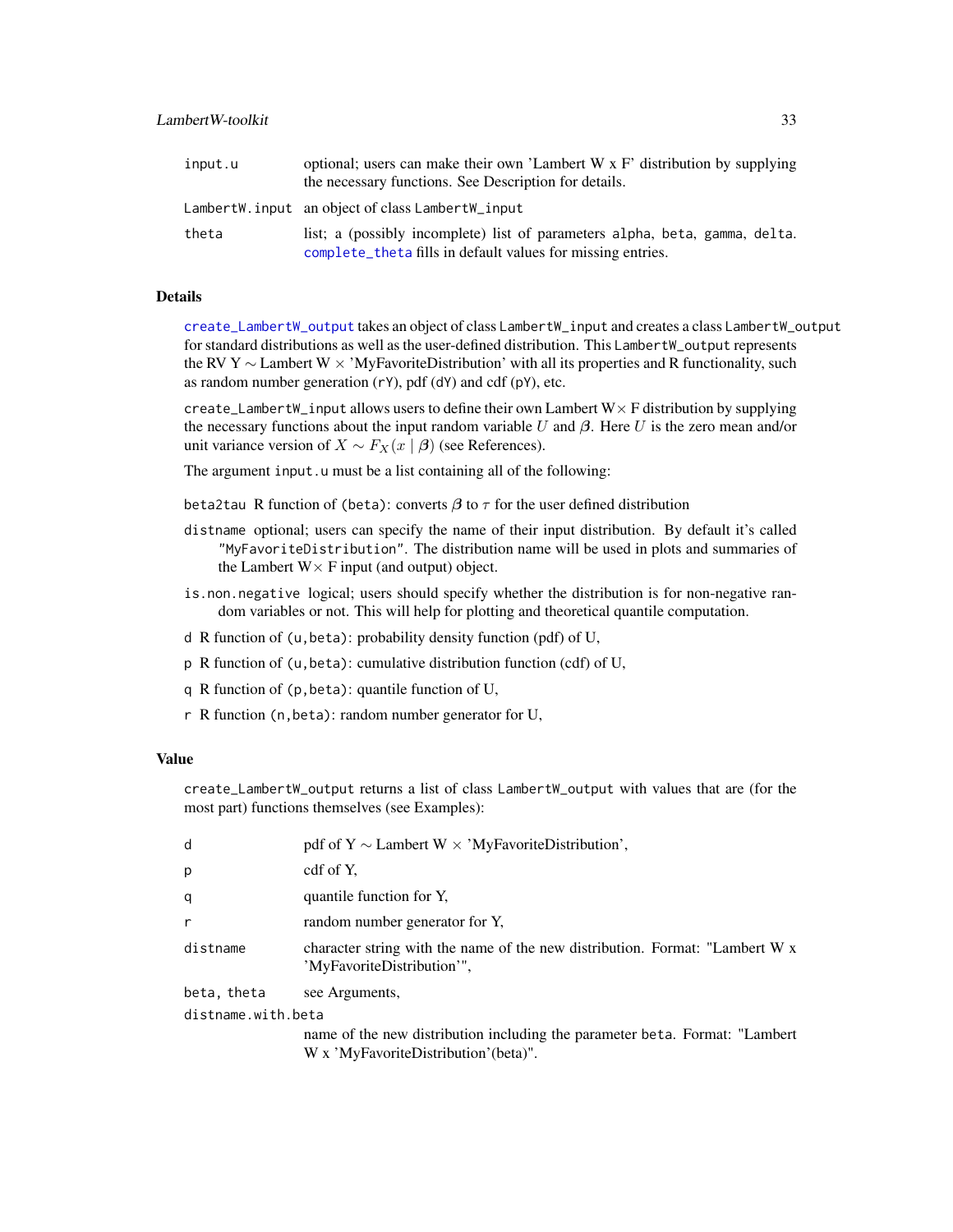| | |
|---|---|
| `input.u` | optional; users can make their own 'Lambert W x F' distribution by supplying the necessary functions. See Description for details. |
| `LambertW.input` | an object of class `LambertW_input` |
| `theta` | list; a (possibly incomplete) list of parameters `alpha`, `beta`, `gamma`, `delta`. `complete_theta` fills in default values for missing entries. |

## Details

`create_LambertW_output` takes an object of class `LambertW_input` and creates a class `LambertW_output` for standard distributions as well as the user-defined distribution. This `LambertW_output` represents the RV Y $\sim$ Lambert W $\times$ 'MyFavoriteDistribution' with all its properties and R functionality, such as random number generation (`rY`), pdf (`dY`) and cdf (`pY`), etc.

`create_LambertW_input` allows users to define their own Lambert W$\times$ F distribution by supplying the necessary functions about the input random variable $U$ and $\boldsymbol{\beta}$. Here $U$ is the zero mean and/or unit variance version of $X \sim F_X(x \mid \boldsymbol{\beta})$ (see References).

The argument `input.u` must be a list containing all of the following:

- `beta2tau` R function of `(beta)`: converts $\boldsymbol{\beta}$ to $\tau$ for the user defined distribution
- `distname` optional; users can specify the name of their input distribution. By default it's called `"MyFavoriteDistribution"`. The distribution name will be used in plots and summaries of the Lambert W$\times$ F input (and output) object.
- `is.non.negative` logical; users should specify whether the distribution is for non-negative random variables or not. This will help for plotting and theoretical quantile computation.
- `d` R function of `(u,beta)`: probability density function (pdf) of U,
- `p` R function of `(u,beta)`: cumulative distribution function (cdf) of U,
- `q` R function of `(p,beta)`: quantile function of U,
- `r` R function `(n,beta)`: random number generator for U,

## Value

`create_LambertW_output` returns a list of class `LambertW_output` with values that are (for the most part) functions themselves (see Examples):

| | |
|---|---|
| `d` | pdf of Y $\sim$ Lambert W $\times$ 'MyFavoriteDistribution', |
| `p` | cdf of Y, |
| `q` | quantile function for Y, |
| `r` | random number generator for Y, |
| `distname` | character string with the name of the new distribution. Format: "Lambert W x 'MyFavoriteDistribution'", |
| `beta, theta` | see Arguments, |
| `distname.with.beta` | name of the new distribution including the parameter `beta`. Format: "Lambert W x 'MyFavoriteDistribution'(beta)". |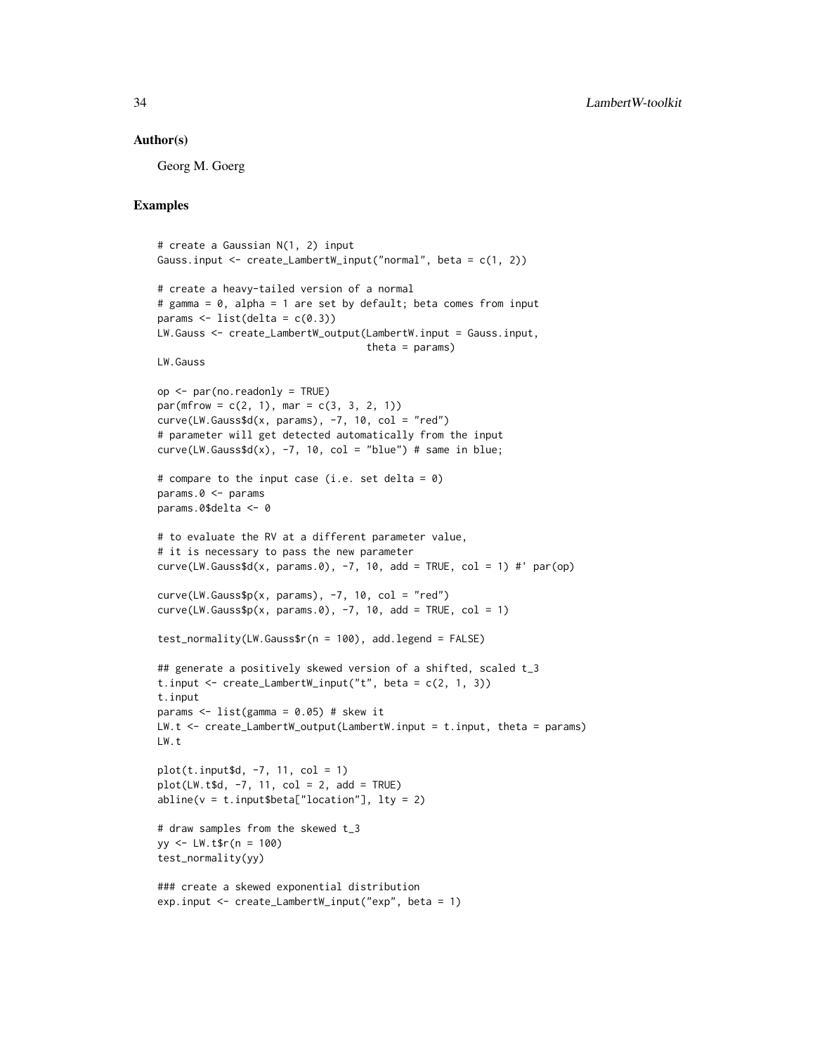### Author(s)

Georg M. Goerg

### Examples

```
# create a Gaussian N(1, 2) input
Gauss.input <- create_LambertW_input("normal", beta = c(1, 2))

# create a heavy-tailed version of a normal
# gamma = 0, alpha = 1 are set by default; beta comes from input
params <- list(delta = c(0.3))
LW.Gauss <- create_LambertW_output(LambertW.input = Gauss.input,
                                   theta = params)
LW.Gauss

op <- par(no.readonly = TRUE)
par(mfrow = c(2, 1), mar = c(3, 3, 2, 1))
curve(LW.Gauss$d(x, params), -7, 10, col = "red")
# parameter will get detected automatically from the input
curve(LW.Gauss$d(x), -7, 10, col = "blue") # same in blue;

# compare to the input case (i.e. set delta = 0)
params.0 <- params
params.0$delta <- 0

# to evaluate the RV at a different parameter value,
# it is necessary to pass the new parameter
curve(LW.Gauss$d(x, params.0), -7, 10, add = TRUE, col = 1) #' par(op)

curve(LW.Gauss$p(x, params), -7, 10, col = "red")
curve(LW.Gauss$p(x, params.0), -7, 10, add = TRUE, col = 1)

test_normality(LW.Gauss$r(n = 100), add.legend = FALSE)

## generate a positively skewed version of a shifted, scaled t_3
t.input <- create_LambertW_input("t", beta = c(2, 1, 3))
t.input
params <- list(gamma = 0.05) # skew it
LW.t <- create_LambertW_output(LambertW.input = t.input, theta = params)
LW.t

plot(t.input$d, -7, 11, col = 1)
plot(LW.t$d, -7, 11, col = 2, add = TRUE)
abline(v = t.input$beta["location"], lty = 2)

# draw samples from the skewed t_3
yy <- LW.t$r(n = 100)
test_normality(yy)

### create a skewed exponential distribution
exp.input <- create_LambertW_input("exp", beta = 1)
```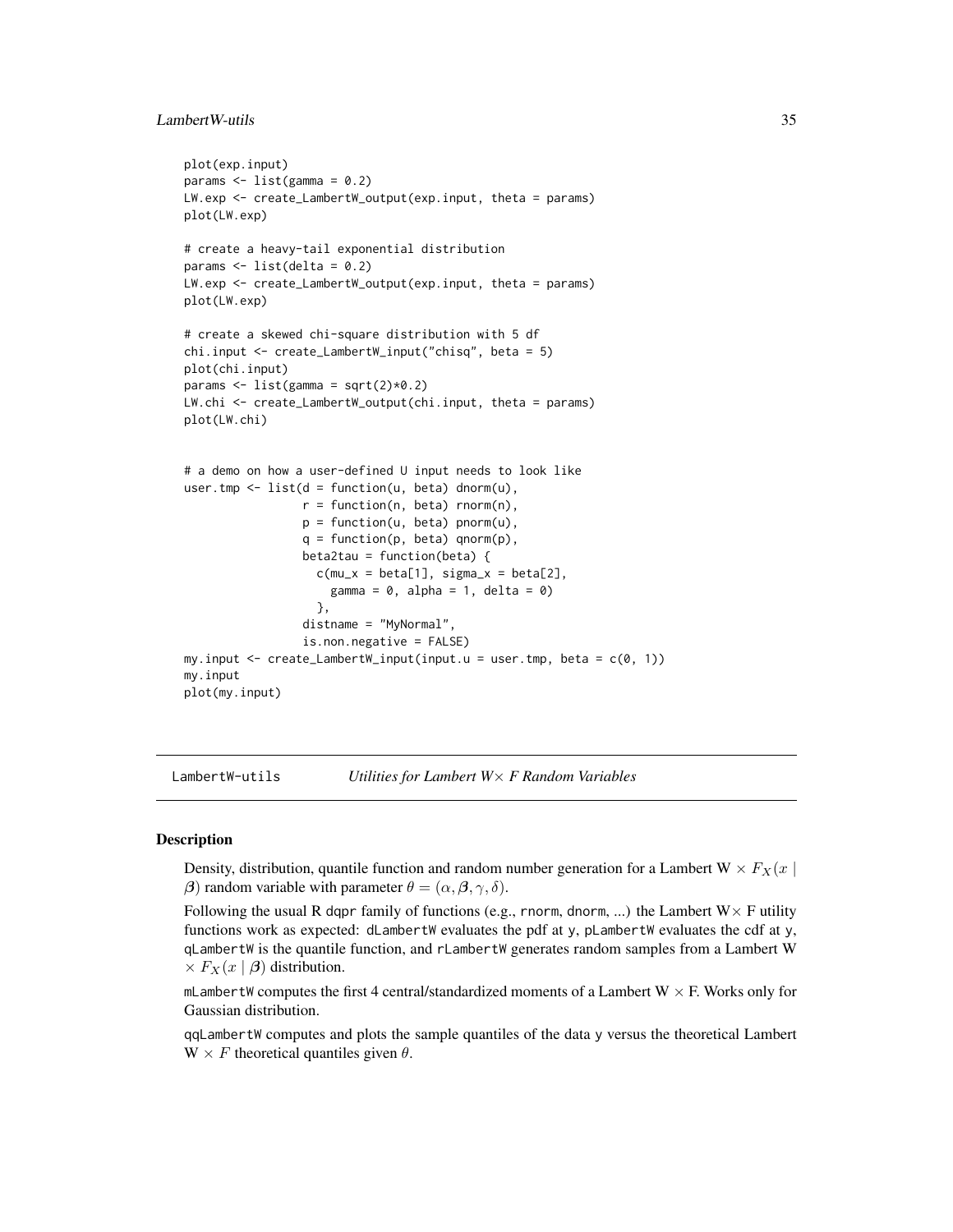```
plot(exp.input)
params <- list(gamma = 0.2)
LW.exp <- create_LambertW_output(exp.input, theta = params)
plot(LW.exp)

# create a heavy-tail exponential distribution
params <- list(delta = 0.2)
LW.exp <- create_LambertW_output(exp.input, theta = params)
plot(LW.exp)

# create a skewed chi-square distribution with 5 df
chi.input <- create_LambertW_input("chisq", beta = 5)
plot(chi.input)
params <- list(gamma = sqrt(2)*0.2)
LW.chi <- create_LambertW_output(chi.input, theta = params)
plot(LW.chi)


# a demo on how a user-defined U input needs to look like
user.tmp <- list(d = function(u, beta) dnorm(u),
                 r = function(n, beta) rnorm(n),
                 p = function(u, beta) pnorm(u),
                 q = function(p, beta) qnorm(p),
                 beta2tau = function(beta) {
                   c(mu_x = beta[1], sigma_x = beta[2],
                     gamma = 0, alpha = 1, delta = 0)
                   },
                 distname = "MyNormal",
                 is.non.negative = FALSE)
my.input <- create_LambertW_input(input.u = user.tmp, beta = c(0, 1))
my.input
plot(my.input)
```

---

LambertW-utils &nbsp;&nbsp;&nbsp; *Utilities for Lambert W$\times$ F Random Variables*

---

## Description

Density, distribution, quantile function and random number generation for a Lambert W $\times$ $F_X(x \mid \boldsymbol{\beta})$ random variable with parameter $\theta = (\alpha, \boldsymbol{\beta}, \gamma, \delta)$.

Following the usual R dqpr family of functions (e.g., rnorm, dnorm, ...) the Lambert W$\times$ F utility functions work as expected: dLambertW evaluates the pdf at y, pLambertW evaluates the cdf at y, qLambertW is the quantile function, and rLambertW generates random samples from a Lambert W $\times$ $F_X(x \mid \boldsymbol{\beta})$ distribution.

mLambertW computes the first 4 central/standardized moments of a Lambert W $\times$ F. Works only for Gaussian distribution.

qqLambertW computes and plots the sample quantiles of the data y versus the theoretical Lambert W $\times$ $F$ theoretical quantiles given $\theta$.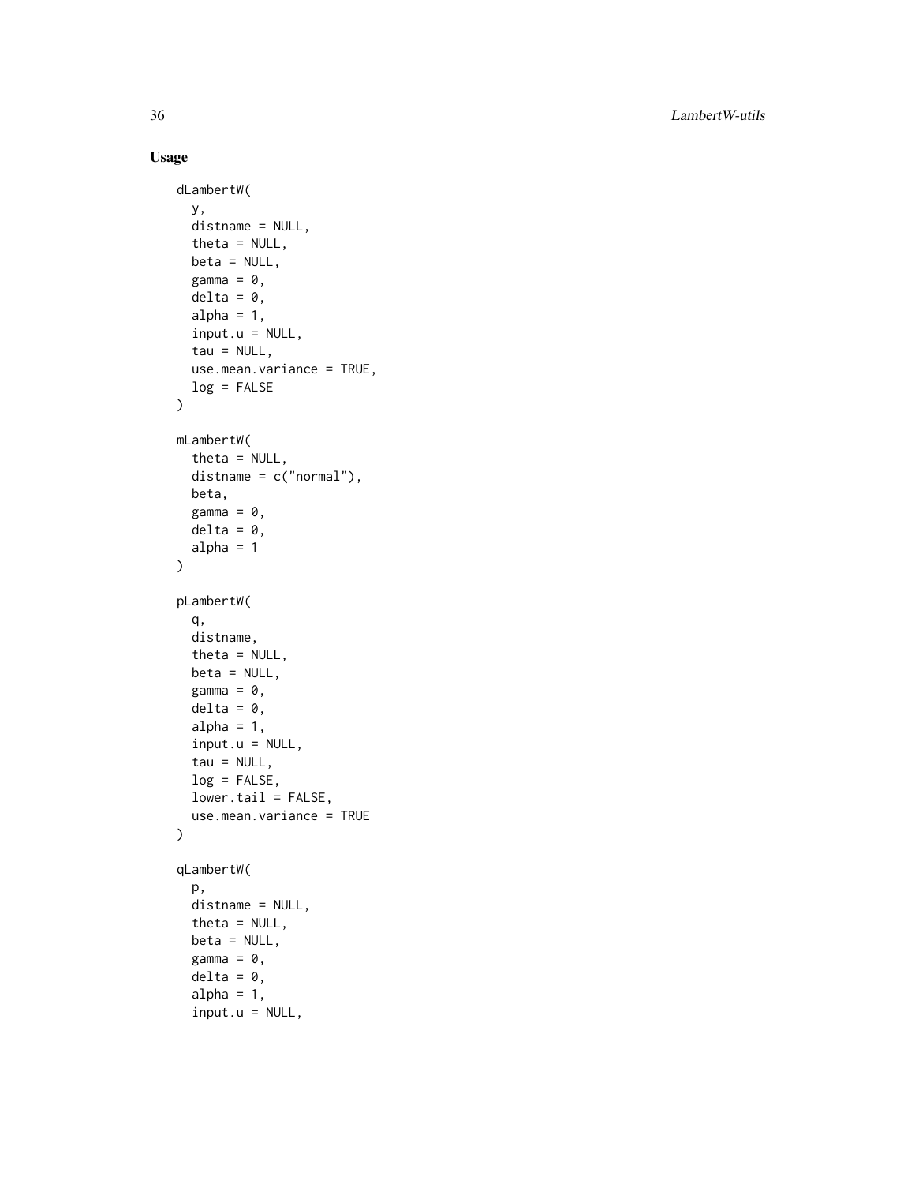## Usage

```
dLambertW(
  y,
  distname = NULL,
  theta = NULL,
  beta = NULL,
  gamma = 0,
  delta = 0,
  alpha = 1,
  input.u = NULL,
  tau = NULL,
  use.mean.variance = TRUE,
  log = FALSE
)

mLambertW(
  theta = NULL,
  distname = c("normal"),
  beta,
  gamma = 0,
  delta = 0,
  alpha = 1
)

pLambertW(
  q,
  distname,
  theta = NULL,
  beta = NULL,
  gamma = 0,
  delta = 0,
  alpha = 1,
  input.u = NULL,
  tau = NULL,
  log = FALSE,
  lower.tail = FALSE,
  use.mean.variance = TRUE
)

qLambertW(
  p,
  distname = NULL,
  theta = NULL,
  beta = NULL,
  gamma = 0,
  delta = 0,
  alpha = 1,
  input.u = NULL,
```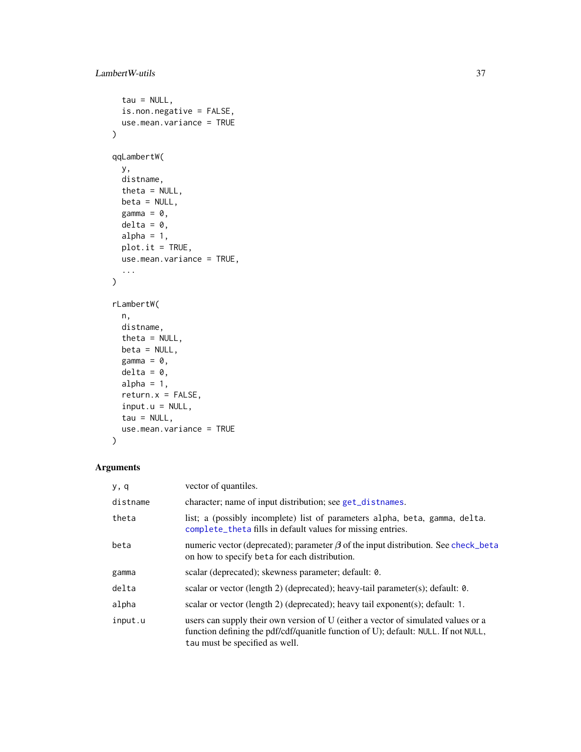```
  tau = NULL,
  is.non.negative = FALSE,
  use.mean.variance = TRUE
)

qqLambertW(
  y,
  distname,
  theta = NULL,
  beta = NULL,
  gamma = 0,
  delta = 0,
  alpha = 1,
  plot.it = TRUE,
  use.mean.variance = TRUE,
  ...
)

rLambertW(
  n,
  distname,
  theta = NULL,
  beta = NULL,
  gamma = 0,
  delta = 0,
  alpha = 1,
  return.x = FALSE,
  input.u = NULL,
  tau = NULL,
  use.mean.variance = TRUE
)
```

## Arguments

| | |
|---|---|
| `y, q` | vector of quantiles. |
| `distname` | character; name of input distribution; see `get_distnames`. |
| `theta` | list; a (possibly incomplete) list of parameters `alpha`, `beta`, `gamma`, `delta`. `complete_theta` fills in default values for missing entries. |
| `beta` | numeric vector (deprecated); parameter $\boldsymbol{\beta}$ of the input distribution. See `check_beta` on how to specify `beta` for each distribution. |
| `gamma` | scalar (deprecated); skewness parameter; default: `0`. |
| `delta` | scalar or vector (length 2) (deprecated); heavy-tail parameter(s); default: `0`. |
| `alpha` | scalar or vector (length 2) (deprecated); heavy tail exponent(s); default: `1`. |
| `input.u` | users can supply their own version of U (either a vector of simulated values or a function defining the pdf/cdf/quanitle function of U); default: `NULL`. If not `NULL`, `tau` must be specified as well. |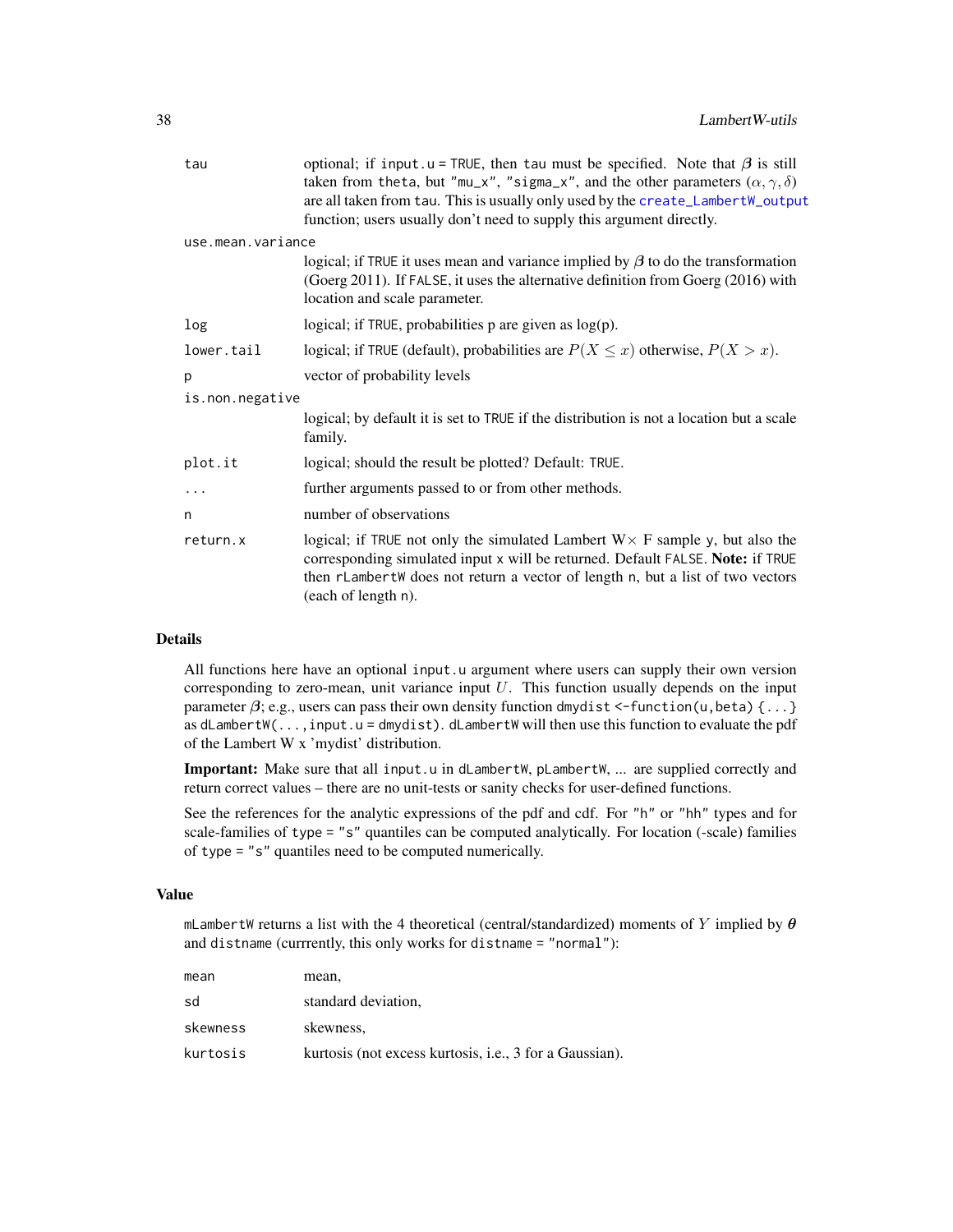| | |
|---|---|
| tau | optional; if `input.u = TRUE`, then tau must be specified. Note that $\boldsymbol{\beta}$ is still taken from theta, but "mu_x", "sigma_x", and the other parameters ($\alpha, \gamma, \delta$) are all taken from tau. This is usually only used by the create_LambertW_output function; users usually don't need to supply this argument directly. |
| use.mean.variance | logical; if TRUE it uses mean and variance implied by $\boldsymbol{\beta}$ to do the transformation (Goerg 2011). If FALSE, it uses the alternative definition from Goerg (2016) with location and scale parameter. |
| log | logical; if TRUE, probabilities p are given as log(p). |
| lower.tail | logical; if TRUE (default), probabilities are $P(X \leq x)$ otherwise, $P(X > x)$. |
| p | vector of probability levels |
| is.non.negative | logical; by default it is set to TRUE if the distribution is not a location but a scale family. |
| plot.it | logical; should the result be plotted? Default: TRUE. |
| ... | further arguments passed to or from other methods. |
| n | number of observations |
| return.x | logical; if TRUE not only the simulated Lambert W× F sample y, but also the corresponding simulated input x will be returned. Default FALSE. **Note:** if TRUE then rLambertW does not return a vector of length n, but a list of two vectors (each of length n). |

## Details

All functions here have an optional `input.u` argument where users can supply their own version corresponding to zero-mean, unit variance input $U$. This function usually depends on the input parameter $\boldsymbol{\beta}$; e.g., users can pass their own density function `dmydist <-function(u,beta) {...}` as `dLambertW(...,input.u = dmydist)`. dLambertW will then use this function to evaluate the pdf of the Lambert W x 'mydist' distribution.

**Important:** Make sure that all `input.u` in dLambertW, pLambertW, ... are supplied correctly and return correct values – there are no unit-tests or sanity checks for user-defined functions.

See the references for the analytic expressions of the pdf and cdf. For "h" or "hh" types and for scale-families of `type = "s"` quantiles can be computed analytically. For location (-scale) families of `type = "s"` quantiles need to be computed numerically.

## Value

mLambertW returns a list with the 4 theoretical (central/standardized) moments of $Y$ implied by $\boldsymbol{\theta}$ and distname (currrently, this only works for `distname = "normal"`):

| | |
|---|---|
| mean | mean, |
| sd | standard deviation, |
| skewness | skewness, |
| kurtosis | kurtosis (not excess kurtosis, i.e., 3 for a Gaussian). |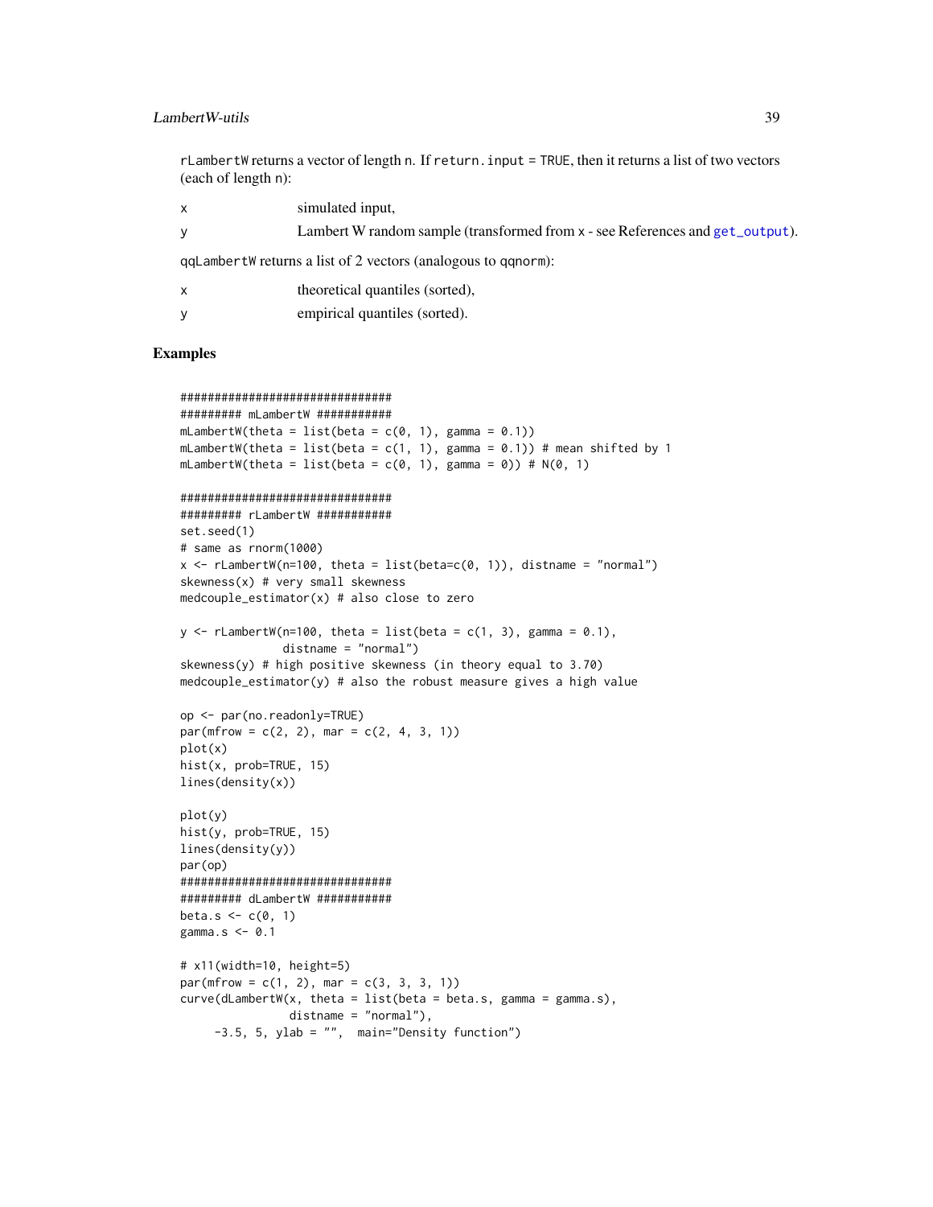`rLambertW` returns a vector of length `n`. If `return.input = TRUE`, then it returns a list of two vectors (each of length `n`):

| | |
|---|---|
| x | simulated input, |
| y | Lambert W random sample (transformed from `x` - see References and `get_output`). |

`qqLambertW` returns a list of 2 vectors (analogous to `qqnorm`):

| | |
|---|---|
| x | theoretical quantiles (sorted), |
| y | empirical quantiles (sorted). |

### Examples

```
###############################
######### mLambertW ###########
mLambertW(theta = list(beta = c(0, 1), gamma = 0.1))
mLambertW(theta = list(beta = c(1, 1), gamma = 0.1)) # mean shifted by 1
mLambertW(theta = list(beta = c(0, 1), gamma = 0)) # N(0, 1)

###############################
######### rLambertW ###########
set.seed(1)
# same as rnorm(1000)
x <- rLambertW(n=100, theta = list(beta=c(0, 1)), distname = "normal")
skewness(x) # very small skewness
medcouple_estimator(x) # also close to zero

y <- rLambertW(n=100, theta = list(beta = c(1, 3), gamma = 0.1),
               distname = "normal")
skewness(y) # high positive skewness (in theory equal to 3.70)
medcouple_estimator(y) # also the robust measure gives a high value

op <- par(no.readonly=TRUE)
par(mfrow = c(2, 2), mar = c(2, 4, 3, 1))
plot(x)
hist(x, prob=TRUE, 15)
lines(density(x))

plot(y)
hist(y, prob=TRUE, 15)
lines(density(y))
par(op)
###############################
######### dLambertW ###########
beta.s <- c(0, 1)
gamma.s <- 0.1

# x11(width=10, height=5)
par(mfrow = c(1, 2), mar = c(3, 3, 3, 1))
curve(dLambertW(x, theta = list(beta = beta.s, gamma = gamma.s),
                distname = "normal"),
     -3.5, 5, ylab = "",  main="Density function")
```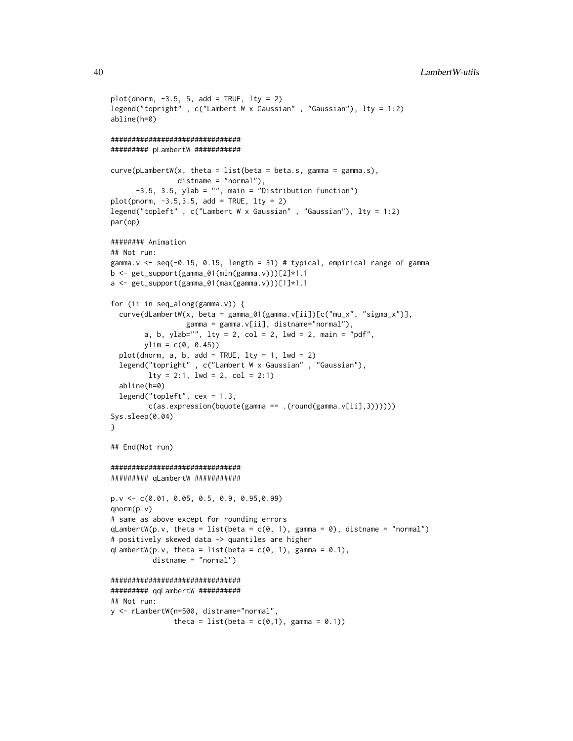```
plot(dnorm, -3.5, 5, add = TRUE, lty = 2)
legend("topright" , c("Lambert W x Gaussian" , "Gaussian"), lty = 1:2)
abline(h=0)

###############################
######### pLambertW ###########

curve(pLambertW(x, theta = list(beta = beta.s, gamma = gamma.s),
                distname = "normal"),
      -3.5, 3.5, ylab = "", main = "Distribution function")
plot(pnorm, -3.5,3.5, add = TRUE, lty = 2)
legend("topleft" , c("Lambert W x Gaussian" , "Gaussian"), lty = 1:2)
par(op)

######## Animation
## Not run:
gamma.v <- seq(-0.15, 0.15, length = 31) # typical, empirical range of gamma
b <- get_support(gamma_01(min(gamma.v)))[2]*1.1
a <- get_support(gamma_01(max(gamma.v)))[1]*1.1

for (ii in seq_along(gamma.v)) {
  curve(dLambertW(x, beta = gamma_01(gamma.v[ii])[c("mu_x", "sigma_x")],
                  gamma = gamma.v[ii], distname="normal"),
        a, b, ylab="", lty = 2, col = 2, lwd = 2, main = "pdf",
        ylim = c(0, 0.45))
  plot(dnorm, a, b, add = TRUE, lty = 1, lwd = 2)
  legend("topright" , c("Lambert W x Gaussian" , "Gaussian"),
         lty = 2:1, lwd = 2, col = 2:1)
  abline(h=0)
  legend("topleft", cex = 1.3,
         c(as.expression(bquote(gamma == .(round(gamma.v[ii],3))))))
Sys.sleep(0.04)
}

## End(Not run)

###############################
######### qLambertW ###########

p.v <- c(0.01, 0.05, 0.5, 0.9, 0.95,0.99)
qnorm(p.v)
# same as above except for rounding errors
qLambertW(p.v, theta = list(beta = c(0, 1), gamma = 0), distname = "normal")
# positively skewed data -> quantiles are higher
qLambertW(p.v, theta = list(beta = c(0, 1), gamma = 0.1),
          distname = "normal")

###############################
######### qqLambertW ##########
## Not run:
y <- rLambertW(n=500, distname="normal",
               theta = list(beta = c(0,1), gamma = 0.1))
```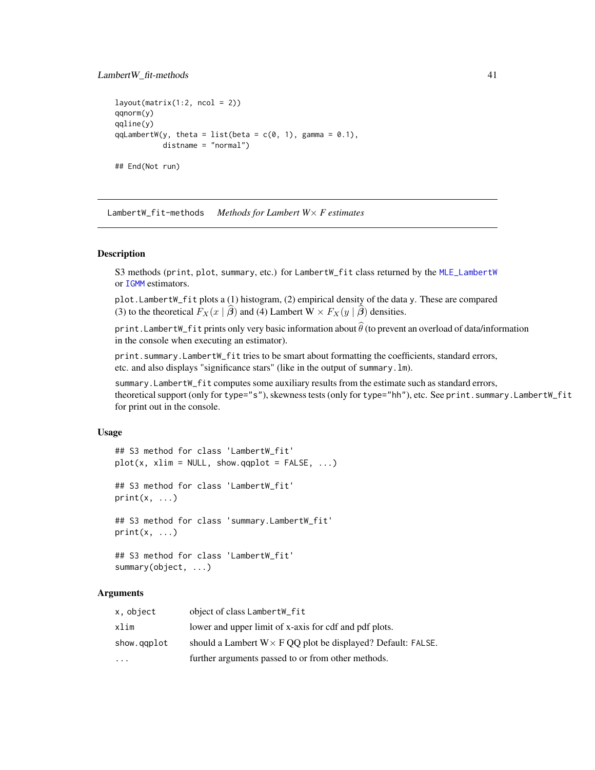```
layout(matrix(1:2, ncol = 2))
qqnorm(y)
qqline(y)
qqLambertW(y, theta = list(beta = c(0, 1), gamma = 0.1),
           distname = "normal")

## End(Not run)
```

---

LambertW_fit-methods    *Methods for Lambert W$\times$ F estimates*

---

### Description

S3 methods (print, plot, summary, etc.) for LambertW_fit class returned by the MLE_LambertW or IGMM estimators.

plot.LambertW_fit plots a (1) histogram, (2) empirical density of the data y. These are compared (3) to the theoretical $F_X(x \mid \widehat{\boldsymbol{\beta}})$ and (4) Lambert W $\times$ $F_X(y \mid \widehat{\boldsymbol{\beta}})$ densities.

print.LambertW_fit prints only very basic information about $\widehat{\theta}$ (to prevent an overload of data/information in the console when executing an estimator).

print.summary.LambertW_fit tries to be smart about formatting the coefficients, standard errors, etc. and also displays "significance stars" (like in the output of summary.lm).

summary.LambertW_fit computes some auxiliary results from the estimate such as standard errors, theoretical support (only for type="s"), skewness tests (only for type="hh"), etc. See print.summary.LambertW_fit for print out in the console.

### Usage

```
## S3 method for class 'LambertW_fit'
plot(x, xlim = NULL, show.qqplot = FALSE, ...)

## S3 method for class 'LambertW_fit'
print(x, ...)

## S3 method for class 'summary.LambertW_fit'
print(x, ...)

## S3 method for class 'LambertW_fit'
summary(object, ...)
```

### Arguments

| | |
|---|---|
| x, object | object of class LambertW_fit |
| xlim | lower and upper limit of x-axis for cdf and pdf plots. |
| show.qqplot | should a Lambert W$\times$ F QQ plot be displayed? Default: FALSE. |
| ... | further arguments passed to or from other methods. |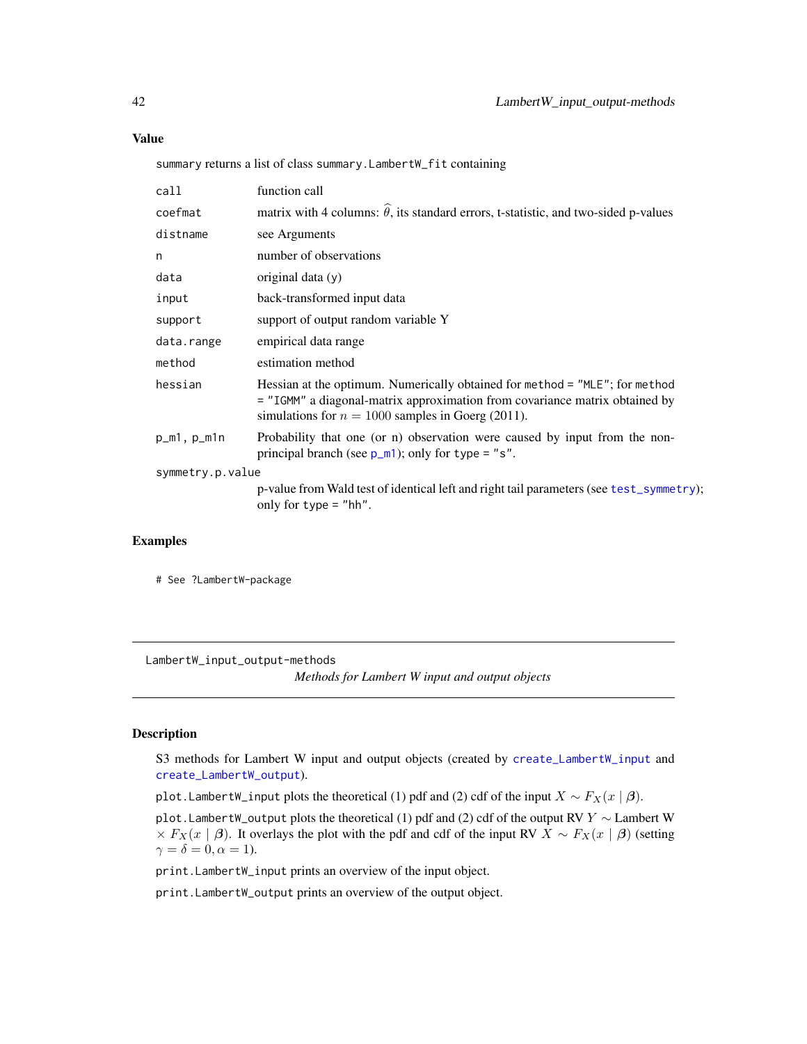### Value

summary returns a list of class summary.LambertW_fit containing

| | |
|---|---|
| call | function call |
| coefmat | matrix with 4 columns: $\widehat{\theta}$, its standard errors, t-statistic, and two-sided p-values |
| distname | see Arguments |
| n | number of observations |
| data | original data (y) |
| input | back-transformed input data |
| support | support of output random variable Y |
| data.range | empirical data range |
| method | estimation method |
| hessian | Hessian at the optimum. Numerically obtained for method = "MLE"; for method = "IGMM" a diagonal-matrix approximation from covariance matrix obtained by simulations for $n = 1000$ samples in Goerg (2011). |
| p_m1, p_m1n | Probability that one (or n) observation were caused by input from the non-principal branch (see p_m1); only for type = "s". |
| symmetry.p.value | p-value from Wald test of identical left and right tail parameters (see test_symmetry); only for type = "hh". |

### Examples

```
# See ?LambertW-package
```

---

## LambertW_input_output-methods

*Methods for Lambert W input and output objects*

### Description

S3 methods for Lambert W input and output objects (created by create_LambertW_input and create_LambertW_output).

plot.LambertW_input plots the theoretical (1) pdf and (2) cdf of the input $X \sim F_X(x \mid \boldsymbol{\beta})$.

plot.LambertW_output plots the theoretical (1) pdf and (2) cdf of the output RV $Y \sim$ Lambert W $\times$ $F_X(x \mid \boldsymbol{\beta})$. It overlays the plot with the pdf and cdf of the input RV $X \sim F_X(x \mid \boldsymbol{\beta})$ (setting $\gamma = \delta = 0, \alpha = 1$).

print.LambertW_input prints an overview of the input object.

print.LambertW_output prints an overview of the output object.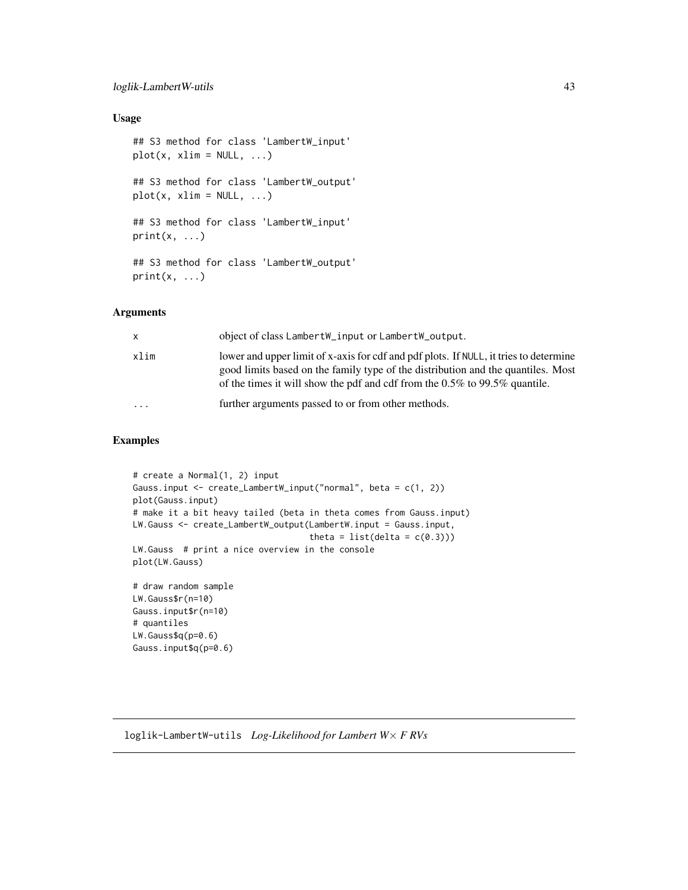## Usage

```
## S3 method for class 'LambertW_input'
plot(x, xlim = NULL, ...)

## S3 method for class 'LambertW_output'
plot(x, xlim = NULL, ...)

## S3 method for class 'LambertW_input'
print(x, ...)

## S3 method for class 'LambertW_output'
print(x, ...)
```

## Arguments

| | |
|---|---|
| `x` | object of class `LambertW_input` or `LambertW_output`. |
| `xlim` | lower and upper limit of x-axis for cdf and pdf plots. If `NULL`, it tries to determine good limits based on the family type of the distribution and the quantiles. Most of the times it will show the pdf and cdf from the 0.5% to 99.5% quantile. |
| `...` | further arguments passed to or from other methods. |

## Examples

```
# create a Normal(1, 2) input
Gauss.input <- create_LambertW_input("normal", beta = c(1, 2))
plot(Gauss.input)
# make it a bit heavy tailed (beta in theta comes from Gauss.input)
LW.Gauss <- create_LambertW_output(LambertW.input = Gauss.input,
                                   theta = list(delta = c(0.3)))
LW.Gauss  # print a nice overview in the console
plot(LW.Gauss)

# draw random sample
LW.Gauss$r(n=10)
Gauss.input$r(n=10)
# quantiles
LW.Gauss$q(p=0.6)
Gauss.input$q(p=0.6)
```

---

# loglik-LambertW-utils    *Log-Likelihood for Lambert W$\times$ F RVs*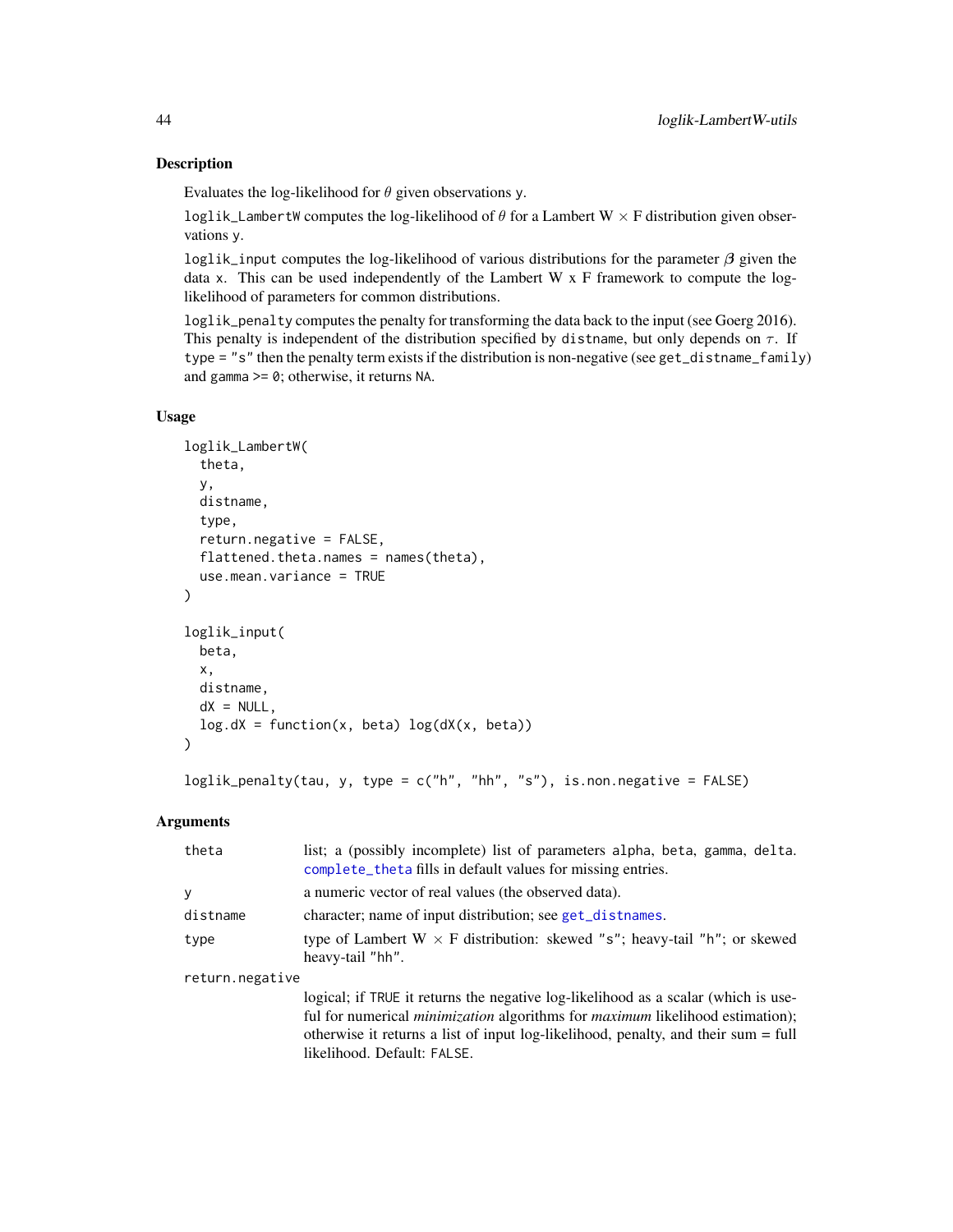## Description

Evaluates the log-likelihood for $\theta$ given observations y.

loglik_LambertW computes the log-likelihood of $\theta$ for a Lambert W $\times$ F distribution given observations y.

loglik_input computes the log-likelihood of various distributions for the parameter $\boldsymbol{\beta}$ given the data x. This can be used independently of the Lambert W x F framework to compute the log-likelihood of parameters for common distributions.

loglik_penalty computes the penalty for transforming the data back to the input (see Goerg 2016). This penalty is independent of the distribution specified by distname, but only depends on $\tau$. If type = "s" then the penalty term exists if the distribution is non-negative (see get_distname_family) and gamma >= 0; otherwise, it returns NA.

## Usage

```
loglik_LambertW(
  theta,
  y,
  distname,
  type,
  return.negative = FALSE,
  flattened.theta.names = names(theta),
  use.mean.variance = TRUE
)

loglik_input(
  beta,
  x,
  distname,
  dX = NULL,
  log.dX = function(x, beta) log(dX(x, beta))
)

loglik_penalty(tau, y, type = c("h", "hh", "s"), is.non.negative = FALSE)
```

## Arguments

| | |
|---|---|
| theta | list; a (possibly incomplete) list of parameters alpha, beta, gamma, delta. complete_theta fills in default values for missing entries. |
| y | a numeric vector of real values (the observed data). |
| distname | character; name of input distribution; see get_distnames. |
| type | type of Lambert W $\times$ F distribution: skewed "s"; heavy-tail "h"; or skewed heavy-tail "hh". |
| return.negative | logical; if TRUE it returns the negative log-likelihood as a scalar (which is useful for numerical *minimization* algorithms for *maximum* likelihood estimation); otherwise it returns a list of input log-likelihood, penalty, and their sum = full likelihood. Default: FALSE. |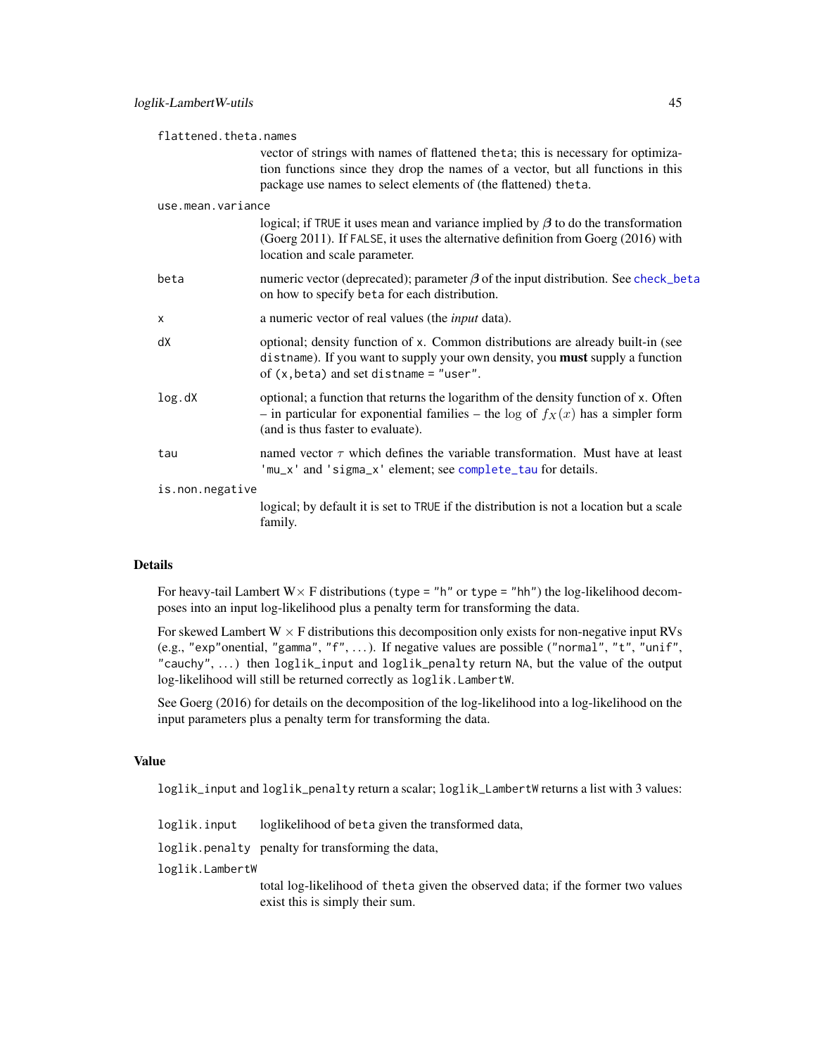flattened.theta.names
: vector of strings with names of flattened `theta`; this is necessary for optimization functions since they drop the names of a vector, but all functions in this package use names to select elements of (the flattened) `theta`.

use.mean.variance
: logical; if `TRUE` it uses mean and variance implied by $\boldsymbol{\beta}$ to do the transformation (Goerg 2011). If `FALSE`, it uses the alternative definition from Goerg (2016) with location and scale parameter.

beta
: numeric vector (deprecated); parameter $\boldsymbol{\beta}$ of the input distribution. See `check_beta` on how to specify `beta` for each distribution.

x
: a numeric vector of real values (the *input* data).

dX
: optional; density function of `x`. Common distributions are already built-in (see `distname`). If you want to supply your own density, you **must** supply a function of `(x,beta)` and set `distname = "user"`.

log.dX
: optional; a function that returns the logarithm of the density function of `x`. Often – in particular for exponential families – the $\log$ of $f_X(x)$ has a simpler form (and is thus faster to evaluate).

tau
: named vector $\tau$ which defines the variable transformation. Must have at least `'mu_x'` and `'sigma_x'` element; see `complete_tau` for details.

is.non.negative
: logical; by default it is set to `TRUE` if the distribution is not a location but a scale family.

## Details

For heavy-tail Lambert W× F distributions (`type = "h"` or `type = "hh"`) the log-likelihood decomposes into an input log-likelihood plus a penalty term for transforming the data.

For skewed Lambert W × F distributions this decomposition only exists for non-negative input RVs (e.g., `"exp"`onential, `"gamma"`, `"f"`, ...). If negative values are possible (`"normal"`, `"t"`, `"unif"`, `"cauchy"`, ...) then `loglik_input` and `loglik_penalty` return `NA`, but the value of the output log-likelihood will still be returned correctly as `loglik.LambertW`.

See Goerg (2016) for details on the decomposition of the log-likelihood into a log-likelihood on the input parameters plus a penalty term for transforming the data.

## Value

`loglik_input` and `loglik_penalty` return a scalar; `loglik_LambertW` returns a list with 3 values:

loglik.input
: loglikelihood of `beta` given the transformed data,

loglik.penalty
: penalty for transforming the data,

loglik.LambertW
: total log-likelihood of `theta` given the observed data; if the former two values exist this is simply their sum.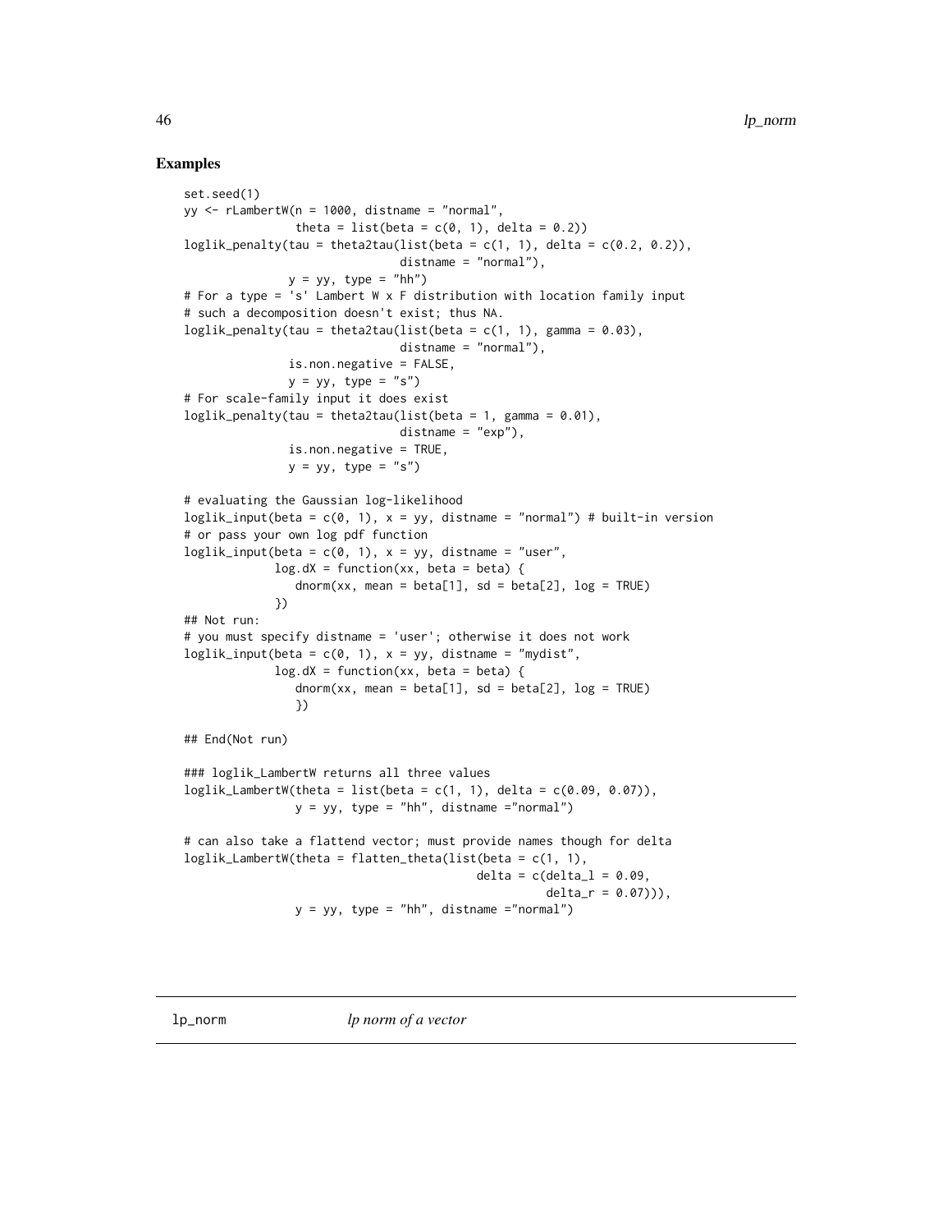## Examples

```
set.seed(1)
yy <- rLambertW(n = 1000, distname = "normal",
                theta = list(beta = c(0, 1), delta = 0.2))
loglik_penalty(tau = theta2tau(list(beta = c(1, 1), delta = c(0.2, 0.2)),
                               distname = "normal"),
               y = yy, type = "hh")
# For a type = 's' Lambert W x F distribution with location family input
# such a decomposition doesn't exist; thus NA.
loglik_penalty(tau = theta2tau(list(beta = c(1, 1), gamma = 0.03),
                               distname = "normal"),
               is.non.negative = FALSE,
               y = yy, type = "s")
# For scale-family input it does exist
loglik_penalty(tau = theta2tau(list(beta = 1, gamma = 0.01),
                               distname = "exp"),
               is.non.negative = TRUE,
               y = yy, type = "s")

# evaluating the Gaussian log-likelihood
loglik_input(beta = c(0, 1), x = yy, distname = "normal") # built-in version
# or pass your own log pdf function
loglik_input(beta = c(0, 1), x = yy, distname = "user",
             log.dX = function(xx, beta = beta) {
                dnorm(xx, mean = beta[1], sd = beta[2], log = TRUE)
             })
## Not run:
# you must specify distname = 'user'; otherwise it does not work
loglik_input(beta = c(0, 1), x = yy, distname = "mydist",
             log.dX = function(xx, beta = beta) {
                dnorm(xx, mean = beta[1], sd = beta[2], log = TRUE)
                })

## End(Not run)

### loglik_LambertW returns all three values
loglik_LambertW(theta = list(beta = c(1, 1), delta = c(0.09, 0.07)),
                y = yy, type = "hh", distname ="normal")

# can also take a flattend vector; must provide names though for delta
loglik_LambertW(theta = flatten_theta(list(beta = c(1, 1),
                                           delta = c(delta_l = 0.09,
                                                     delta_r = 0.07))),
                y = yy, type = "hh", distname ="normal")
```

---

lp_norm                *lp norm of a vector*

---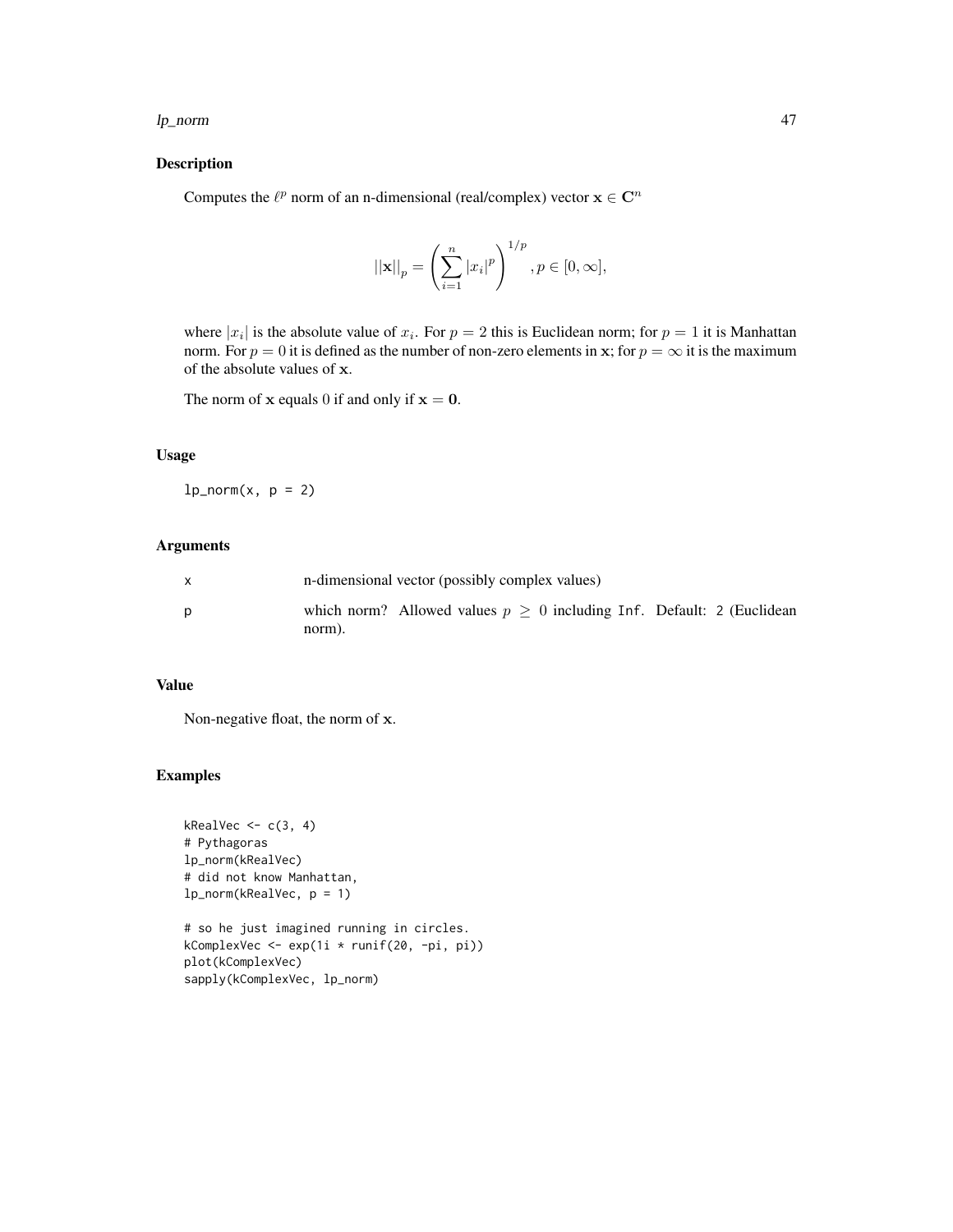### Description

Computes the $\ell^p$ norm of an n-dimensional (real/complex) vector $\mathbf{x} \in \mathbf{C}^n$

$$||\mathbf{x}||_p = \left( \sum_{i=1}^{n} |x_i|^p \right)^{1/p}, p \in [0, \infty],$$

where $|x_i|$ is the absolute value of $x_i$. For $p = 2$ this is Euclidean norm; for $p = 1$ it is Manhattan norm. For $p = 0$ it is defined as the number of non-zero elements in $\mathbf{x}$; for $p = \infty$ it is the maximum of the absolute values of $\mathbf{x}$.

The norm of $\mathbf{x}$ equals $0$ if and only if $\mathbf{x} = \mathbf{0}$.

### Usage

```
lp_norm(x, p = 2)
```

### Arguments

| | |
|---|---|
| x | n-dimensional vector (possibly complex values) |
| p | which norm? Allowed values $p \geq 0$ including Inf. Default: 2 (Euclidean norm). |

### Value

Non-negative float, the norm of $\mathbf{x}$.

### Examples

```
kRealVec <- c(3, 4)
# Pythagoras
lp_norm(kRealVec)
# did not know Manhattan,
lp_norm(kRealVec, p = 1)

# so he just imagined running in circles.
kComplexVec <- exp(1i * runif(20, -pi, pi))
plot(kComplexVec)
sapply(kComplexVec, lp_norm)
```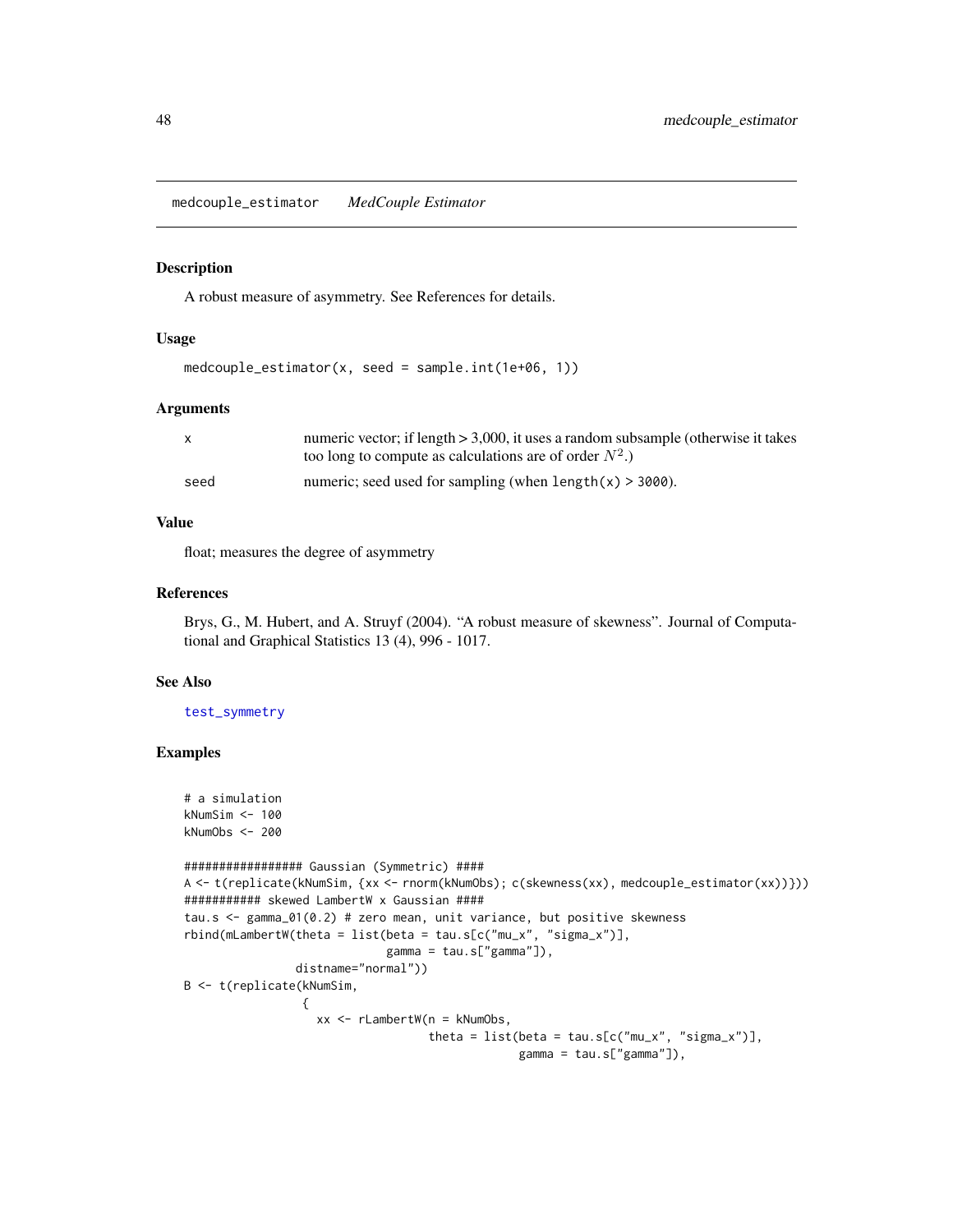## medcouple_estimator *MedCouple Estimator*

### Description

A robust measure of asymmetry. See References for details.

### Usage

```
medcouple_estimator(x, seed = sample.int(1e+06, 1))
```

### Arguments

| | |
|---|---|
| x | numeric vector; if length > 3,000, it uses a random subsample (otherwise it takes too long to compute as calculations are of order $N^2$.) |
| seed | numeric; seed used for sampling (when `length(x) > 3000`). |

### Value

float; measures the degree of asymmetry

### References

Brys, G., M. Hubert, and A. Struyf (2004). "A robust measure of skewness". Journal of Computational and Graphical Statistics 13 (4), 996 - 1017.

### See Also

test_symmetry

### Examples

```
# a simulation
kNumSim <- 100
kNumObs <- 200

################# Gaussian (Symmetric) ####
A <- t(replicate(kNumSim, {xx <- rnorm(kNumObs); c(skewness(xx), medcouple_estimator(xx))}))
########### skewed LambertW x Gaussian ####
tau.s <- gamma_01(0.2) # zero mean, unit variance, but positive skewness
rbind(mLambertW(theta = list(beta = tau.s[c("mu_x", "sigma_x")],
                             gamma = tau.s["gamma"]),
                distname="normal"))
B <- t(replicate(kNumSim,
                 {
                   xx <- rLambertW(n = kNumObs,
                                   theta = list(beta = tau.s[c("mu_x", "sigma_x")],
                                                gamma = tau.s["gamma"]),
```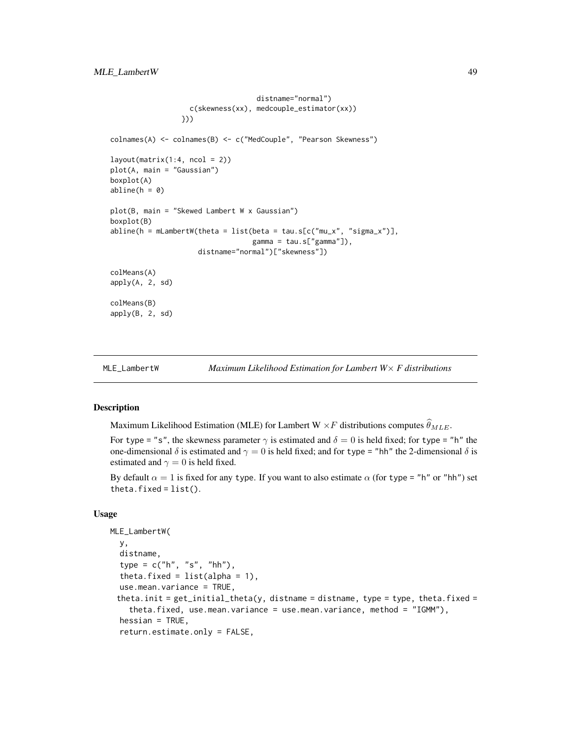```
                                    distname="normal")
                   c(skewness(xx), medcouple_estimator(xx))
                 }))

colnames(A) <- colnames(B) <- c("MedCouple", "Pearson Skewness")

layout(matrix(1:4, ncol = 2))
plot(A, main = "Gaussian")
boxplot(A)
abline(h = 0)

plot(B, main = "Skewed Lambert W x Gaussian")
boxplot(B)
abline(h = mLambertW(theta = list(beta = tau.s[c("mu_x", "sigma_x")],
                                  gamma = tau.s["gamma"]),
                     distname="normal")["skewness"])

colMeans(A)
apply(A, 2, sd)

colMeans(B)
apply(B, 2, sd)
```

## MLE_LambertW — *Maximum Likelihood Estimation for Lambert W× F distributions*

### Description

Maximum Likelihood Estimation (MLE) for Lambert W $\times F$ distributions computes $\widehat{\theta}_{MLE}$.

For type = "s", the skewness parameter $\gamma$ is estimated and $\delta = 0$ is held fixed; for type = "h" the one-dimensional $\delta$ is estimated and $\gamma = 0$ is held fixed; and for type = "hh" the 2-dimensional $\delta$ is estimated and $\gamma = 0$ is held fixed.

By default $\alpha = 1$ is fixed for any type. If you want to also estimate $\alpha$ (for type = "h" or "hh") set theta.fixed = list().

### Usage

```
MLE_LambertW(
  y,
  distname,
  type = c("h", "s", "hh"),
  theta.fixed = list(alpha = 1),
  use.mean.variance = TRUE,
 theta.init = get_initial_theta(y, distname = distname, type = type, theta.fixed =
    theta.fixed, use.mean.variance = use.mean.variance, method = "IGMM"),
  hessian = TRUE,
  return.estimate.only = FALSE,
```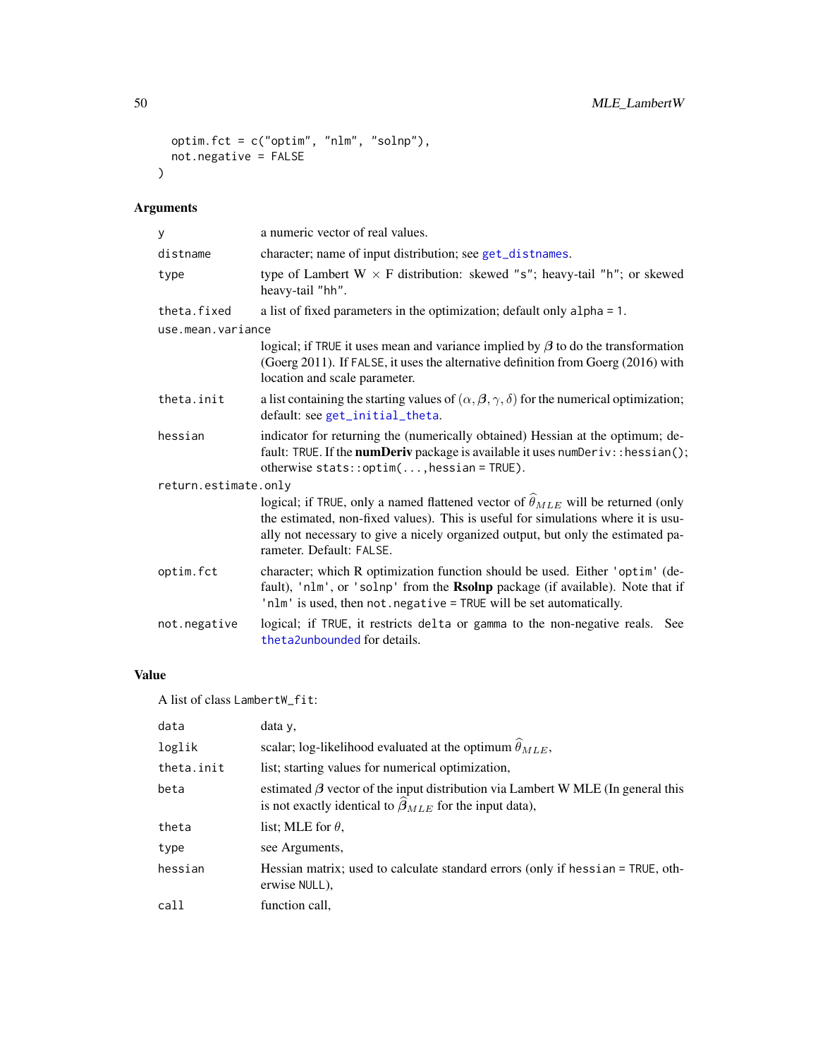```
  optim.fct = c("optim", "nlm", "solnp"),
  not.negative = FALSE
)
```

## Arguments

**y** a numeric vector of real values.

**distname** character; name of input distribution; see get_distnames.

**type** type of Lambert W $\times$ F distribution: skewed "s"; heavy-tail "h"; or skewed heavy-tail "hh".

**theta.fixed** a list of fixed parameters in the optimization; default only alpha = 1.

**use.mean.variance** logical; if TRUE it uses mean and variance implied by $\boldsymbol{\beta}$ to do the transformation (Goerg 2011). If FALSE, it uses the alternative definition from Goerg (2016) with location and scale parameter.

**theta.init** a list containing the starting values of $(\alpha, \boldsymbol{\beta}, \gamma, \delta)$ for the numerical optimization; default: see get_initial_theta.

**hessian** indicator for returning the (numerically obtained) Hessian at the optimum; default: TRUE. If the **numDeriv** package is available it uses numDeriv::hessian(); otherwise stats::optim(...,hessian = TRUE).

**return.estimate.only** logical; if TRUE, only a named flattened vector of $\widehat{\theta}_{MLE}$ will be returned (only the estimated, non-fixed values). This is useful for simulations where it is usually not necessary to give a nicely organized output, but only the estimated parameter. Default: FALSE.

**optim.fct** character; which R optimization function should be used. Either 'optim' (default), 'nlm', or 'solnp' from the **Rsolnp** package (if available). Note that if 'nlm' is used, then not.negative = TRUE will be set automatically.

**not.negative** logical; if TRUE, it restricts delta or gamma to the non-negative reals. See theta2unbounded for details.

## Value

A list of class LambertW_fit:

**data** data y,

**loglik** scalar; log-likelihood evaluated at the optimum $\widehat{\theta}_{MLE}$,

**theta.init** list; starting values for numerical optimization,

**beta** estimated $\boldsymbol{\beta}$ vector of the input distribution via Lambert W MLE (In general this is not exactly identical to $\widehat{\boldsymbol{\beta}}_{MLE}$ for the input data),

**theta** list; MLE for $\theta$,

**type** see Arguments,

**hessian** Hessian matrix; used to calculate standard errors (only if hessian = TRUE, otherwise NULL),

**call** function call,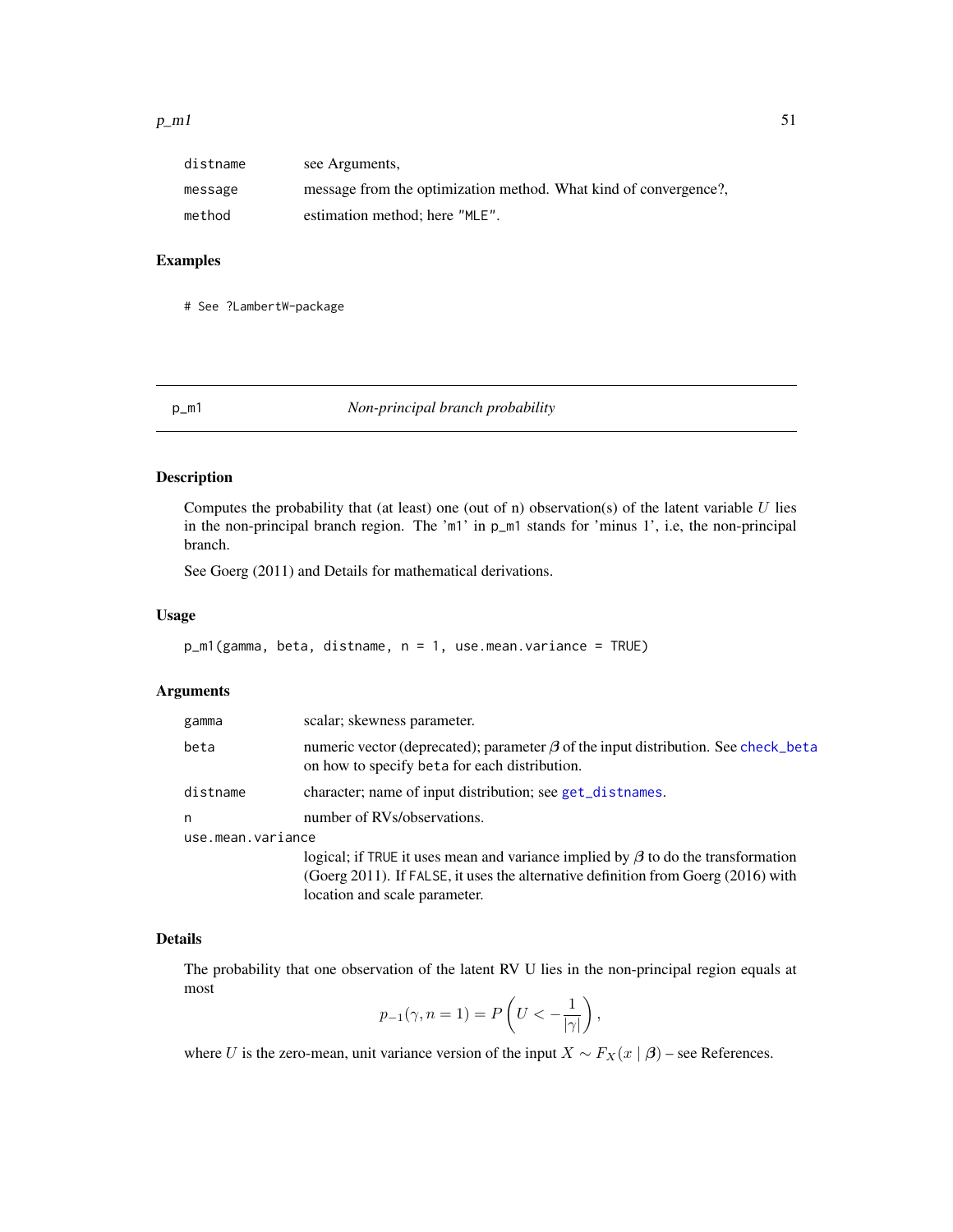| | |
|---|---|
| distname | see Arguments, |
| message | message from the optimization method. What kind of convergence?, |
| method | estimation method; here "MLE". |

## Examples

```
# See ?LambertW-package
```

---

p_m1 *Non-principal branch probability*

---

## Description

Computes the probability that (at least) one (out of n) observation(s) of the latent variable $U$ lies in the non-principal branch region. The 'm1' in p_m1 stands for 'minus 1', i.e, the non-principal branch.

See Goerg (2011) and Details for mathematical derivations.

## Usage

```
p_m1(gamma, beta, distname, n = 1, use.mean.variance = TRUE)
```

## Arguments

| | |
|---|---|
| gamma | scalar; skewness parameter. |
| beta | numeric vector (deprecated); parameter $\boldsymbol{\beta}$ of the input distribution. See check_beta on how to specify beta for each distribution. |
| distname | character; name of input distribution; see get_distnames. |
| n | number of RVs/observations. |
| use.mean.variance | logical; if TRUE it uses mean and variance implied by $\boldsymbol{\beta}$ to do the transformation (Goerg 2011). If FALSE, it uses the alternative definition from Goerg (2016) with location and scale parameter. |

## Details

The probability that one observation of the latent RV U lies in the non-principal region equals at most

$$p_{-1}(\gamma, n = 1) = P\left(U < -\frac{1}{|\gamma|}\right),$$

where $U$ is the zero-mean, unit variance version of the input $X \sim F_X(x \mid \boldsymbol{\beta})$ – see References.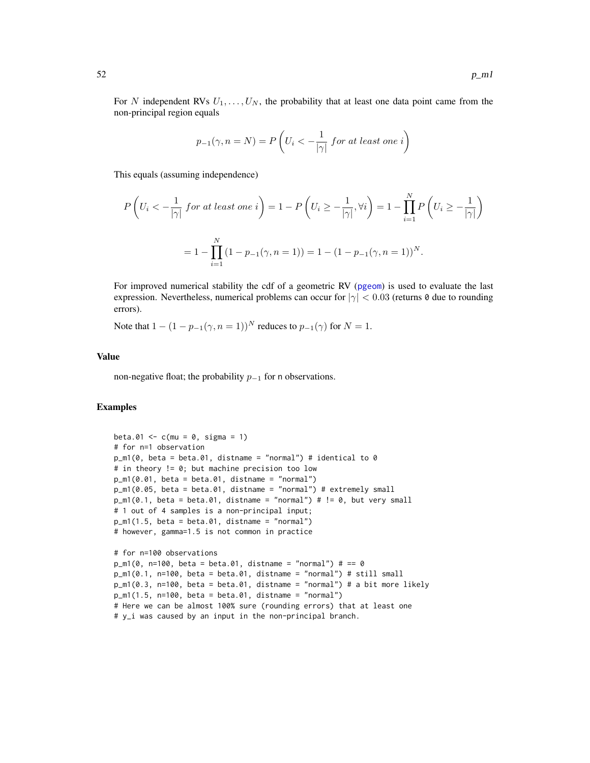For $N$ independent RVs $U_1, \ldots, U_N$, the probability that at least one data point came from the non-principal region equals

$$p_{-1}(\gamma, n = N) = P\left(U_i < -\frac{1}{|\gamma|} \; for \; at \; least \; one \; i\right)$$

This equals (assuming independence)

$$P\left(U_i < -\frac{1}{|\gamma|} \; for \; at \; least \; one \; i\right) = 1 - P\left(U_i \geq -\frac{1}{|\gamma|}, \forall i\right) = 1 - \prod_{i=1}^{N} P\left(U_i \geq -\frac{1}{|\gamma|}\right)$$

$$= 1 - \prod_{i=1}^{N} (1 - p_{-1}(\gamma, n = 1)) = 1 - (1 - p_{-1}(\gamma, n = 1))^N.$$

For improved numerical stability the cdf of a geometric RV (pgeom) is used to evaluate the last expression. Nevertheless, numerical problems can occur for $|\gamma| < 0.03$ (returns 0 due to rounding errors).

Note that $1 - (1 - p_{-1}(\gamma, n = 1))^N$ reduces to $p_{-1}(\gamma)$ for $N = 1$.

## Value

non-negative float; the probability $p_{-1}$ for n observations.

## Examples

```
beta.01 <- c(mu = 0, sigma = 1)
# for n=1 observation
p_m1(0, beta = beta.01, distname = "normal") # identical to 0
# in theory != 0; but machine precision too low
p_m1(0.01, beta = beta.01, distname = "normal")
p_m1(0.05, beta = beta.01, distname = "normal") # extremely small
p_m1(0.1, beta = beta.01, distname = "normal") # != 0, but very small
# 1 out of 4 samples is a non-principal input;
p_m1(1.5, beta = beta.01, distname = "normal")
# however, gamma=1.5 is not common in practice

# for n=100 observations
p_m1(0, n=100, beta = beta.01, distname = "normal") # == 0
p_m1(0.1, n=100, beta = beta.01, distname = "normal") # still small
p_m1(0.3, n=100, beta = beta.01, distname = "normal") # a bit more likely
p_m1(1.5, n=100, beta = beta.01, distname = "normal")
# Here we can be almost 100% sure (rounding errors) that at least one
# y_i was caused by an input in the non-principal branch.
```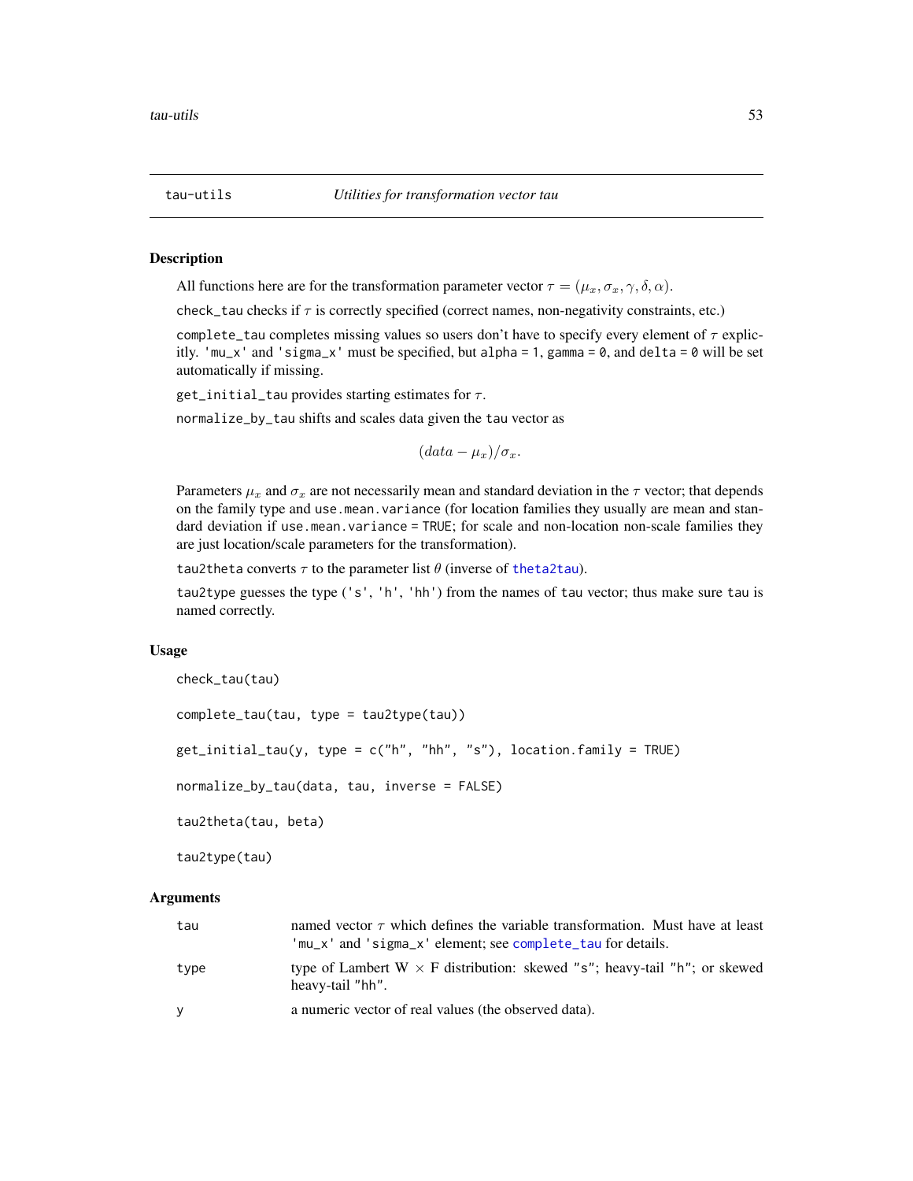# tau-utils — *Utilities for transformation vector tau*

## Description

All functions here are for the transformation parameter vector $\tau = (\mu_x, \sigma_x, \gamma, \delta, \alpha)$.

`check_tau` checks if $\tau$ is correctly specified (correct names, non-negativity constraints, etc.)

`complete_tau` completes missing values so users don't have to specify every element of $\tau$ explicitly. `'mu_x'` and `'sigma_x'` must be specified, but `alpha = 1`, `gamma = 0`, and `delta = 0` will be set automatically if missing.

`get_initial_tau` provides starting estimates for $\tau$.

`normalize_by_tau` shifts and scales data given the `tau` vector as

$$(data - \mu_x)/\sigma_x.$$

Parameters $\mu_x$ and $\sigma_x$ are not necessarily mean and standard deviation in the $\tau$ vector; that depends on the family type and `use.mean.variance` (for location families they usually are mean and standard deviation if `use.mean.variance = TRUE`; for scale and non-location non-scale families they are just location/scale parameters for the transformation).

`tau2theta` converts $\tau$ to the parameter list $\theta$ (inverse of `theta2tau`).

`tau2type` guesses the type (`'s'`, `'h'`, `'hh'`) from the names of `tau` vector; thus make sure `tau` is named correctly.

## Usage

```
check_tau(tau)

complete_tau(tau, type = tau2type(tau))

get_initial_tau(y, type = c("h", "hh", "s"), location.family = TRUE)

normalize_by_tau(data, tau, inverse = FALSE)

tau2theta(tau, beta)

tau2type(tau)
```

## Arguments

| | |
|---|---|
| `tau` | named vector $\tau$ which defines the variable transformation. Must have at least `'mu_x'` and `'sigma_x'` element; see `complete_tau` for details. |
| `type` | type of Lambert W $\times$ F distribution: skewed `"s"`; heavy-tail `"h"`; or skewed heavy-tail `"hh"`. |
| `y` | a numeric vector of real values (the observed data). |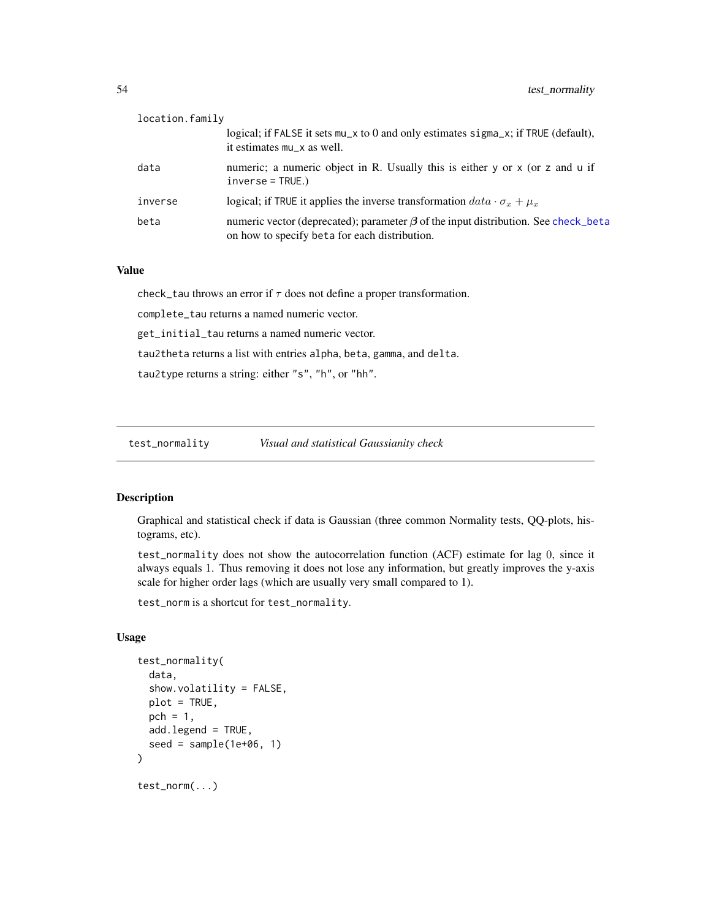| | |
|---|---|
| location.family | logical; if FALSE it sets mu_x to 0 and only estimates sigma_x; if TRUE (default), it estimates mu_x as well. |
| data | numeric; a numeric object in R. Usually this is either y or x (or z and u if inverse = TRUE.) |
| inverse | logical; if TRUE it applies the inverse transformation $data \cdot \sigma_x + \mu_x$ |
| beta | numeric vector (deprecated); parameter $\boldsymbol{\beta}$ of the input distribution. See check_beta on how to specify beta for each distribution. |

### Value

check_tau throws an error if $\tau$ does not define a proper transformation.

complete_tau returns a named numeric vector.

get_initial_tau returns a named numeric vector.

tau2theta returns a list with entries alpha, beta, gamma, and delta.

tau2type returns a string: either "s", "h", or "hh".

---

## test_normality — *Visual and statistical Gaussianity check*

### Description

Graphical and statistical check if data is Gaussian (three common Normality tests, QQ-plots, histograms, etc).

test_normality does not show the autocorrelation function (ACF) estimate for lag $0$, since it always equals $1$. Thus removing it does not lose any information, but greatly improves the y-axis scale for higher order lags (which are usually very small compared to 1).

test_norm is a shortcut for test_normality.

### Usage

```
test_normality(
  data,
  show.volatility = FALSE,
  plot = TRUE,
  pch = 1,
  add.legend = TRUE,
  seed = sample(1e+06, 1)
)

test_norm(...)
```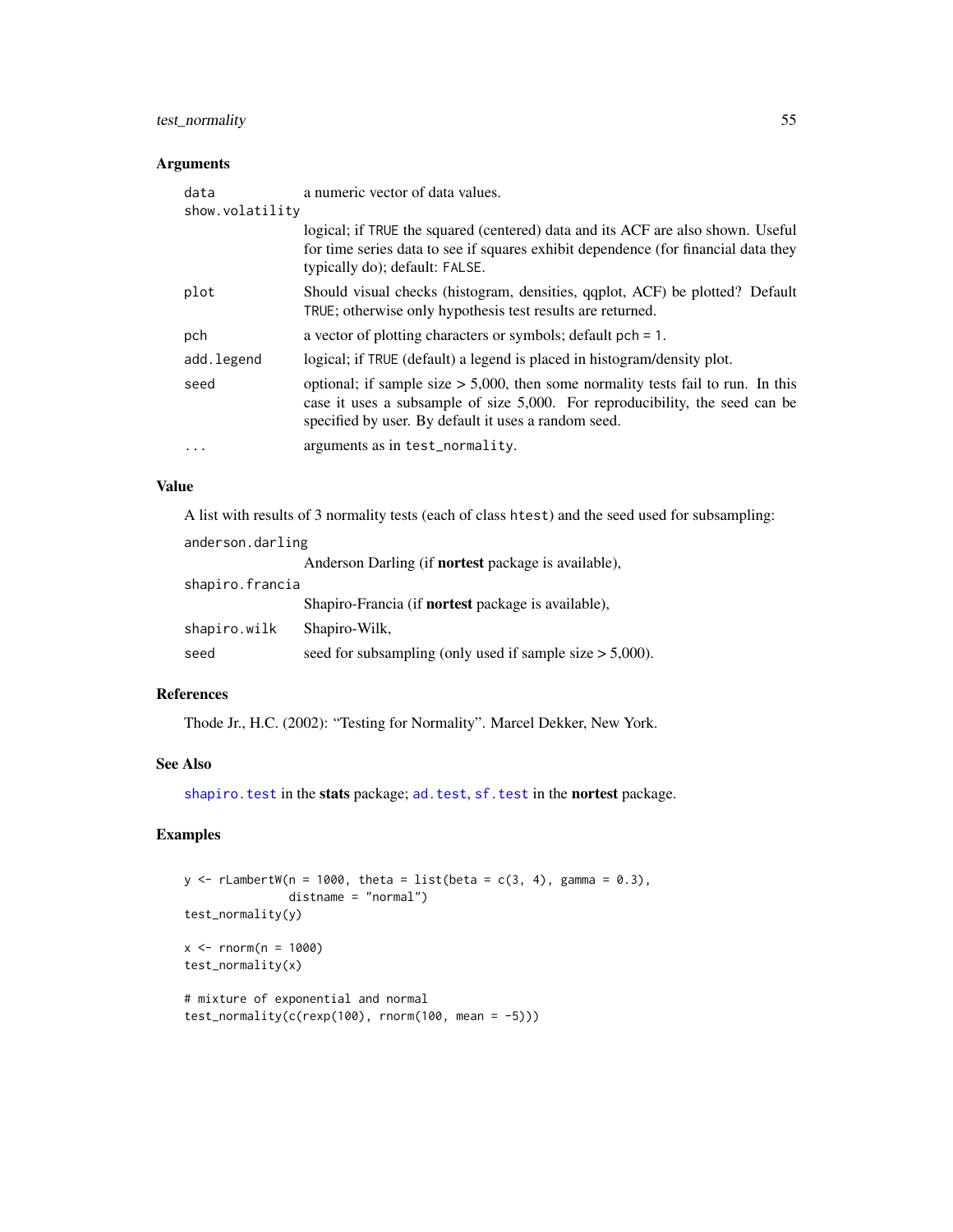### Arguments

| | |
|---|---|
| `data` | a numeric vector of data values. |
| `show.volatility` | logical; if `TRUE` the squared (centered) data and its ACF are also shown. Useful for time series data to see if squares exhibit dependence (for financial data they typically do); default: `FALSE`. |
| `plot` | Should visual checks (histogram, densities, qqplot, ACF) be plotted? Default `TRUE`; otherwise only hypothesis test results are returned. |
| `pch` | a vector of plotting characters or symbols; default `pch = 1`. |
| `add.legend` | logical; if `TRUE` (default) a legend is placed in histogram/density plot. |
| `seed` | optional; if sample size > 5,000, then some normality tests fail to run. In this case it uses a subsample of size 5,000. For reproducibility, the seed can be specified by user. By default it uses a random seed. |
| `...` | arguments as in `test_normality`. |

### Value

A list with results of 3 normality tests (each of class `htest`) and the seed used for subsampling:

| | |
|---|---|
| `anderson.darling` | Anderson Darling (if **nortest** package is available), |
| `shapiro.francia` | Shapiro-Francia (if **nortest** package is available), |
| `shapiro.wilk` | Shapiro-Wilk, |
| `seed` | seed for subsampling (only used if sample size > 5,000). |

### References

Thode Jr., H.C. (2002): "Testing for Normality". Marcel Dekker, New York.

### See Also

`shapiro.test` in the **stats** package; `ad.test`, `sf.test` in the **nortest** package.

### Examples

```
y <- rLambertW(n = 1000, theta = list(beta = c(3, 4), gamma = 0.3),
               distname = "normal")
test_normality(y)

x <- rnorm(n = 1000)
test_normality(x)

# mixture of exponential and normal
test_normality(c(rexp(100), rnorm(100, mean = -5)))
```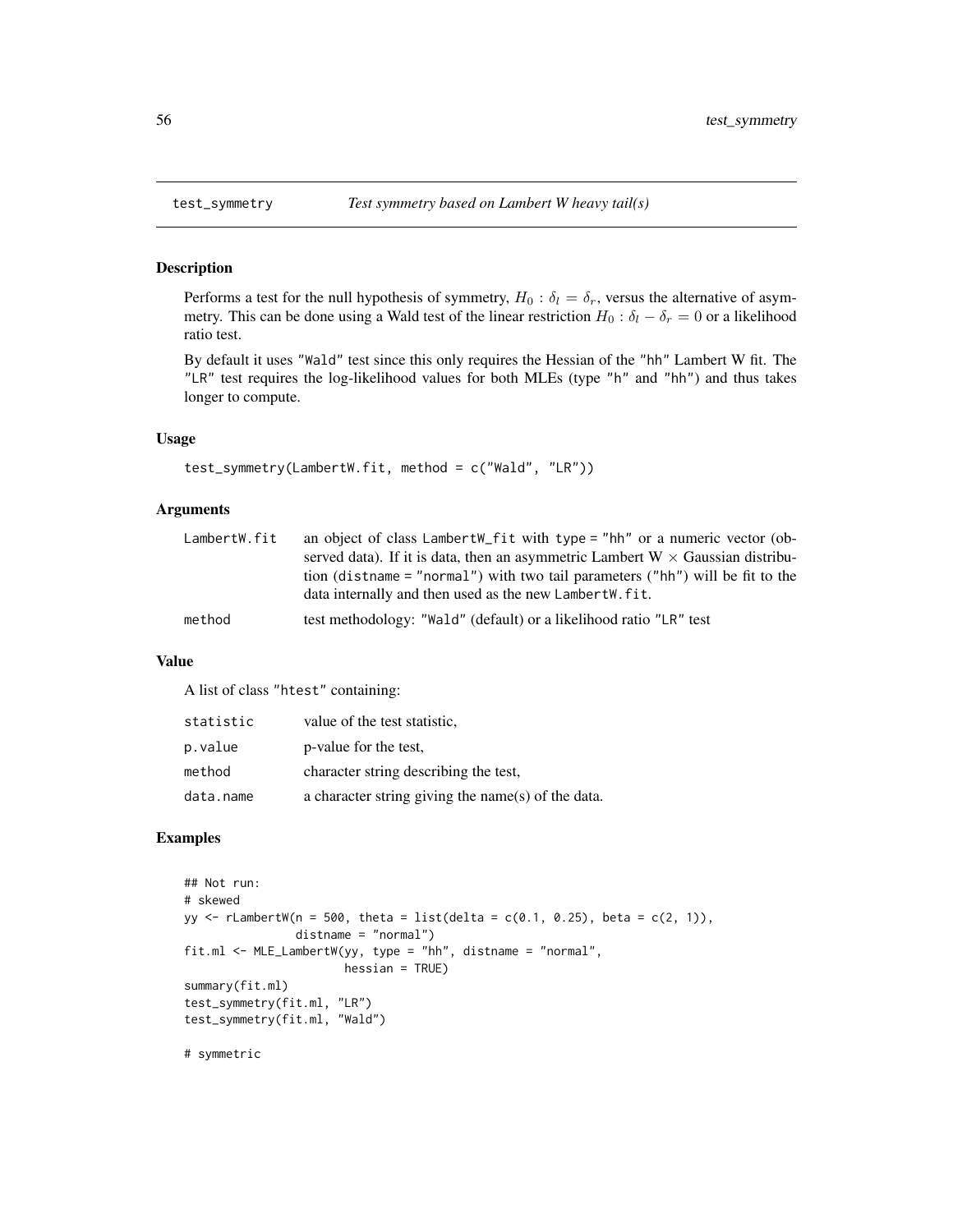# test_symmetry *Test symmetry based on Lambert W heavy tail(s)*

## Description

Performs a test for the null hypothesis of symmetry, $H_0 : \delta_l = \delta_r$, versus the alternative of asymmetry. This can be done using a Wald test of the linear restriction $H_0 : \delta_l - \delta_r = 0$ or a likelihood ratio test.

By default it uses "Wald" test since this only requires the Hessian of the "hh" Lambert W fit. The "LR" test requires the log-likelihood values for both MLEs (type "h" and "hh") and thus takes longer to compute.

## Usage

```
test_symmetry(LambertW.fit, method = c("Wald", "LR"))
```

## Arguments

| | |
|---|---|
| LambertW.fit | an object of class LambertW_fit with type = "hh" or a numeric vector (observed data). If it is data, then an asymmetric Lambert W $\times$ Gaussian distribution (distname = "normal") with two tail parameters ("hh") will be fit to the data internally and then used as the new LambertW.fit. |
| method | test methodology: "Wald" (default) or a likelihood ratio "LR" test |

## Value

A list of class "htest" containing:

| | |
|---|---|
| statistic | value of the test statistic, |
| p.value | p-value for the test, |
| method | character string describing the test, |
| data.name | a character string giving the name(s) of the data. |

## Examples

```
## Not run:
# skewed
yy <- rLambertW(n = 500, theta = list(delta = c(0.1, 0.25), beta = c(2, 1)),
                distname = "normal")
fit.ml <- MLE_LambertW(yy, type = "hh", distname = "normal",
                       hessian = TRUE)
summary(fit.ml)
test_symmetry(fit.ml, "LR")
test_symmetry(fit.ml, "Wald")

# symmetric
```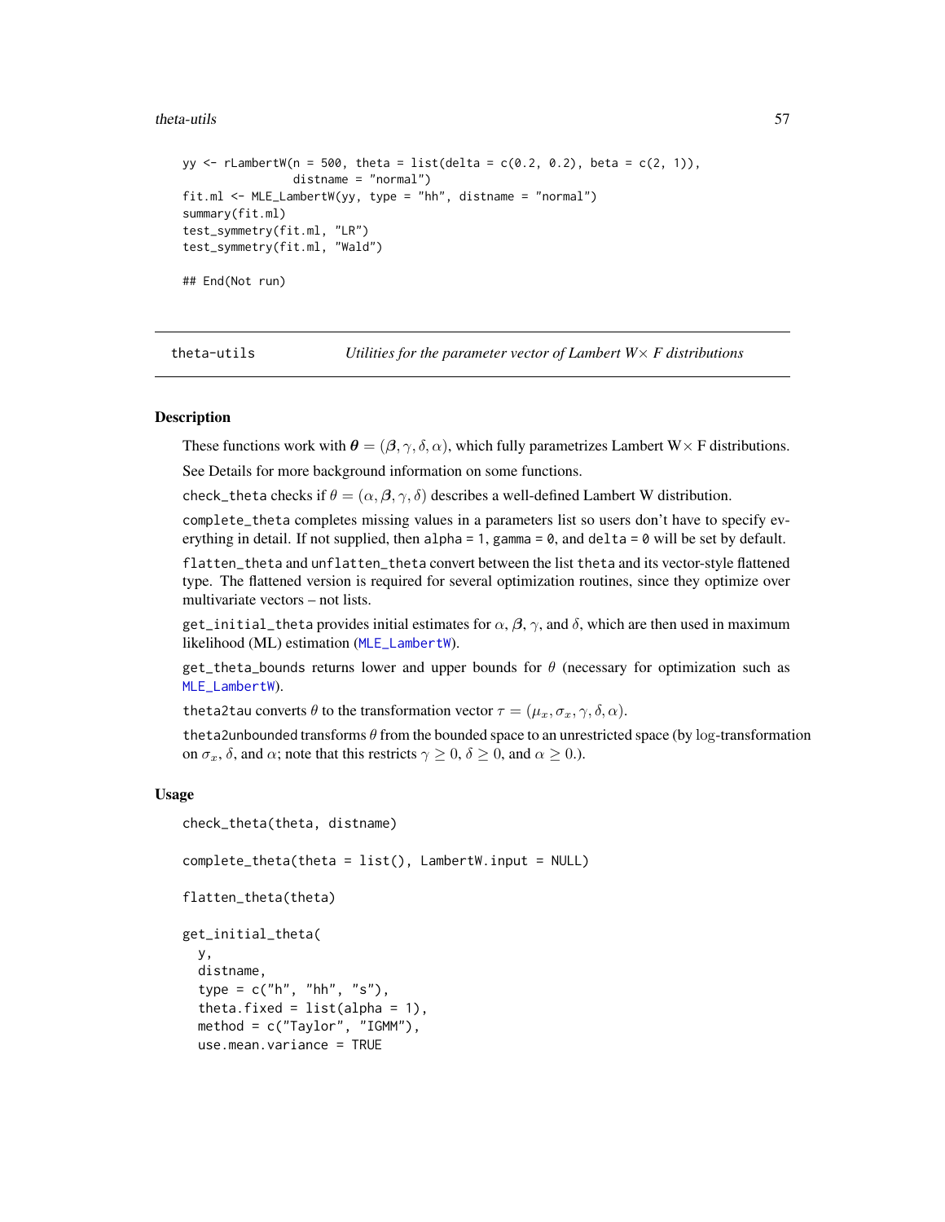```
yy <- rLambertW(n = 500, theta = list(delta = c(0.2, 0.2), beta = c(2, 1)),
                distname = "normal")
fit.ml <- MLE_LambertW(yy, type = "hh", distname = "normal")
summary(fit.ml)
test_symmetry(fit.ml, "LR")
test_symmetry(fit.ml, "Wald")

## End(Not run)
```

## theta-utils — *Utilities for the parameter vector of Lambert W× F distributions*

### Description

These functions work with $\boldsymbol{\theta} = (\boldsymbol{\beta}, \gamma, \delta, \alpha)$, which fully parametrizes Lambert W× F distributions.

See Details for more background information on some functions.

`check_theta` checks if $\theta = (\alpha, \boldsymbol{\beta}, \gamma, \delta)$ describes a well-defined Lambert W distribution.

`complete_theta` completes missing values in a parameters list so users don't have to specify everything in detail. If not supplied, then `alpha = 1`, `gamma = 0`, and `delta = 0` will be set by default.

`flatten_theta` and `unflatten_theta` convert between the list `theta` and its vector-style flattened type. The flattened version is required for several optimization routines, since they optimize over multivariate vectors – not lists.

`get_initial_theta` provides initial estimates for $\alpha$, $\boldsymbol{\beta}$, $\gamma$, and $\delta$, which are then used in maximum likelihood (ML) estimation (`MLE_LambertW`).

`get_theta_bounds` returns lower and upper bounds for $\theta$ (necessary for optimization such as `MLE_LambertW`).

`theta2tau` converts $\theta$ to the transformation vector $\tau = (\mu_x, \sigma_x, \gamma, \delta, \alpha)$.

`theta2unbounded` transforms $\theta$ from the bounded space to an unrestricted space (by log-transformation on $\sigma_x$, $\delta$, and $\alpha$; note that this restricts $\gamma \geq 0$, $\delta \geq 0$, and $\alpha \geq 0$.).

### Usage

```
check_theta(theta, distname)

complete_theta(theta = list(), LambertW.input = NULL)

flatten_theta(theta)

get_initial_theta(
  y,
  distname,
  type = c("h", "hh", "s"),
  theta.fixed = list(alpha = 1),
  method = c("Taylor", "IGMM"),
  use.mean.variance = TRUE
```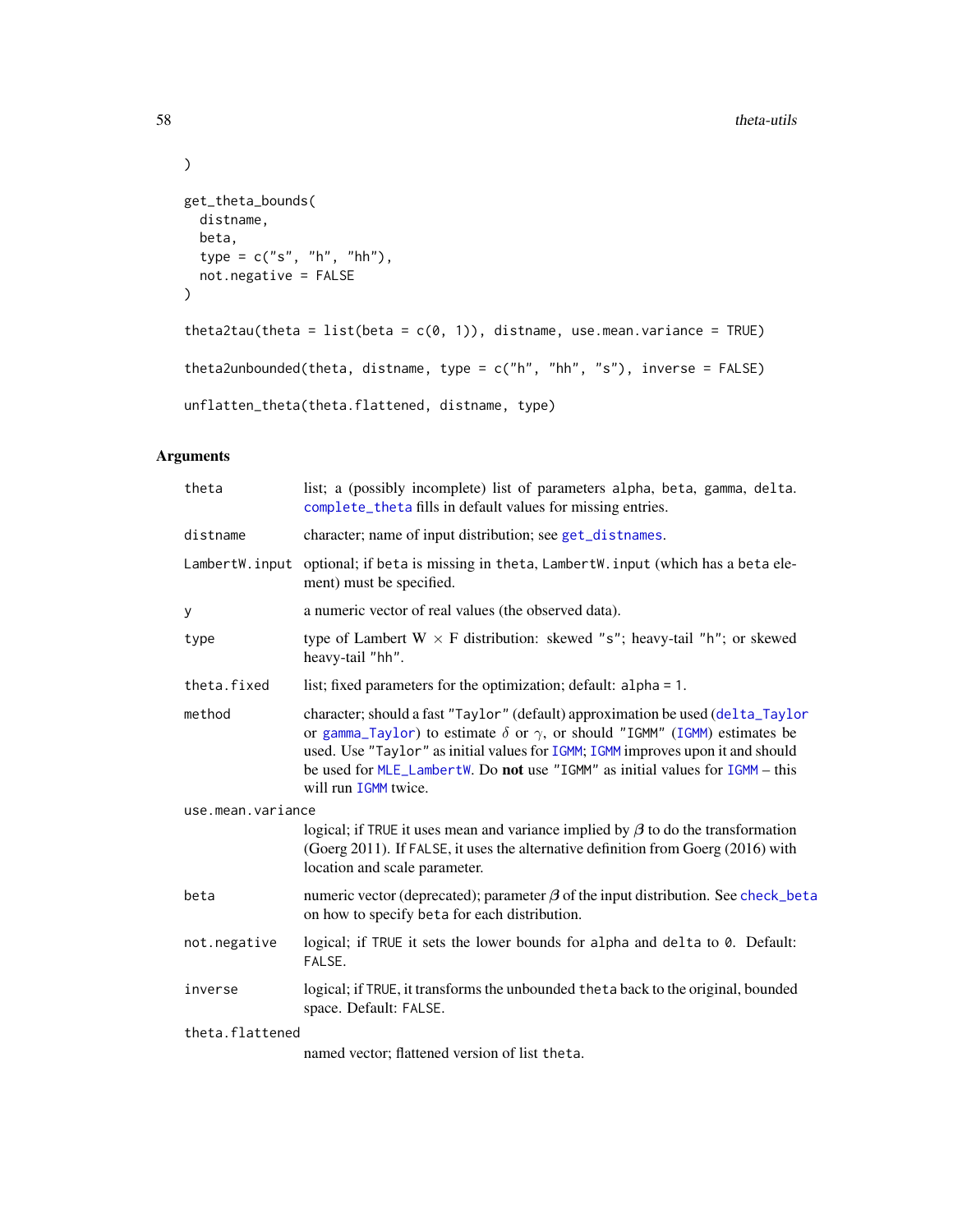```
)

get_theta_bounds(
  distname,
  beta,
  type = c("s", "h", "hh"),
  not.negative = FALSE
)

theta2tau(theta = list(beta = c(0, 1)), distname, use.mean.variance = TRUE)

theta2unbounded(theta, distname, type = c("h", "hh", "s"), inverse = FALSE)

unflatten_theta(theta.flattened, distname, type)
```

## Arguments

| | |
|---|---|
| theta | list; a (possibly incomplete) list of parameters alpha, beta, gamma, delta. complete_theta fills in default values for missing entries. |
| distname | character; name of input distribution; see get_distnames. |
| LambertW.input | optional; if beta is missing in theta, LambertW.input (which has a beta element) must be specified. |
| y | a numeric vector of real values (the observed data). |
| type | type of Lambert W $\times$ F distribution: skewed "s"; heavy-tail "h"; or skewed heavy-tail "hh". |
| theta.fixed | list; fixed parameters for the optimization; default: alpha = 1. |
| method | character; should a fast "Taylor" (default) approximation be used (delta_Taylor or gamma_Taylor) to estimate $\delta$ or $\gamma$, or should "IGMM" (IGMM) estimates be used. Use "Taylor" as initial values for IGMM; IGMM improves upon it and should be used for MLE_LambertW. Do **not** use "IGMM" as initial values for IGMM – this will run IGMM twice. |
| use.mean.variance | logical; if TRUE it uses mean and variance implied by $\boldsymbol{\beta}$ to do the transformation (Goerg 2011). If FALSE, it uses the alternative definition from Goerg (2016) with location and scale parameter. |
| beta | numeric vector (deprecated); parameter $\boldsymbol{\beta}$ of the input distribution. See check_beta on how to specify beta for each distribution. |
| not.negative | logical; if TRUE it sets the lower bounds for alpha and delta to 0. Default: FALSE. |
| inverse | logical; if TRUE, it transforms the unbounded theta back to the original, bounded space. Default: FALSE. |
| theta.flattened | named vector; flattened version of list theta. |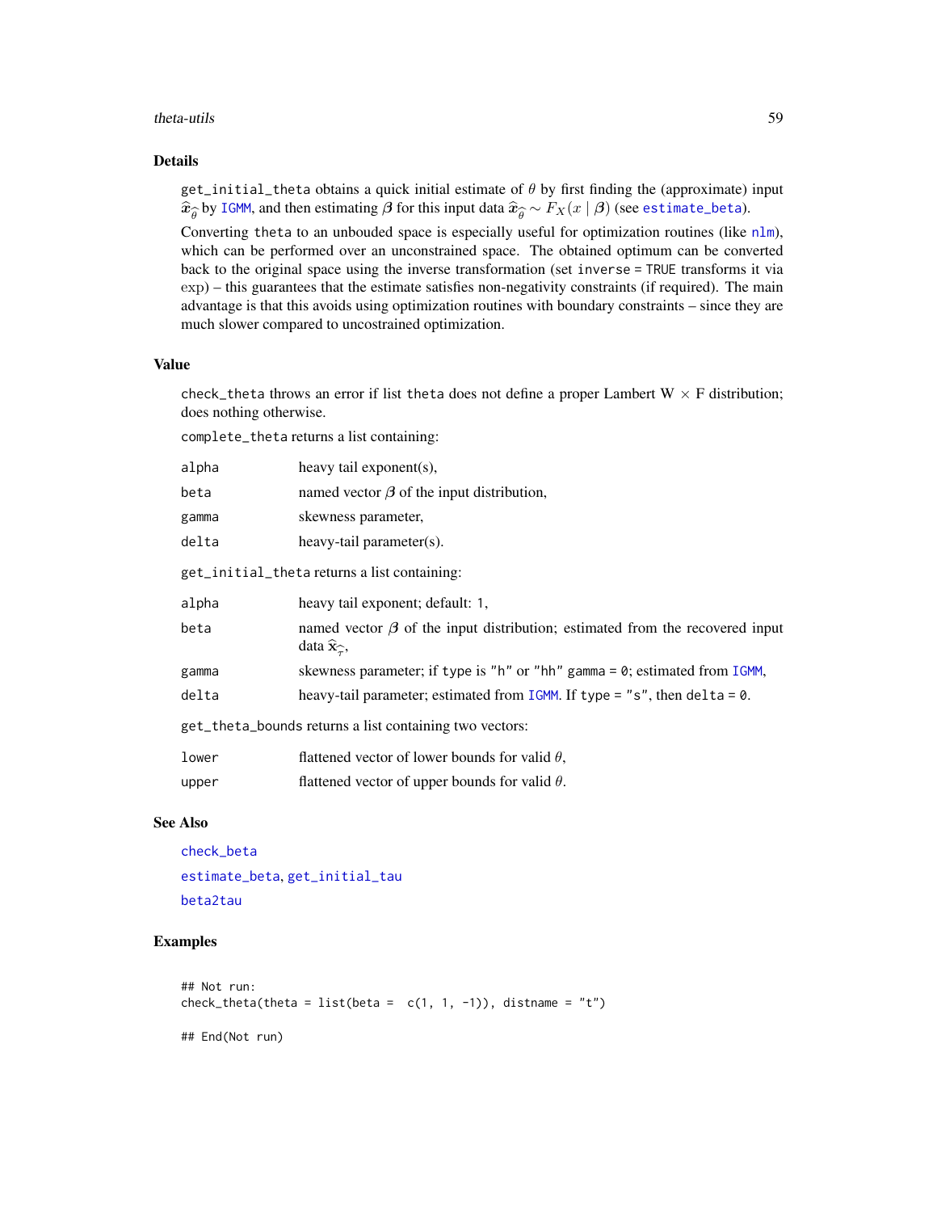### Details

`get_initial_theta` obtains a quick initial estimate of $\theta$ by first finding the (approximate) input $\widehat{\boldsymbol{x}}_{\widehat{\theta}}$ by `IGMM`, and then estimating $\boldsymbol{\beta}$ for this input data $\widehat{\boldsymbol{x}}_{\widehat{\theta}} \sim F_X(x \mid \boldsymbol{\beta})$ (see `estimate_beta`).

Converting `theta` to an unbouded space is especially useful for optimization routines (like `nlm`), which can be performed over an unconstrained space. The obtained optimum can be converted back to the original space using the inverse transformation (set `inverse = TRUE` transforms it via $\exp$) – this guarantees that the estimate satisfies non-negativity constraints (if required). The main advantage is that this avoids using optimization routines with boundary constraints – since they are much slower compared to uncostrained optimization.

### Value

`check_theta` throws an error if list `theta` does not define a proper Lambert W $\times$ F distribution; does nothing otherwise.

`complete_theta` returns a list containing:

- `alpha`: heavy tail exponent(s),
- `beta`: named vector $\boldsymbol{\beta}$ of the input distribution,
- `gamma`: skewness parameter,
- `delta`: heavy-tail parameter(s).

`get_initial_theta` returns a list containing:

- `alpha`: heavy tail exponent; default: `1`,
- `beta`: named vector $\boldsymbol{\beta}$ of the input distribution; estimated from the recovered input data $\widehat{\mathbf{x}}_{\widehat{\tau}}$,
- `gamma`: skewness parameter; if `type` is `"h"` or `"hh"` `gamma = 0`; estimated from `IGMM`,
- `delta`: heavy-tail parameter; estimated from `IGMM`. If `type = "s"`, then `delta = 0`.

`get_theta_bounds` returns a list containing two vectors:

- `lower`: flattened vector of lower bounds for valid $\theta$,
- `upper`: flattened vector of upper bounds for valid $\theta$.

### See Also

`check_beta`

`estimate_beta`, `get_initial_tau`

`beta2tau`

### Examples

```
## Not run:
check_theta(theta = list(beta =  c(1, 1, -1)), distname = "t")

## End(Not run)
```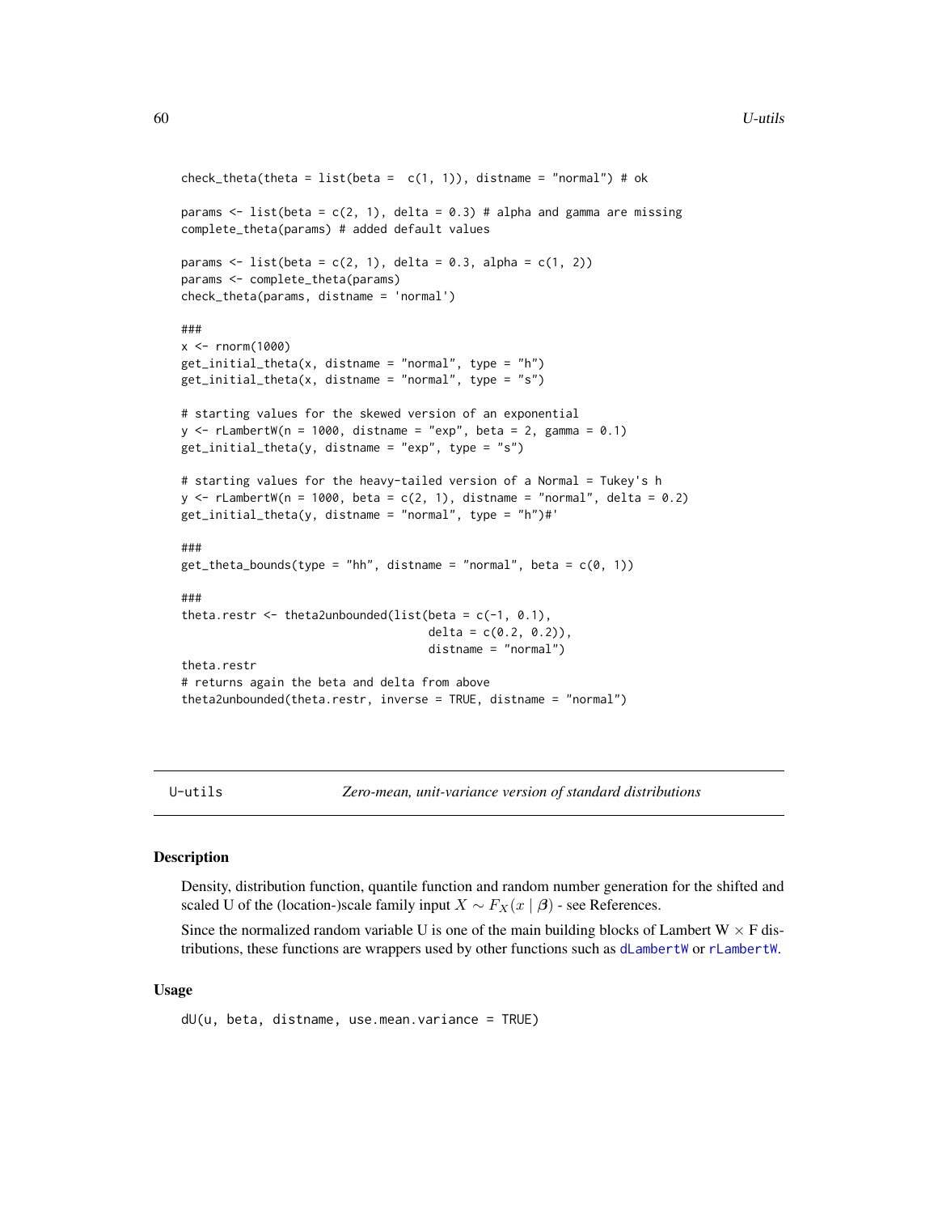```
check_theta(theta = list(beta =  c(1, 1)), distname = "normal") # ok

params <- list(beta = c(2, 1), delta = 0.3) # alpha and gamma are missing
complete_theta(params) # added default values

params <- list(beta = c(2, 1), delta = 0.3, alpha = c(1, 2))
params <- complete_theta(params)
check_theta(params, distname = 'normal')

###
x <- rnorm(1000)
get_initial_theta(x, distname = "normal", type = "h")
get_initial_theta(x, distname = "normal", type = "s")

# starting values for the skewed version of an exponential
y <- rLambertW(n = 1000, distname = "exp", beta = 2, gamma = 0.1)
get_initial_theta(y, distname = "exp", type = "s")

# starting values for the heavy-tailed version of a Normal = Tukey's h
y <- rLambertW(n = 1000, beta = c(2, 1), distname = "normal", delta = 0.2)
get_initial_theta(y, distname = "normal", type = "h")#'

###
get_theta_bounds(type = "hh", distname = "normal", beta = c(0, 1))

###
theta.restr <- theta2unbounded(list(beta = c(-1, 0.1),
                                    delta = c(0.2, 0.2)),
                                    distname = "normal")
theta.restr
# returns again the beta and delta from above
theta2unbounded(theta.restr, inverse = TRUE, distname = "normal")
```

## U-utils — *Zero-mean, unit-variance version of standard distributions*

### Description

Density, distribution function, quantile function and random number generation for the shifted and scaled U of the (location-)scale family input $X \sim F_X(x \mid \boldsymbol{\beta})$ - see References.

Since the normalized random variable U is one of the main building blocks of Lambert W $\times$ F distributions, these functions are wrappers used by other functions such as dLambertW or rLambertW.

### Usage

```
dU(u, beta, distname, use.mean.variance = TRUE)
```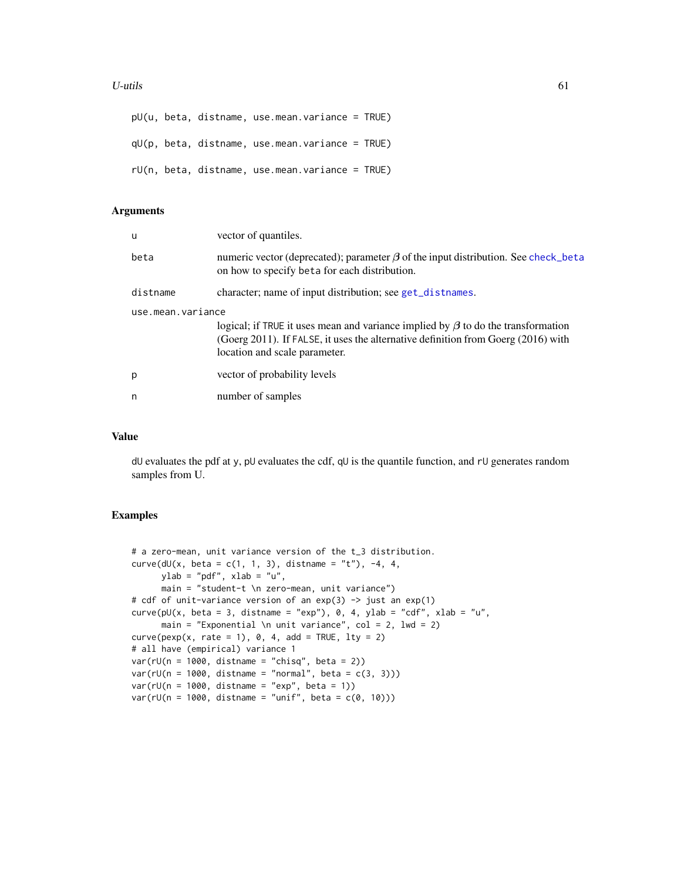```
pU(u, beta, distname, use.mean.variance = TRUE)

qU(p, beta, distname, use.mean.variance = TRUE)

rU(n, beta, distname, use.mean.variance = TRUE)
```

## Arguments

| | |
|---|---|
| u | vector of quantiles. |
| beta | numeric vector (deprecated); parameter $\boldsymbol{\beta}$ of the input distribution. See check_beta on how to specify beta for each distribution. |
| distname | character; name of input distribution; see get_distnames. |
| use.mean.variance | logical; if TRUE it uses mean and variance implied by $\boldsymbol{\beta}$ to do the transformation (Goerg 2011). If FALSE, it uses the alternative definition from Goerg (2016) with location and scale parameter. |
| p | vector of probability levels |
| n | number of samples |

## Value

dU evaluates the pdf at y, pU evaluates the cdf, qU is the quantile function, and rU generates random samples from U.

## Examples

```
# a zero-mean, unit variance version of the t_3 distribution.
curve(dU(x, beta = c(1, 1, 3), distname = "t"), -4, 4,
      ylab = "pdf", xlab = "u",
      main = "student-t \n zero-mean, unit variance")
# cdf of unit-variance version of an exp(3) -> just an exp(1)
curve(pU(x, beta = 3, distname = "exp"), 0, 4, ylab = "cdf", xlab = "u",
      main = "Exponential \n unit variance", col = 2, lwd = 2)
curve(pexp(x, rate = 1), 0, 4, add = TRUE, lty = 2)
# all have (empirical) variance 1
var(rU(n = 1000, distname = "chisq", beta = 2))
var(rU(n = 1000, distname = "normal", beta = c(3, 3)))
var(rU(n = 1000, distname = "exp", beta = 1))
var(rU(n = 1000, distname = "unif", beta = c(0, 10)))
```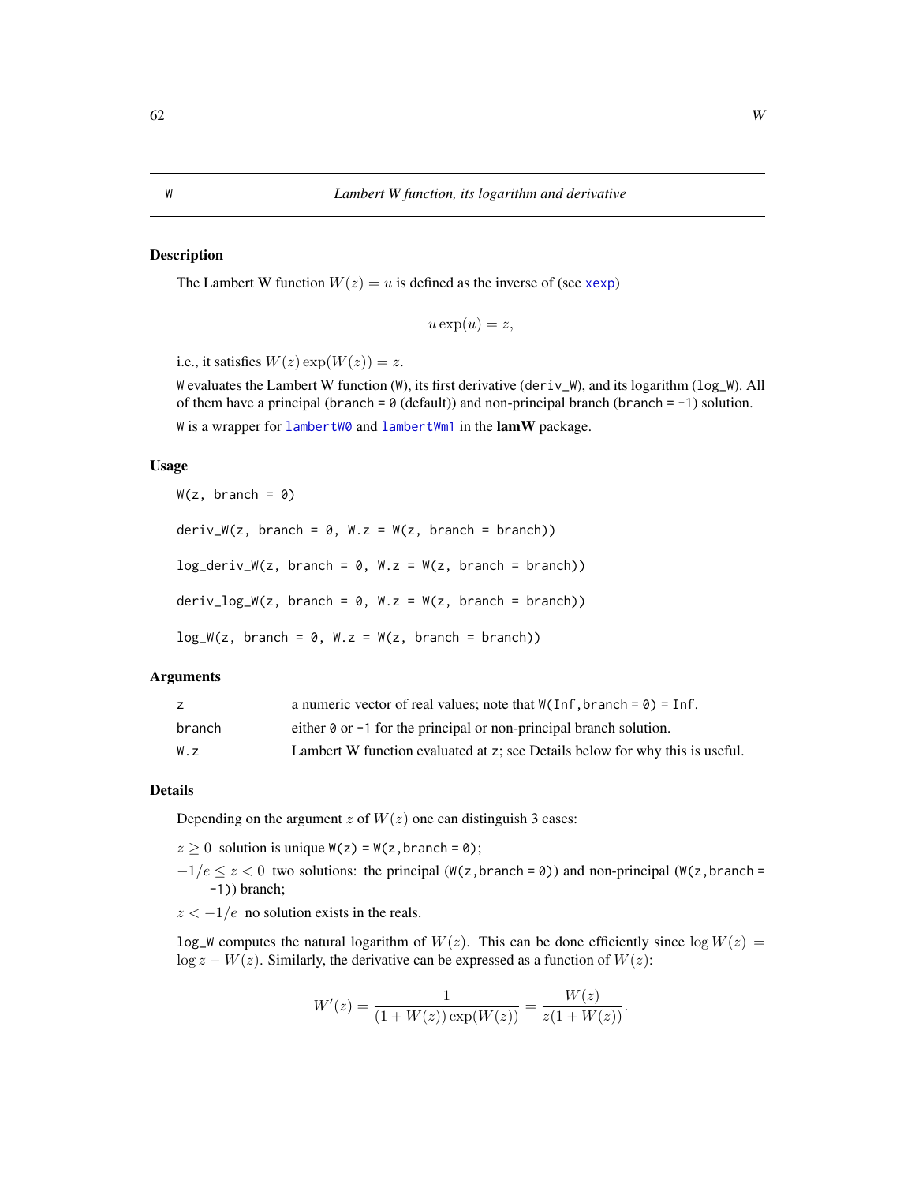W *Lambert W function, its logarithm and derivative*

### Description

The Lambert W function $W(z) = u$ is defined as the inverse of (see xexp)

$$u \exp(u) = z,$$

i.e., it satisfies $W(z) \exp(W(z)) = z$.

W evaluates the Lambert W function (W), its first derivative (deriv_W), and its logarithm (log_W). All of them have a principal (branch = 0 (default)) and non-principal branch (branch = -1) solution.

W is a wrapper for lambertW0 and lambertWm1 in the **lamW** package.

### Usage

```
W(z, branch = 0)

deriv_W(z, branch = 0, W.z = W(z, branch = branch))

log_deriv_W(z, branch = 0, W.z = W(z, branch = branch))

deriv_log_W(z, branch = 0, W.z = W(z, branch = branch))

log_W(z, branch = 0, W.z = W(z, branch = branch))
```

### Arguments

| | |
|---|---|
| z | a numeric vector of real values; note that W(Inf, branch = 0) = Inf. |
| branch | either 0 or -1 for the principal or non-principal branch solution. |
| W.z | Lambert W function evaluated at z; see Details below for why this is useful. |

### Details

Depending on the argument $z$ of $W(z)$ one can distinguish 3 cases:

- $z \geq 0$ solution is unique W(z) = W(z, branch = 0);
- $-1/e \leq z < 0$ two solutions: the principal (W(z, branch = 0)) and non-principal (W(z, branch = -1)) branch;
- $z < -1/e$ no solution exists in the reals.

log_W computes the natural logarithm of $W(z)$. This can be done efficiently since $\log W(z) = \log z - W(z)$. Similarly, the derivative can be expressed as a function of $W(z)$:

$$W'(z) = \frac{1}{(1 + W(z)) \exp(W(z))} = \frac{W(z)}{z(1 + W(z))}.$$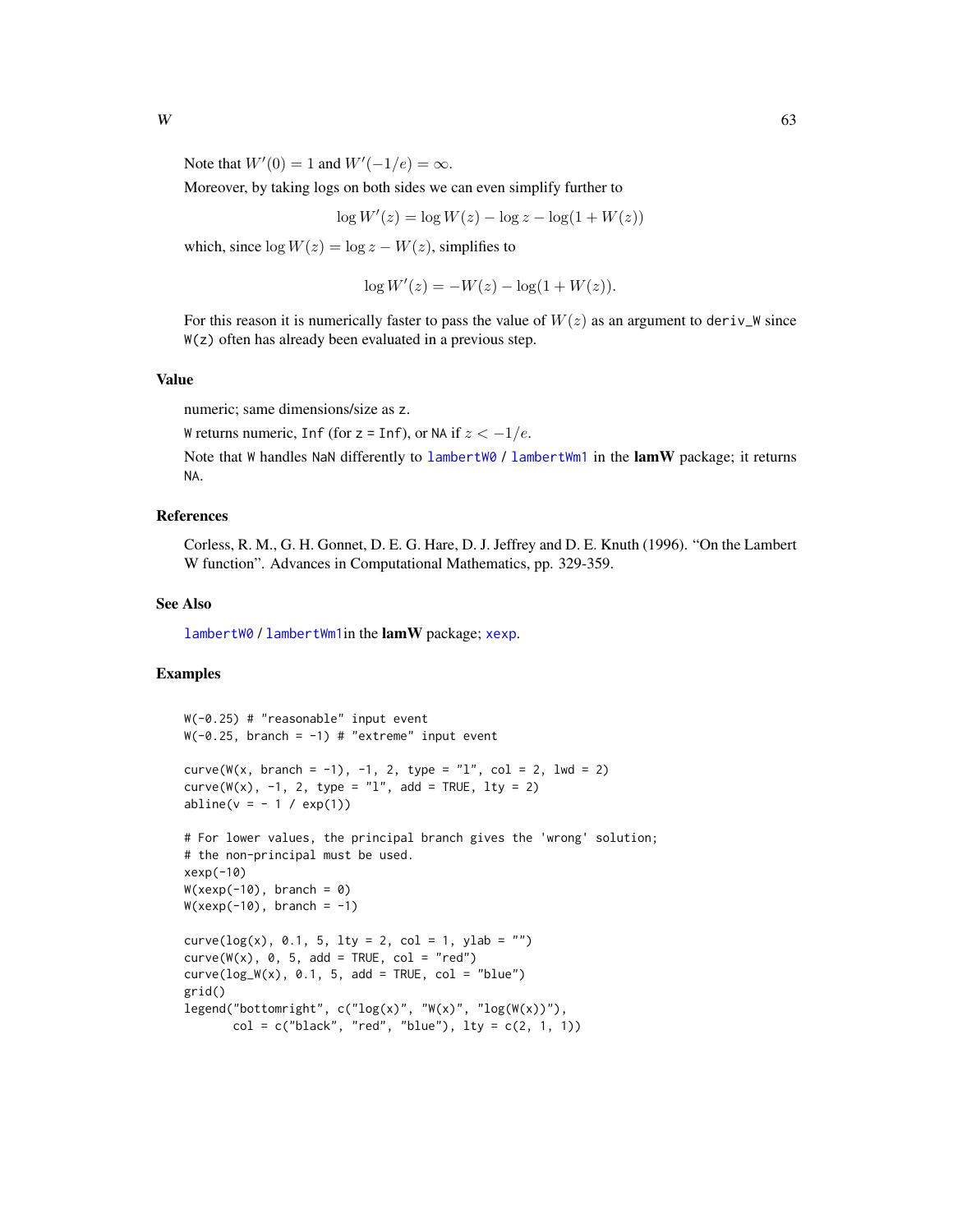Note that $W'(0) = 1$ and $W'(-1/e) = \infty$.

Moreover, by taking logs on both sides we can even simplify further to

$$\log W'(z) = \log W(z) - \log z - \log(1 + W(z))$$

which, since $\log W(z) = \log z - W(z)$, simplifies to

$$\log W'(z) = -W(z) - \log(1 + W(z)).$$

For this reason it is numerically faster to pass the value of $W(z)$ as an argument to `deriv_W` since `W(z)` often has already been evaluated in a previous step.

## Value

numeric; same dimensions/size as `z`.

`W` returns numeric, `Inf` (for `z = Inf`), or `NA` if $z < -1/e$.

Note that `W` handles `NaN` differently to `lambertW0` / `lambertWm1` in the **lamW** package; it returns `NA`.

## References

Corless, R. M., G. H. Gonnet, D. E. G. Hare, D. J. Jeffrey and D. E. Knuth (1996). "On the Lambert W function". Advances in Computational Mathematics, pp. 329-359.

## See Also

`lambertW0` / `lambertWm1`in the **lamW** package; `xexp`.

## Examples

```
W(-0.25) # "reasonable" input event
W(-0.25, branch = -1) # "extreme" input event

curve(W(x, branch = -1), -1, 2, type = "l", col = 2, lwd = 2)
curve(W(x), -1, 2, type = "l", add = TRUE, lty = 2)
abline(v = - 1 / exp(1))

# For lower values, the principal branch gives the 'wrong' solution;
# the non-principal must be used.
xexp(-10)
W(xexp(-10), branch = 0)
W(xexp(-10), branch = -1)

curve(log(x), 0.1, 5, lty = 2, col = 1, ylab = "")
curve(W(x), 0, 5, add = TRUE, col = "red")
curve(log_W(x), 0.1, 5, add = TRUE, col = "blue")
grid()
legend("bottomright", c("log(x)", "W(x)", "log(W(x))"),
       col = c("black", "red", "blue"), lty = c(2, 1, 1))
```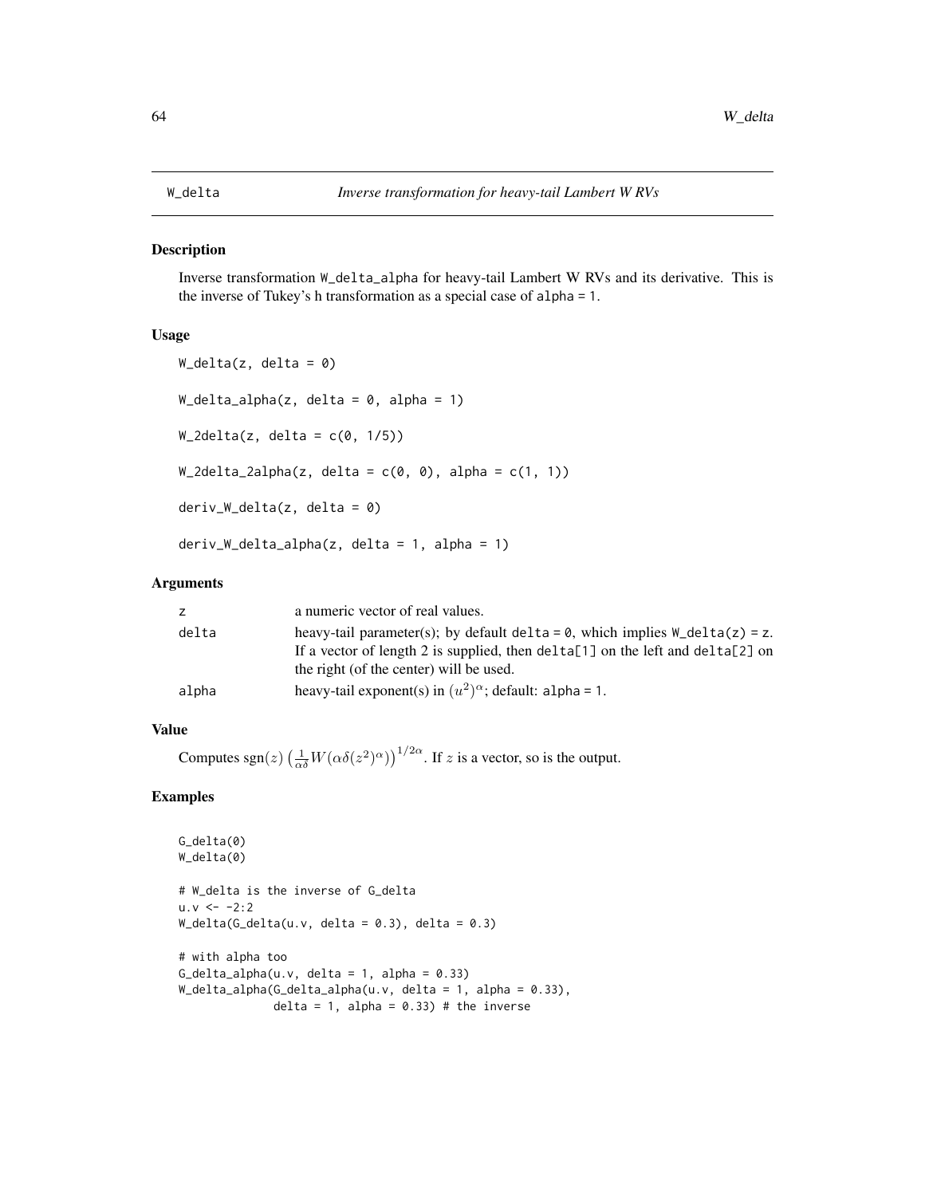# W_delta — *Inverse transformation for heavy-tail Lambert W RVs*

## Description

Inverse transformation W_delta_alpha for heavy-tail Lambert W RVs and its derivative. This is the inverse of Tukey's h transformation as a special case of alpha = 1.

## Usage

```
W_delta(z, delta = 0)

W_delta_alpha(z, delta = 0, alpha = 1)

W_2delta(z, delta = c(0, 1/5))

W_2delta_2alpha(z, delta = c(0, 0), alpha = c(1, 1))

deriv_W_delta(z, delta = 0)

deriv_W_delta_alpha(z, delta = 1, alpha = 1)
```

## Arguments

| | |
|---|---|
| z | a numeric vector of real values. |
| delta | heavy-tail parameter(s); by default delta = 0, which implies W_delta(z) = z. If a vector of length 2 is supplied, then delta[1] on the left and delta[2] on the right (of the center) will be used. |
| alpha | heavy-tail exponent(s) in $(u^2)^\alpha$; default: alpha = 1. |

## Value

Computes $\operatorname{sgn}(z) \left(\frac{1}{\alpha\delta} W(\alpha\delta(z^2)^\alpha)\right)^{1/2\alpha}$. If $z$ is a vector, so is the output.

## Examples

```
G_delta(0)
W_delta(0)

# W_delta is the inverse of G_delta
u.v <- -2:2
W_delta(G_delta(u.v, delta = 0.3), delta = 0.3)

# with alpha too
G_delta_alpha(u.v, delta = 1, alpha = 0.33)
W_delta_alpha(G_delta_alpha(u.v, delta = 1, alpha = 0.33),
              delta = 1, alpha = 0.33) # the inverse
```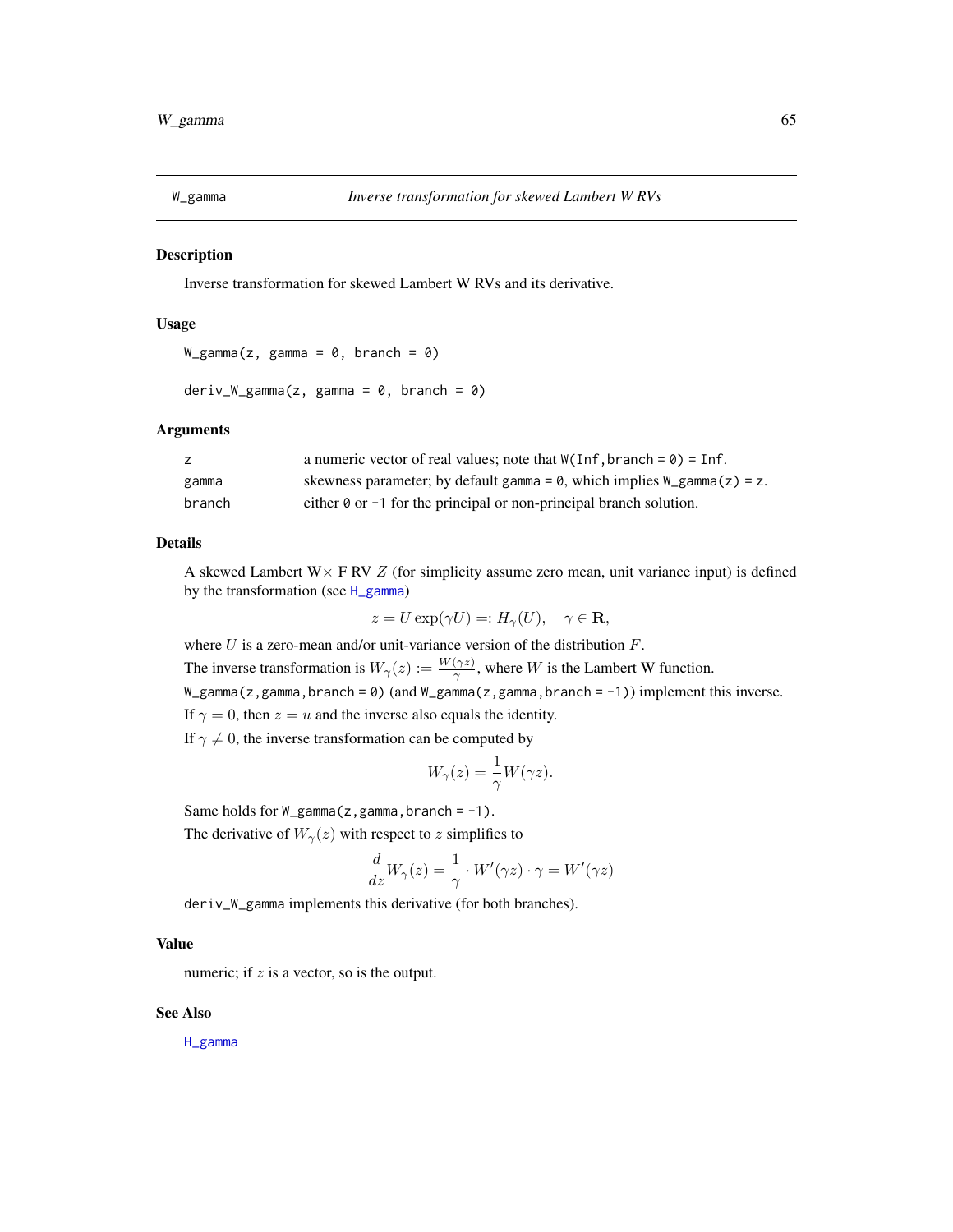W_gamma *Inverse transformation for skewed Lambert W RVs*

## Description

Inverse transformation for skewed Lambert W RVs and its derivative.

## Usage

```
W_gamma(z, gamma = 0, branch = 0)

deriv_W_gamma(z, gamma = 0, branch = 0)
```

## Arguments

| | |
|---|---|
| z | a numeric vector of real values; note that `W(Inf, branch = 0) = Inf`. |
| gamma | skewness parameter; by default `gamma = 0`, which implies `W_gamma(z) = z`. |
| branch | either `0` or `-1` for the principal or non-principal branch solution. |

## Details

A skewed Lambert W× F RV $Z$ (for simplicity assume zero mean, unit variance input) is defined by the transformation (see H_gamma)

$$z = U \exp(\gamma U) =: H_\gamma(U), \quad \gamma \in \mathbf{R},$$

where $U$ is a zero-mean and/or unit-variance version of the distribution $F$.

The inverse transformation is $W_\gamma(z) := \frac{W(\gamma z)}{\gamma}$, where $W$ is the Lambert W function.

`W_gamma(z, gamma, branch = 0)` (and `W_gamma(z, gamma, branch = -1)`) implement this inverse.

If $\gamma = 0$, then $z = u$ and the inverse also equals the identity.

If $\gamma \neq 0$, the inverse transformation can be computed by

$$W_\gamma(z) = \frac{1}{\gamma} W(\gamma z).$$

Same holds for `W_gamma(z, gamma, branch = -1)`.

The derivative of $W_\gamma(z)$ with respect to $z$ simplifies to

$$\frac{d}{dz} W_\gamma(z) = \frac{1}{\gamma} \cdot W'(\gamma z) \cdot \gamma = W'(\gamma z)$$

`deriv_W_gamma` implements this derivative (for both branches).

## Value

numeric; if $z$ is a vector, so is the output.

## See Also

H_gamma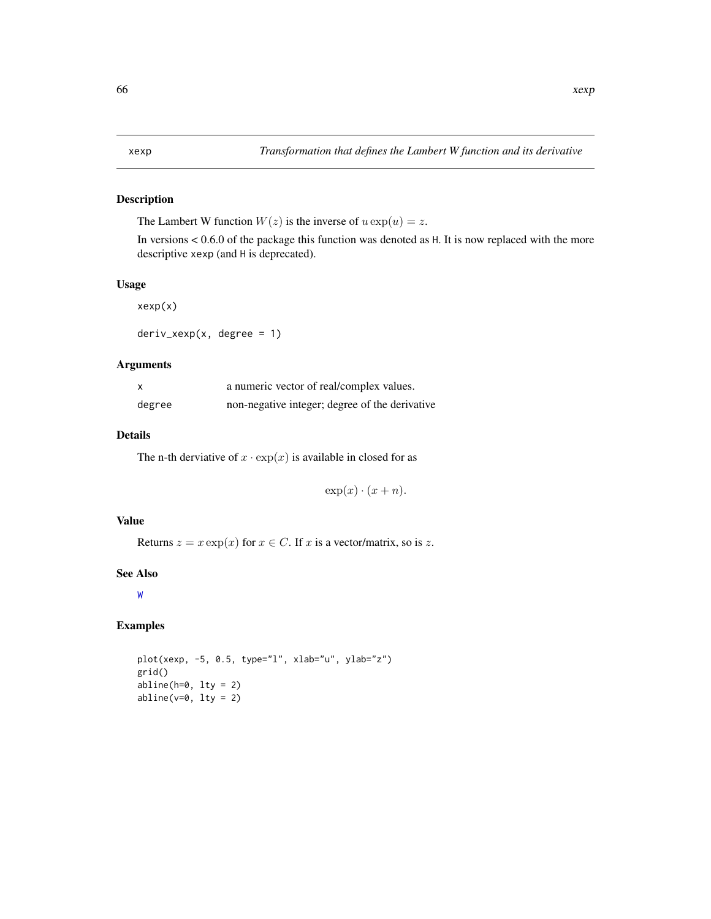# xexp — *Transformation that defines the Lambert W function and its derivative*

## Description

The Lambert W function $W(z)$ is the inverse of $u \exp(u) = z$.

In versions < 0.6.0 of the package this function was denoted as H. It is now replaced with the more descriptive xexp (and H is deprecated).

## Usage

```
xexp(x)

deriv_xexp(x, degree = 1)
```

## Arguments

| | |
|---|---|
| x | a numeric vector of real/complex values. |
| degree | non-negative integer; degree of the derivative |

## Details

The n-th derviative of $x \cdot \exp(x)$ is available in closed for as

$$\exp(x) \cdot (x + n).$$

## Value

Returns $z = x \exp(x)$ for $x \in C$. If $x$ is a vector/matrix, so is $z$.

## See Also

W

## Examples

```
plot(xexp, -5, 0.5, type="l", xlab="u", ylab="z")
grid()
abline(h=0, lty = 2)
abline(v=0, lty = 2)
```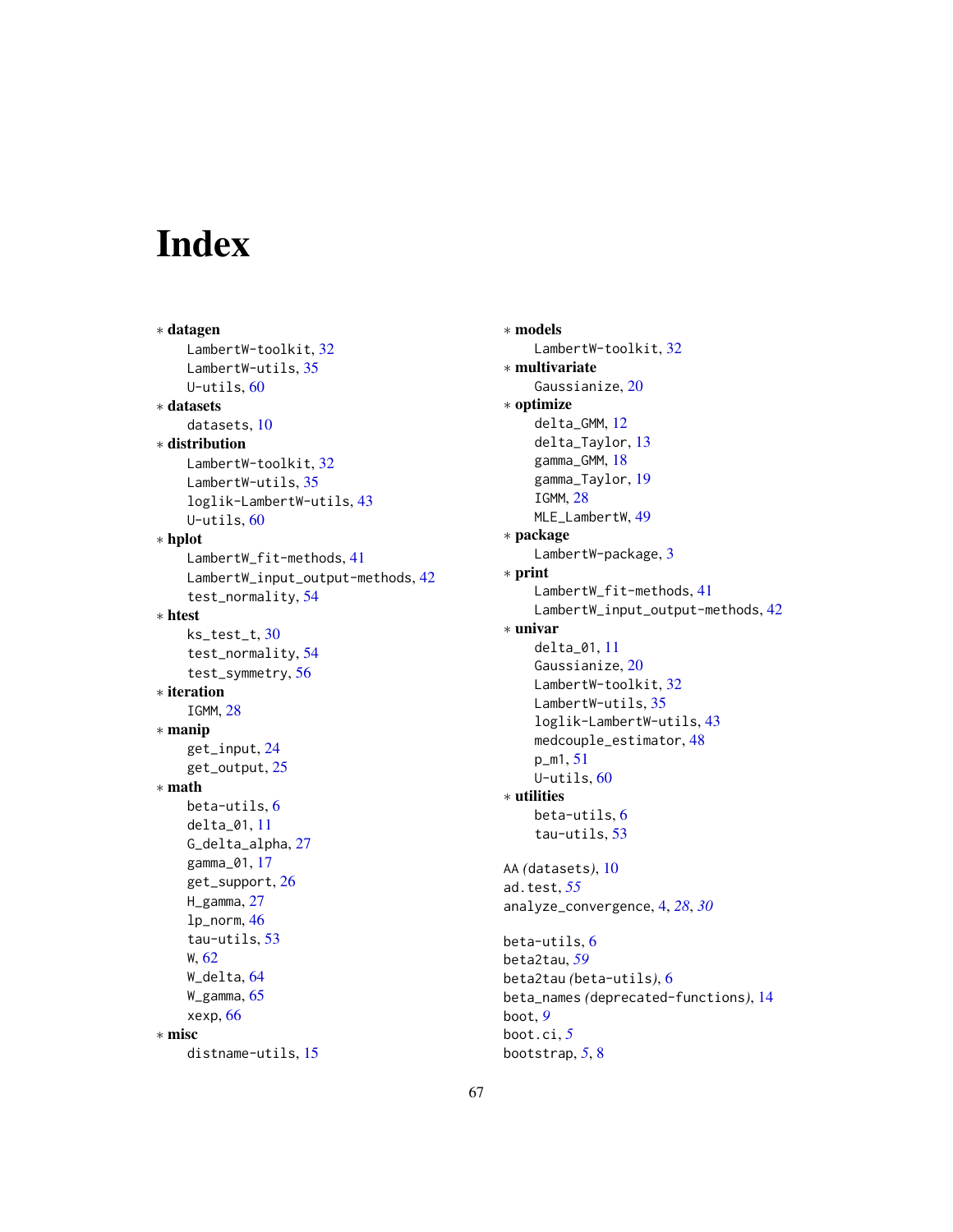# Index

∗ **datagen**
  LambertW-toolkit, 32
  LambertW-utils, 35
  U-utils, 60
∗ **datasets**
  datasets, 10
∗ **distribution**
  LambertW-toolkit, 32
  LambertW-utils, 35
  loglik-LambertW-utils, 43
  U-utils, 60
∗ **hplot**
  LambertW_fit-methods, 41
  LambertW_input_output-methods, 42
  test_normality, 54
∗ **htest**
  ks_test_t, 30
  test_normality, 54
  test_symmetry, 56
∗ **iteration**
  IGMM, 28
∗ **manip**
  get_input, 24
  get_output, 25
∗ **math**
  beta-utils, 6
  delta_01, 11
  G_delta_alpha, 27
  gamma_01, 17
  get_support, 26
  H_gamma, 27
  lp_norm, 46
  tau-utils, 53
  W, 62
  W_delta, 64
  W_gamma, 65
  xexp, 66
∗ **misc**
  distname-utils, 15
∗ **models**
  LambertW-toolkit, 32
∗ **multivariate**
  Gaussianize, 20
∗ **optimize**
  delta_GMM, 12
  delta_Taylor, 13
  gamma_GMM, 18
  gamma_Taylor, 19
  IGMM, 28
  MLE_LambertW, 49
∗ **package**
  LambertW-package, 3
∗ **print**
  LambertW_fit-methods, 41
  LambertW_input_output-methods, 42
∗ **univar**
  delta_01, 11
  Gaussianize, 20
  LambertW-toolkit, 32
  LambertW-utils, 35
  loglik-LambertW-utils, 43
  medcouple_estimator, 48
  p_m1, 51
  U-utils, 60
∗ **utilities**
  beta-utils, 6
  tau-utils, 53

AA *(datasets)*, 10
ad.test, *55*
analyze_convergence, 4, *28*, *30*

beta-utils, 6
beta2tau, *59*
beta2tau *(beta-utils)*, 6
beta_names *(deprecated-functions)*, 14
boot, *9*
boot.ci, *5*
bootstrap, *5*, 8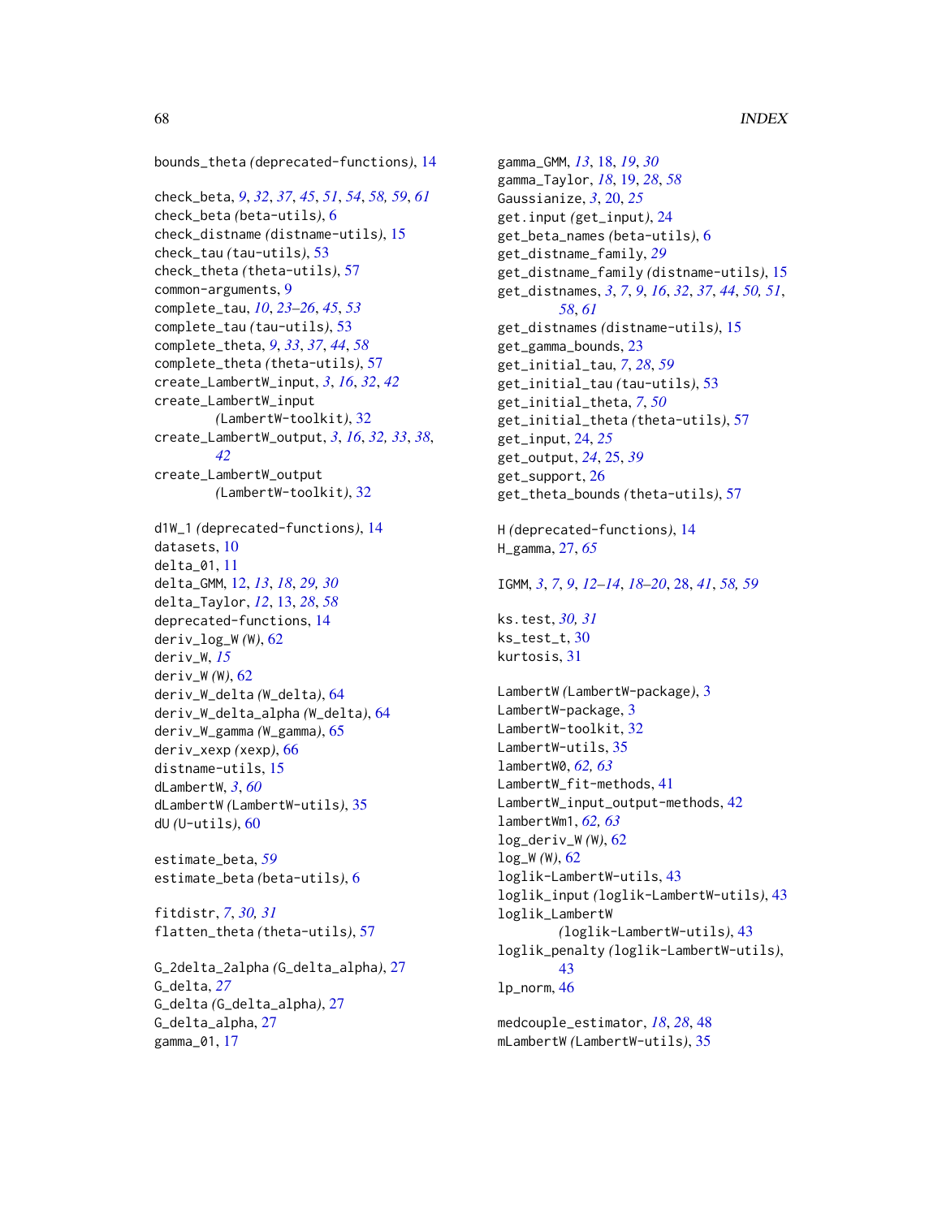bounds_theta *(deprecated-functions)*, 14

check_beta, *9*, *32*, *37*, *45*, *51*, *54*, *58, 59*, *61*
check_beta *(beta-utils)*, 6
check_distname *(distname-utils)*, 15
check_tau *(tau-utils)*, 53
check_theta *(theta-utils)*, 57
common-arguments, 9
complete_tau, *10*, *23–26*, *45*, *53*
complete_tau *(tau-utils)*, 53
complete_theta, *9*, *33*, *37*, *44*, *58*
complete_theta *(theta-utils)*, 57
create_LambertW_input, *3*, *16*, *32*, *42*
create_LambertW_input *(LambertW-toolkit)*, 32
create_LambertW_output, *3*, *16*, *32, 33*, *38*, *42*
create_LambertW_output *(LambertW-toolkit)*, 32

d1W_1 *(deprecated-functions)*, 14
datasets, 10
delta_01, 11
delta_GMM, 12, *13*, *18*, *29, 30*
delta_Taylor, *12*, 13, *28*, *58*
deprecated-functions, 14
deriv_log_W *(W)*, 62
deriv_W, *15*
deriv_W *(W)*, 62
deriv_W_delta *(W_delta)*, 64
deriv_W_delta_alpha *(W_delta)*, 64
deriv_W_gamma *(W_gamma)*, 65
deriv_xexp *(xexp)*, 66
distname-utils, 15
dLambertW, *3*, *60*
dLambertW *(LambertW-utils)*, 35
dU *(U-utils)*, 60

estimate_beta, *59*
estimate_beta *(beta-utils)*, 6

fitdistr, *7*, *30, 31*
flatten_theta *(theta-utils)*, 57

G_2delta_2alpha *(G_delta_alpha)*, 27
G_delta, *27*
G_delta *(G_delta_alpha)*, 27
G_delta_alpha, 27
gamma_01, 17
gamma_GMM, *13*, 18, *19*, *30*
gamma_Taylor, *18*, 19, *28*, *58*
Gaussianize, *3*, 20, *25*
get.input *(get_input)*, 24
get_beta_names *(beta-utils)*, 6
get_distname_family, *29*
get_distname_family *(distname-utils)*, 15
get_distnames, *3*, *7*, *9*, *16*, *32*, *37*, *44*, *50, 51*, *58*, *61*
get_distnames *(distname-utils)*, 15
get_gamma_bounds, 23
get_initial_tau, *7*, *28*, *59*
get_initial_tau *(tau-utils)*, 53
get_initial_theta, *7*, *50*
get_initial_theta *(theta-utils)*, 57
get_input, 24, *25*
get_output, *24*, 25, *39*
get_support, 26
get_theta_bounds *(theta-utils)*, 57

H *(deprecated-functions)*, 14
H_gamma, 27, *65*

IGMM, *3*, *7*, *9*, *12–14*, *18–20*, 28, *41*, *58, 59*

ks.test, *30, 31*
ks_test_t, 30
kurtosis, 31

LambertW *(LambertW-package)*, 3
LambertW-package, 3
LambertW-toolkit, 32
LambertW-utils, 35
lambertW0, *62, 63*
LambertW_fit-methods, 41
LambertW_input_output-methods, 42
lambertWm1, *62, 63*
log_deriv_W *(W)*, 62
log_W *(W)*, 62
loglik-LambertW-utils, 43
loglik_input *(loglik-LambertW-utils)*, 43
loglik_LambertW *(loglik-LambertW-utils)*, 43
loglik_penalty *(loglik-LambertW-utils)*, 43
lp_norm, 46

medcouple_estimator, *18*, *28*, 48
mLambertW *(LambertW-utils)*, 35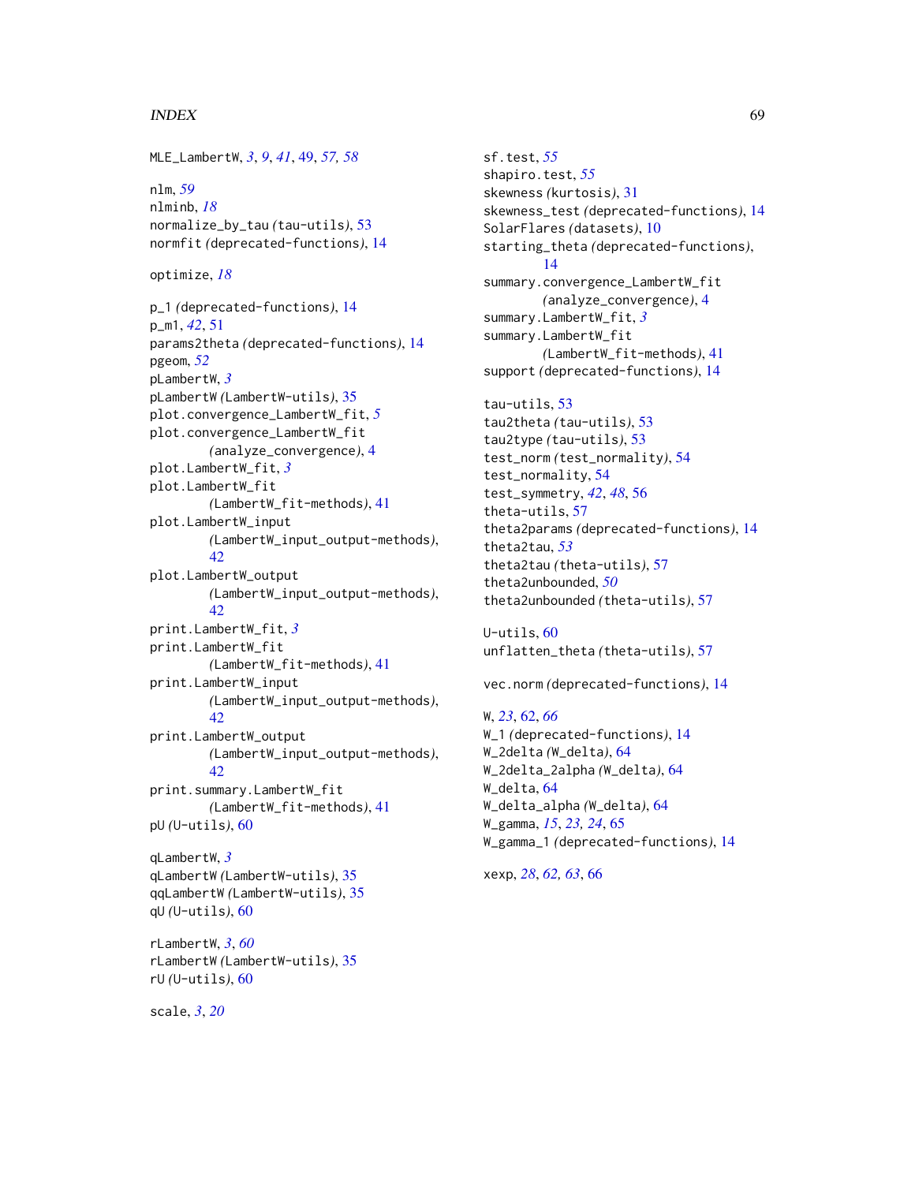MLE_LambertW, *3*, *9*, *41*, 49, *57, 58*

nlm, *59*
nlminb, *18*
normalize_by_tau *(tau-utils)*, 53
normfit *(deprecated-functions)*, 14

optimize, *18*

p_1 *(deprecated-functions)*, 14
p_m1, *42*, 51
params2theta *(deprecated-functions)*, 14
pgeom, *52*
pLambertW, *3*
pLambertW *(LambertW-utils)*, 35
plot.convergence_LambertW_fit, *5*
plot.convergence_LambertW_fit *(analyze_convergence)*, 4
plot.LambertW_fit, *3*
plot.LambertW_fit *(LambertW_fit-methods)*, 41
plot.LambertW_input *(LambertW_input_output-methods)*, 42
plot.LambertW_output *(LambertW_input_output-methods)*, 42
print.LambertW_fit, *3*
print.LambertW_fit *(LambertW_fit-methods)*, 41
print.LambertW_input *(LambertW_input_output-methods)*, 42
print.LambertW_output *(LambertW_input_output-methods)*, 42
print.summary.LambertW_fit *(LambertW_fit-methods)*, 41
pU *(U-utils)*, 60

qLambertW, *3*
qLambertW *(LambertW-utils)*, 35
qqLambertW *(LambertW-utils)*, 35
qU *(U-utils)*, 60

rLambertW, *3*, *60*
rLambertW *(LambertW-utils)*, 35
rU *(U-utils)*, 60

scale, *3*, *20*
sf.test, *55*
shapiro.test, *55*
skewness *(kurtosis)*, 31
skewness_test *(deprecated-functions)*, 14
SolarFlares *(datasets)*, 10
starting_theta *(deprecated-functions)*, 14
summary.convergence_LambertW_fit *(analyze_convergence)*, 4
summary.LambertW_fit, *3*
summary.LambertW_fit *(LambertW_fit-methods)*, 41
support *(deprecated-functions)*, 14

tau-utils, 53
tau2theta *(tau-utils)*, 53
tau2type *(tau-utils)*, 53
test_norm *(test_normality)*, 54
test_normality, 54
test_symmetry, *42*, *48*, 56
theta-utils, 57
theta2params *(deprecated-functions)*, 14
theta2tau, *53*
theta2tau *(theta-utils)*, 57
theta2unbounded, *50*
theta2unbounded *(theta-utils)*, 57

U-utils, 60
unflatten_theta *(theta-utils)*, 57

vec.norm *(deprecated-functions)*, 14

W, *23*, 62, *66*
W_1 *(deprecated-functions)*, 14
W_2delta *(W_delta)*, 64
W_2delta_2alpha *(W_delta)*, 64
W_delta, 64
W_delta_alpha *(W_delta)*, 64
W_gamma, *15*, *23, 24*, 65
W_gamma_1 *(deprecated-functions)*, 14

xexp, *28*, *62, 63*, 66